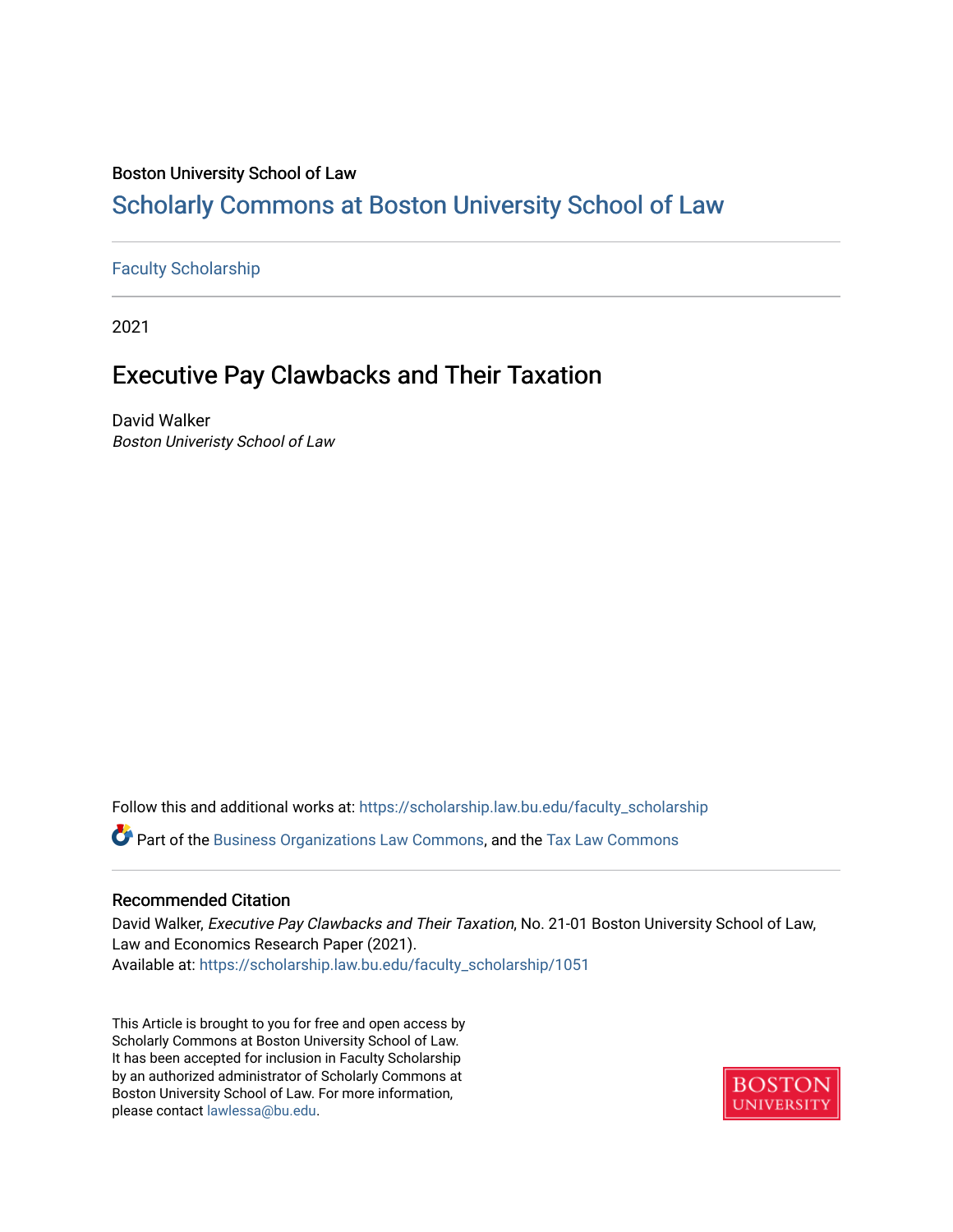Boston University School of Law

# Scholarly Commons at Boston University School of Law

Faculty Scholarship

2021

## Executive Pay Clawbacks and Their Taxation

David Walker
*Boston Univeristy School of Law*

Follow this and additional works at: https://scholarship.law.bu.edu/faculty_scholarship

Part of the Business Organizations Law Commons, and the Tax Law Commons

### Recommended Citation

David Walker, *Executive Pay Clawbacks and Their Taxation*, No. 21-01 Boston University School of Law, Law and Economics Research Paper (2021).
Available at: https://scholarship.law.bu.edu/faculty_scholarship/1051

This Article is brought to you for free and open access by Scholarly Commons at Boston University School of Law. It has been accepted for inclusion in Faculty Scholarship by an authorized administrator of Scholarly Commons at Boston University School of Law. For more information, please contact lawlessa@bu.edu.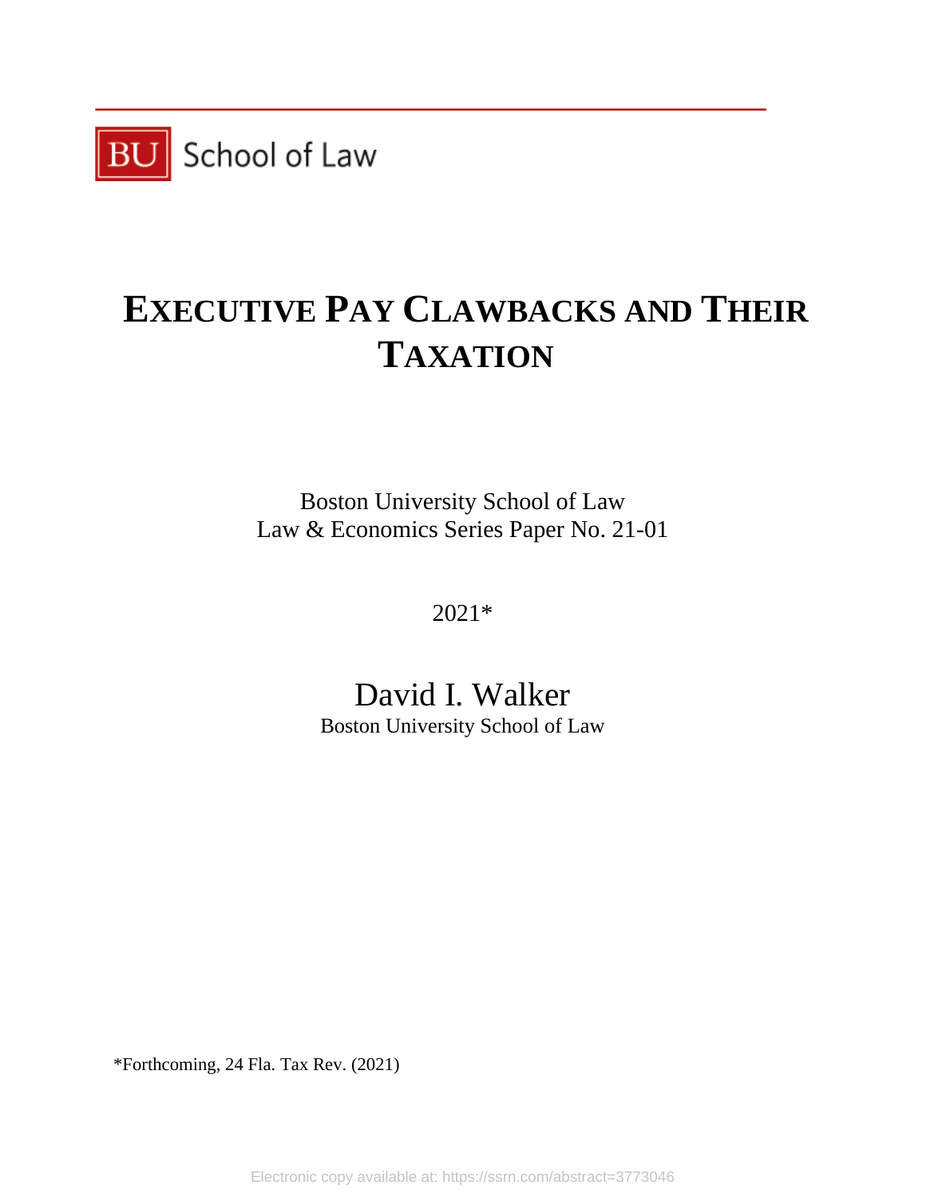BU School of Law

# EXECUTIVE PAY CLAWBACKS AND THEIR TAXATION

Boston University School of Law
Law & Economics Series Paper No. 21-01

2021*

David I. Walker
Boston University School of Law

*Forthcoming, 24 Fla. Tax Rev. (2021)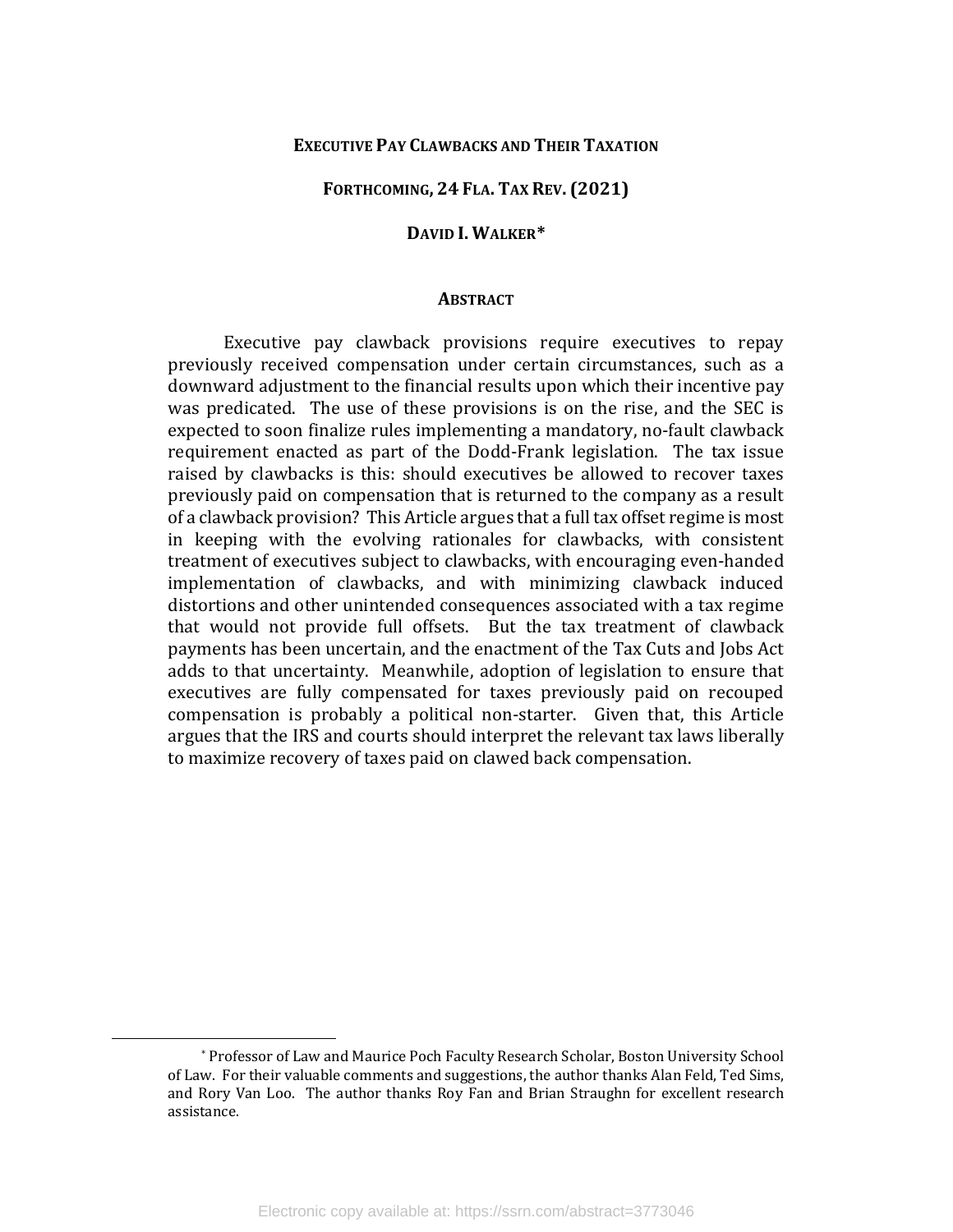**EXECUTIVE PAY CLAWBACKS AND THEIR TAXATION**

**FORTHCOMING, 24 FLA. TAX REV. (2021)**

**DAVID I. WALKER***

## ABSTRACT

Executive pay clawback provisions require executives to repay previously received compensation under certain circumstances, such as a downward adjustment to the financial results upon which their incentive pay was predicated. The use of these provisions is on the rise, and the SEC is expected to soon finalize rules implementing a mandatory, no-fault clawback requirement enacted as part of the Dodd-Frank legislation. The tax issue raised by clawbacks is this: should executives be allowed to recover taxes previously paid on compensation that is returned to the company as a result of a clawback provision? This Article argues that a full tax offset regime is most in keeping with the evolving rationales for clawbacks, with consistent treatment of executives subject to clawbacks, with encouraging even-handed implementation of clawbacks, and with minimizing clawback induced distortions and other unintended consequences associated with a tax regime that would not provide full offsets. But the tax treatment of clawback payments has been uncertain, and the enactment of the Tax Cuts and Jobs Act adds to that uncertainty. Meanwhile, adoption of legislation to ensure that executives are fully compensated for taxes previously paid on recouped compensation is probably a political non-starter. Given that, this Article argues that the IRS and courts should interpret the relevant tax laws liberally to maximize recovery of taxes paid on clawed back compensation.

---

* Professor of Law and Maurice Poch Faculty Research Scholar, Boston University School of Law. For their valuable comments and suggestions, the author thanks Alan Feld, Ted Sims, and Rory Van Loo. The author thanks Roy Fan and Brian Straughn for excellent research assistance.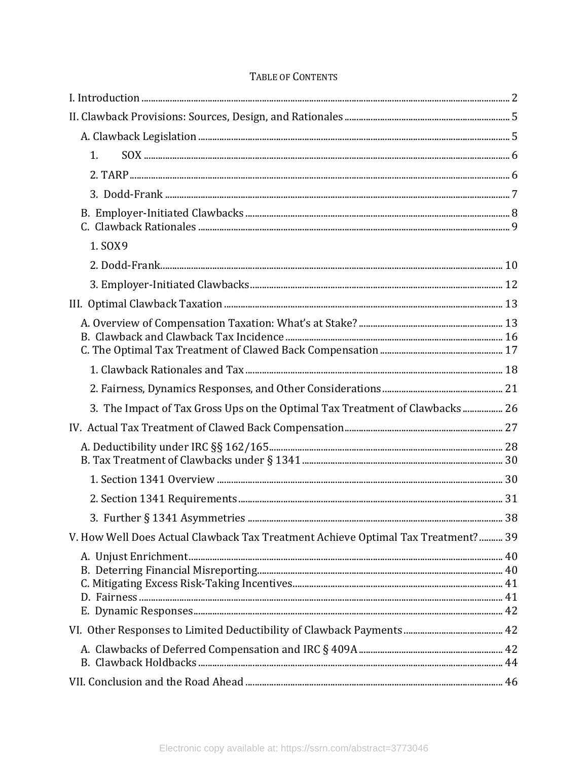TABLE OF CONTENTS

I. Introduction ........................................................................................................................................ 2

II. Clawback Provisions: Sources, Design, and Rationales ..................................................................... 5

A. Clawback Legislation ................................................................................................................. 5

1. SOX ....................................................................................................................................... 6

2. TARP ..................................................................................................................................... 6

3. Dodd-Frank ........................................................................................................................... 7

B. Employer-Initiated Clawbacks ............................................................................................... 8

C. Clawback Rationales ................................................................................................................ 9

1. SOX9

2. Dodd-Frank........................................................................................................................... 10

3. Employer-Initiated Clawbacks.......................................................................................... 12

III. Optimal Clawback Taxation ............................................................................................................ 13

A. Overview of Compensation Taxation: What's at Stake? ...................................................... 13

B. Clawback and Clawback Tax Incidence ................................................................................. 16

C. The Optimal Tax Treatment of Clawed Back Compensation ................................................ 17

1. Clawback Rationales and Tax ............................................................................................ 18

2. Fairness, Dynamics Responses, and Other Considerations ................................................ 21

3. The Impact of Tax Gross Ups on the Optimal Tax Treatment of Clawbacks ................ 26

IV. Actual Tax Treatment of Clawed Back Compensation.................................................................. 27

A. Deductibility under IRC §§ 162/165.......................................................................................... 28

B. Tax Treatment of Clawbacks under § 1341 ............................................................................. 30

1. Section 1341 Overview ........................................................................................................ 30

2. Section 1341 Requirements ................................................................................................. 31

3. Further § 1341 Asymmetries .............................................................................................. 38

V. How Well Does Actual Clawback Tax Treatment Achieve Optimal Tax Treatment? .......... 39

A. Unjust Enrichment.................................................................................................................... 40

B. Deterring Financial Misreporting............................................................................................. 40

C. Mitigating Excess Risk-Taking Incentives................................................................................ 41

D. Fairness .................................................................................................................................... 41

E. Dynamic Responses................................................................................................................... 42

VI. Other Responses to Limited Deductibility of Clawback Payments ........................................... 42

A. Clawbacks of Deferred Compensation and IRC § 409A ........................................................ 42

B. Clawback Holdbacks ................................................................................................................ 44

VII. Conclusion and the Road Ahead .................................................................................................. 46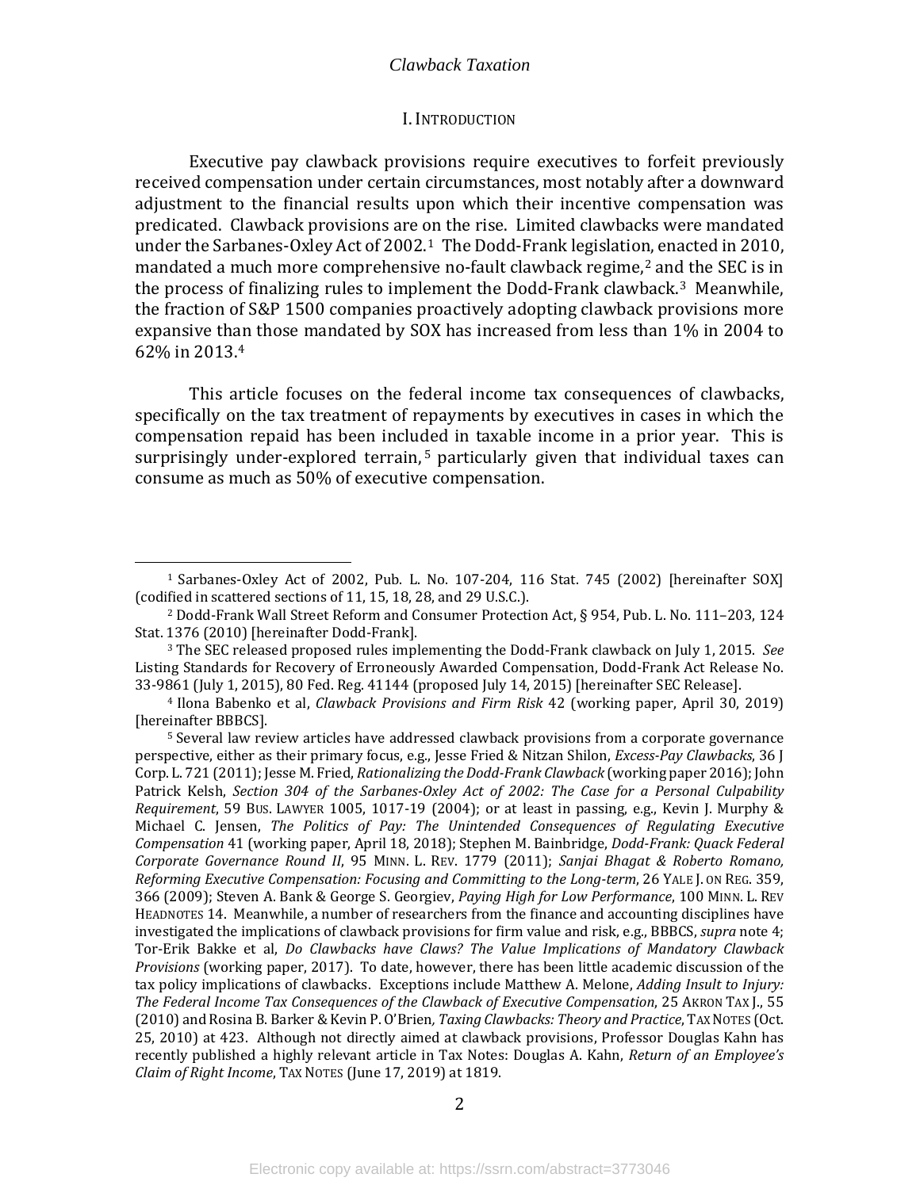# I. Introduction

Executive pay clawback provisions require executives to forfeit previously received compensation under certain circumstances, most notably after a downward adjustment to the financial results upon which their incentive compensation was predicated. Clawback provisions are on the rise. Limited clawbacks were mandated under the Sarbanes-Oxley Act of 2002.[1] The Dodd-Frank legislation, enacted in 2010, mandated a much more comprehensive no-fault clawback regime,[2] and the SEC is in the process of finalizing rules to implement the Dodd-Frank clawback.[3] Meanwhile, the fraction of S&P 1500 companies proactively adopting clawback provisions more expansive than those mandated by SOX has increased from less than 1% in 2004 to 62% in 2013.[4]

This article focuses on the federal income tax consequences of clawbacks, specifically on the tax treatment of repayments by executives in cases in which the compensation repaid has been included in taxable income in a prior year. This is surprisingly under-explored terrain,[5] particularly given that individual taxes can consume as much as 50% of executive compensation.

---

[1] Sarbanes-Oxley Act of 2002, Pub. L. No. 107-204, 116 Stat. 745 (2002) [hereinafter SOX] (codified in scattered sections of 11, 15, 18, 28, and 29 U.S.C.).

[2] Dodd-Frank Wall Street Reform and Consumer Protection Act, § 954, Pub. L. No. 111–203, 124 Stat. 1376 (2010) [hereinafter Dodd-Frank].

[3] The SEC released proposed rules implementing the Dodd-Frank clawback on July 1, 2015. *See* Listing Standards for Recovery of Erroneously Awarded Compensation, Dodd-Frank Act Release No. 33-9861 (July 1, 2015), 80 Fed. Reg. 41144 (proposed July 14, 2015) [hereinafter SEC Release].

[4] Ilona Babenko et al, *Clawback Provisions and Firm Risk* 42 (working paper, April 30, 2019) [hereinafter BBBCS].

[5] Several law review articles have addressed clawback provisions from a corporate governance perspective, either as their primary focus, e.g., Jesse Fried & Nitzan Shilon, *Excess-Pay Clawbacks*, 36 J Corp. L. 721 (2011); Jesse M. Fried, *Rationalizing the Dodd-Frank Clawback* (working paper 2016); John Patrick Kelsh, *Section 304 of the Sarbanes-Oxley Act of 2002: The Case for a Personal Culpability Requirement*, 59 Bus. Lawyer 1005, 1017-19 (2004); or at least in passing, e.g., Kevin J. Murphy & Michael C. Jensen, *The Politics of Pay: The Unintended Consequences of Regulating Executive Compensation* 41 (working paper, April 18, 2018); Stephen M. Bainbridge, *Dodd-Frank: Quack Federal Corporate Governance Round II*, 95 Minn. L. Rev. 1779 (2011); *Sanjai Bhagat & Roberto Romano, Reforming Executive Compensation: Focusing and Committing to the Long-term*, 26 Yale J. on Reg. 359, 366 (2009); Steven A. Bank & George S. Georgiev, *Paying High for Low Performance*, 100 Minn. L. Rev Headnotes 14. Meanwhile, a number of researchers from the finance and accounting disciplines have investigated the implications of clawback provisions for firm value and risk, e.g., BBBCS, *supra* note 4; Tor-Erik Bakke et al, *Do Clawbacks have Claws? The Value Implications of Mandatory Clawback Provisions* (working paper, 2017). To date, however, there has been little academic discussion of the tax policy implications of clawbacks. Exceptions include Matthew A. Melone, *Adding Insult to Injury: The Federal Income Tax Consequences of the Clawback of Executive Compensation*, 25 Akron Tax J., 55 (2010) and Rosina B. Barker & Kevin P. O'Brien, *Taxing Clawbacks: Theory and Practice*, Tax Notes (Oct. 25, 2010) at 423. Although not directly aimed at clawback provisions, Professor Douglas Kahn has recently published a highly relevant article in Tax Notes: Douglas A. Kahn, *Return of an Employee's Claim of Right Income*, Tax Notes (June 17, 2019) at 1819.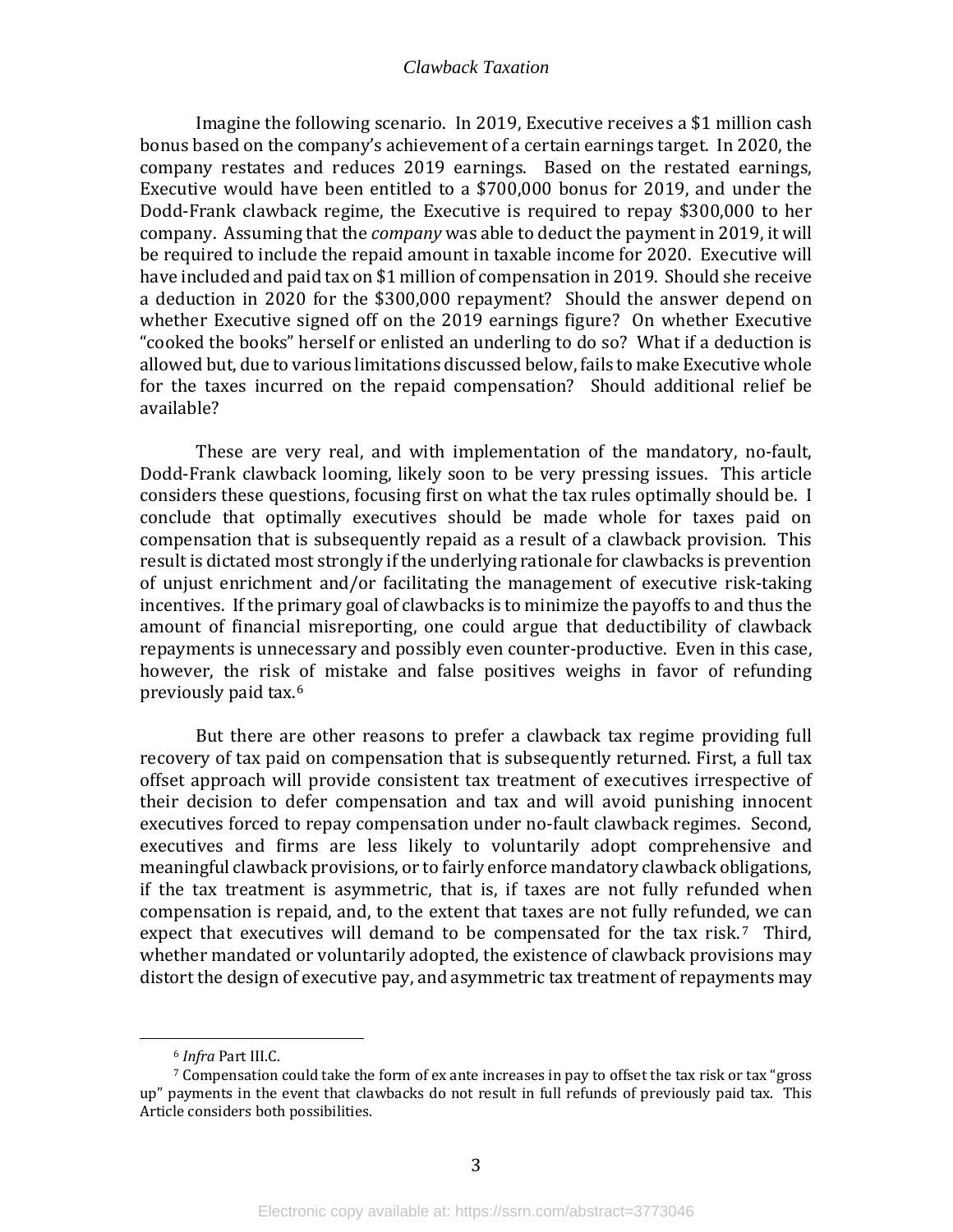Imagine the following scenario. In 2019, Executive receives a $1 million cash bonus based on the company's achievement of a certain earnings target. In 2020, the company restates and reduces 2019 earnings. Based on the restated earnings, Executive would have been entitled to a $700,000 bonus for 2019, and under the Dodd-Frank clawback regime, the Executive is required to repay $300,000 to her company. Assuming that the *company* was able to deduct the payment in 2019, it will be required to include the repaid amount in taxable income for 2020. Executive will have included and paid tax on $1 million of compensation in 2019. Should she receive a deduction in 2020 for the $300,000 repayment? Should the answer depend on whether Executive signed off on the 2019 earnings figure? On whether Executive "cooked the books" herself or enlisted an underling to do so? What if a deduction is allowed but, due to various limitations discussed below, fails to make Executive whole for the taxes incurred on the repaid compensation? Should additional relief be available?

These are very real, and with implementation of the mandatory, no-fault, Dodd-Frank clawback looming, likely soon to be very pressing issues. This article considers these questions, focusing first on what the tax rules optimally should be. I conclude that optimally executives should be made whole for taxes paid on compensation that is subsequently repaid as a result of a clawback provision. This result is dictated most strongly if the underlying rationale for clawbacks is prevention of unjust enrichment and/or facilitating the management of executive risk-taking incentives. If the primary goal of clawbacks is to minimize the payoffs to and thus the amount of financial misreporting, one could argue that deductibility of clawback repayments is unnecessary and possibly even counter-productive. Even in this case, however, the risk of mistake and false positives weighs in favor of refunding previously paid tax.[6]

But there are other reasons to prefer a clawback tax regime providing full recovery of tax paid on compensation that is subsequently returned. First, a full tax offset approach will provide consistent tax treatment of executives irrespective of their decision to defer compensation and tax and will avoid punishing innocent executives forced to repay compensation under no-fault clawback regimes. Second, executives and firms are less likely to voluntarily adopt comprehensive and meaningful clawback provisions, or to fairly enforce mandatory clawback obligations, if the tax treatment is asymmetric, that is, if taxes are not fully refunded when compensation is repaid, and, to the extent that taxes are not fully refunded, we can expect that executives will demand to be compensated for the tax risk.[7] Third, whether mandated or voluntarily adopted, the existence of clawback provisions may distort the design of executive pay, and asymmetric tax treatment of repayments may

[6] *Infra* Part III.C.

[7] Compensation could take the form of ex ante increases in pay to offset the tax risk or tax "gross up" payments in the event that clawbacks do not result in full refunds of previously paid tax. This Article considers both possibilities.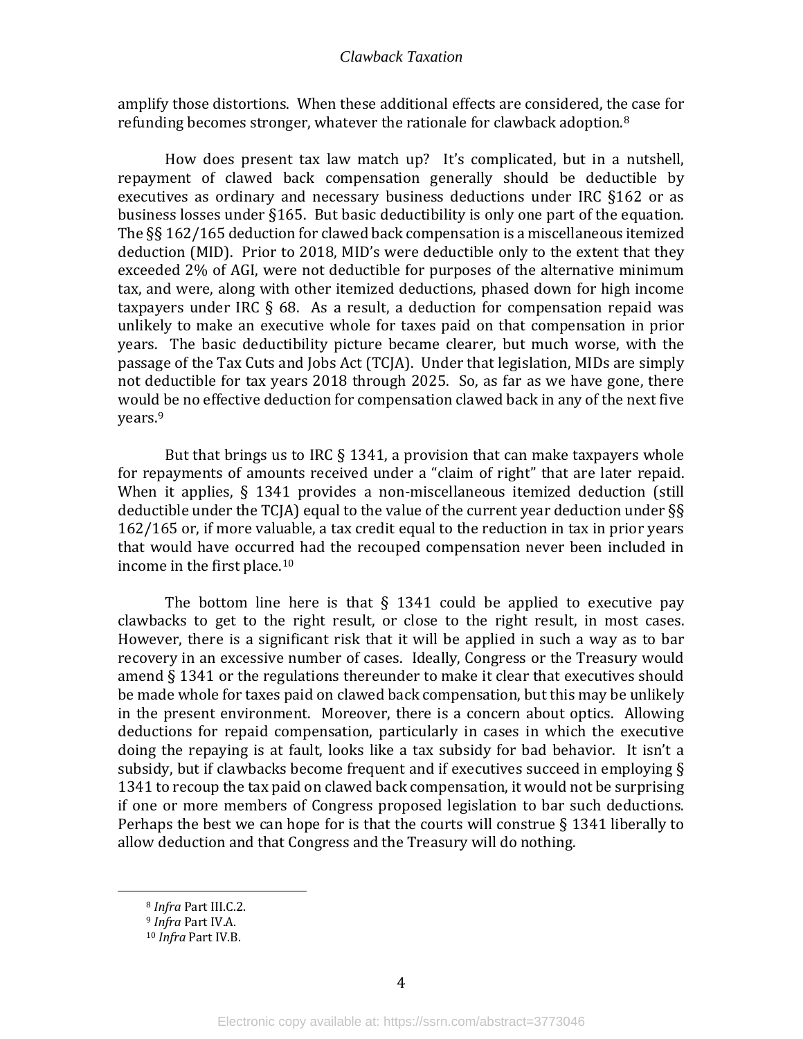amplify those distortions. When these additional effects are considered, the case for refunding becomes stronger, whatever the rationale for clawback adoption.[8]

How does present tax law match up? It's complicated, but in a nutshell, repayment of clawed back compensation generally should be deductible by executives as ordinary and necessary business deductions under IRC §162 or as business losses under §165. But basic deductibility is only one part of the equation. The §§ 162/165 deduction for clawed back compensation is a miscellaneous itemized deduction (MID). Prior to 2018, MID's were deductible only to the extent that they exceeded 2% of AGI, were not deductible for purposes of the alternative minimum tax, and were, along with other itemized deductions, phased down for high income taxpayers under IRC § 68. As a result, a deduction for compensation repaid was unlikely to make an executive whole for taxes paid on that compensation in prior years. The basic deductibility picture became clearer, but much worse, with the passage of the Tax Cuts and Jobs Act (TCJA). Under that legislation, MIDs are simply not deductible for tax years 2018 through 2025. So, as far as we have gone, there would be no effective deduction for compensation clawed back in any of the next five years.[9]

But that brings us to IRC § 1341, a provision that can make taxpayers whole for repayments of amounts received under a "claim of right" that are later repaid. When it applies, § 1341 provides a non-miscellaneous itemized deduction (still deductible under the TCJA) equal to the value of the current year deduction under §§ 162/165 or, if more valuable, a tax credit equal to the reduction in tax in prior years that would have occurred had the recouped compensation never been included in income in the first place.[10]

The bottom line here is that § 1341 could be applied to executive pay clawbacks to get to the right result, or close to the right result, in most cases. However, there is a significant risk that it will be applied in such a way as to bar recovery in an excessive number of cases. Ideally, Congress or the Treasury would amend § 1341 or the regulations thereunder to make it clear that executives should be made whole for taxes paid on clawed back compensation, but this may be unlikely in the present environment. Moreover, there is a concern about optics. Allowing deductions for repaid compensation, particularly in cases in which the executive doing the repaying is at fault, looks like a tax subsidy for bad behavior. It isn't a subsidy, but if clawbacks become frequent and if executives succeed in employing § 1341 to recoup the tax paid on clawed back compensation, it would not be surprising if one or more members of Congress proposed legislation to bar such deductions. Perhaps the best we can hope for is that the courts will construe § 1341 liberally to allow deduction and that Congress and the Treasury will do nothing.

---

[8] *Infra* Part III.C.2.

[9] *Infra* Part IV.A.

[10] *Infra* Part IV.B.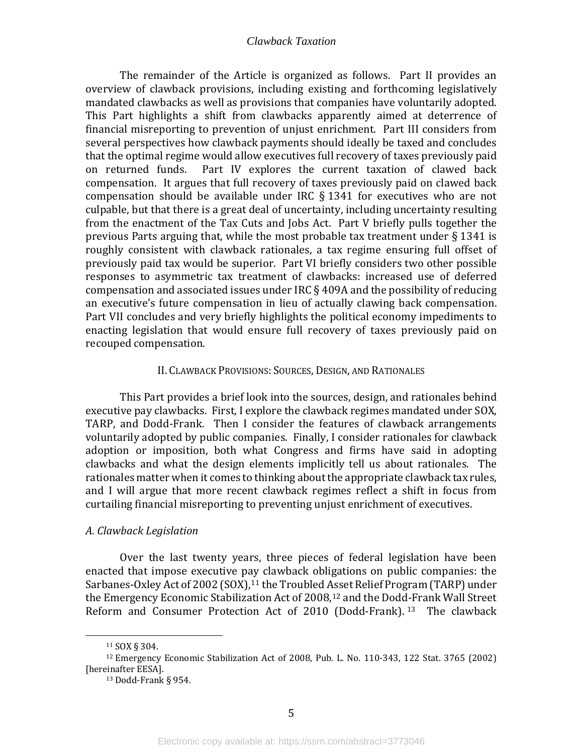The remainder of the Article is organized as follows. Part II provides an overview of clawback provisions, including existing and forthcoming legislatively mandated clawbacks as well as provisions that companies have voluntarily adopted. This Part highlights a shift from clawbacks apparently aimed at deterrence of financial misreporting to prevention of unjust enrichment. Part III considers from several perspectives how clawback payments should ideally be taxed and concludes that the optimal regime would allow executives full recovery of taxes previously paid on returned funds. Part IV explores the current taxation of clawed back compensation. It argues that full recovery of taxes previously paid on clawed back compensation should be available under IRC § 1341 for executives who are not culpable, but that there is a great deal of uncertainty, including uncertainty resulting from the enactment of the Tax Cuts and Jobs Act. Part V briefly pulls together the previous Parts arguing that, while the most probable tax treatment under § 1341 is roughly consistent with clawback rationales, a tax regime ensuring full offset of previously paid tax would be superior. Part VI briefly considers two other possible responses to asymmetric tax treatment of clawbacks: increased use of deferred compensation and associated issues under IRC § 409A and the possibility of reducing an executive's future compensation in lieu of actually clawing back compensation. Part VII concludes and very briefly highlights the political economy impediments to enacting legislation that would ensure full recovery of taxes previously paid on recouped compensation.

## II. Clawback Provisions: Sources, Design, and Rationales

This Part provides a brief look into the sources, design, and rationales behind executive pay clawbacks. First, I explore the clawback regimes mandated under SOX, TARP, and Dodd-Frank. Then I consider the features of clawback arrangements voluntarily adopted by public companies. Finally, I consider rationales for clawback adoption or imposition, both what Congress and firms have said in adopting clawbacks and what the design elements implicitly tell us about rationales. The rationales matter when it comes to thinking about the appropriate clawback tax rules, and I will argue that more recent clawback regimes reflect a shift in focus from curtailing financial misreporting to preventing unjust enrichment of executives.

### *A. Clawback Legislation*

Over the last twenty years, three pieces of federal legislation have been enacted that impose executive pay clawback obligations on public companies: the Sarbanes-Oxley Act of 2002 (SOX),[11] the Troubled Asset Relief Program (TARP) under the Emergency Economic Stabilization Act of 2008,[12] and the Dodd-Frank Wall Street Reform and Consumer Protection Act of 2010 (Dodd-Frank).[13] The clawback

---

[11] SOX § 304.

[12] Emergency Economic Stabilization Act of 2008, Pub. L. No. 110-343, 122 Stat. 3765 (2002) [hereinafter EESA].

[13] Dodd-Frank § 954.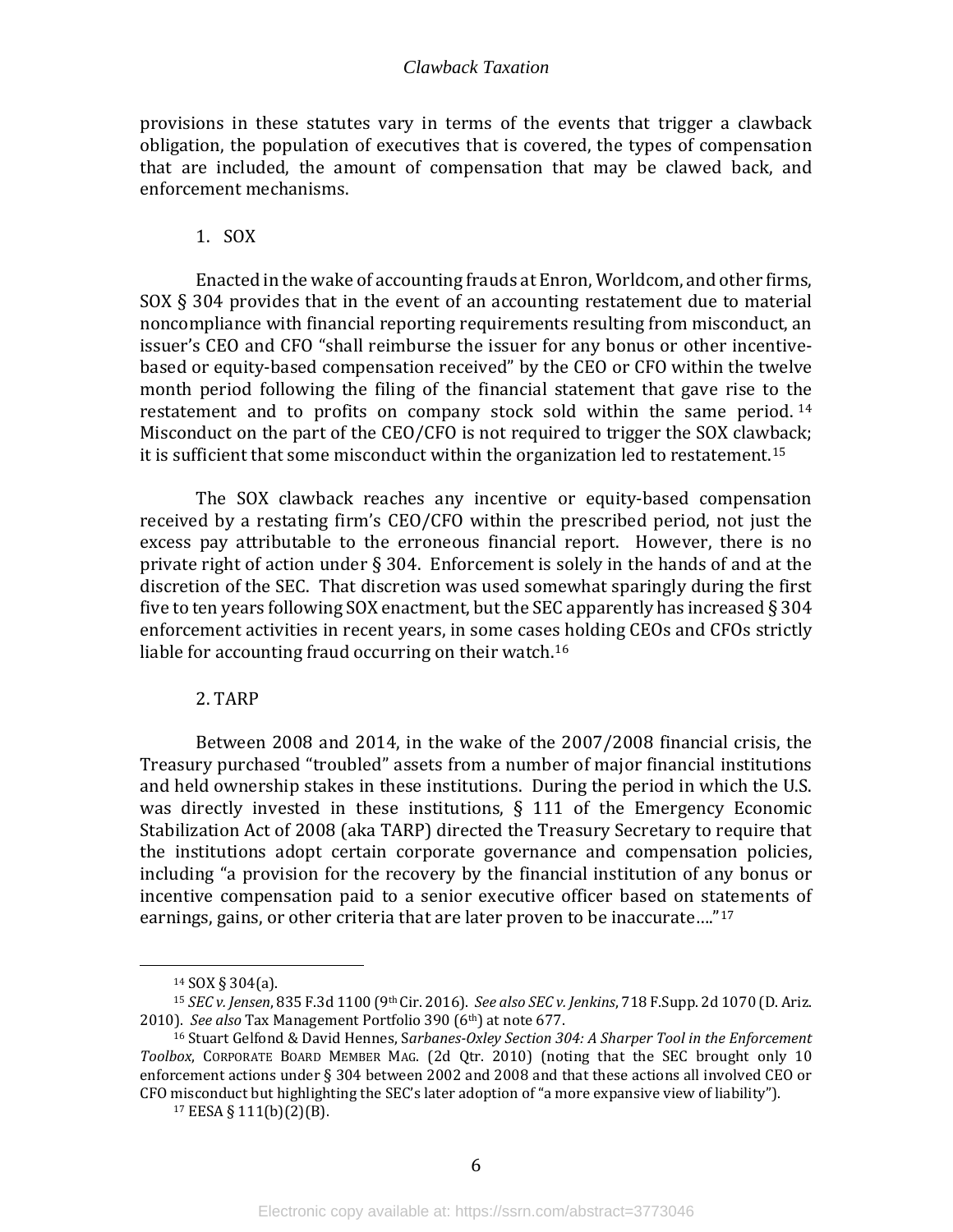provisions in these statutes vary in terms of the events that trigger a clawback obligation, the population of executives that is covered, the types of compensation that are included, the amount of compensation that may be clawed back, and enforcement mechanisms.

### 1. SOX

Enacted in the wake of accounting frauds at Enron, Worldcom, and other firms, SOX § 304 provides that in the event of an accounting restatement due to material noncompliance with financial reporting requirements resulting from misconduct, an issuer's CEO and CFO "shall reimburse the issuer for any bonus or other incentive-based or equity-based compensation received" by the CEO or CFO within the twelve month period following the filing of the financial statement that gave rise to the restatement and to profits on company stock sold within the same period.[14] Misconduct on the part of the CEO/CFO is not required to trigger the SOX clawback; it is sufficient that some misconduct within the organization led to restatement.[15]

The SOX clawback reaches any incentive or equity-based compensation received by a restating firm's CEO/CFO within the prescribed period, not just the excess pay attributable to the erroneous financial report. However, there is no private right of action under § 304. Enforcement is solely in the hands of and at the discretion of the SEC. That discretion was used somewhat sparingly during the first five to ten years following SOX enactment, but the SEC apparently has increased § 304 enforcement activities in recent years, in some cases holding CEOs and CFOs strictly liable for accounting fraud occurring on their watch.[16]

### 2. TARP

Between 2008 and 2014, in the wake of the 2007/2008 financial crisis, the Treasury purchased "troubled" assets from a number of major financial institutions and held ownership stakes in these institutions. During the period in which the U.S. was directly invested in these institutions, § 111 of the Emergency Economic Stabilization Act of 2008 (aka TARP) directed the Treasury Secretary to require that the institutions adopt certain corporate governance and compensation policies, including "a provision for the recovery by the financial institution of any bonus or incentive compensation paid to a senior executive officer based on statements of earnings, gains, or other criteria that are later proven to be inaccurate…."[17]

---

[14] SOX § 304(a).

[15] *SEC v. Jensen*, 835 F.3d 1100 (9th Cir. 2016). *See also SEC v. Jenkins*, 718 F.Supp. 2d 1070 (D. Ariz. 2010). *See also* Tax Management Portfolio 390 (6th) at note 677.

[16] Stuart Gelfond & David Hennes, *Sarbanes-Oxley Section 304: A Sharper Tool in the Enforcement Toolbox*, CORPORATE BOARD MEMBER MAG. (2d Qtr. 2010) (noting that the SEC brought only 10 enforcement actions under § 304 between 2002 and 2008 and that these actions all involved CEO or CFO misconduct but highlighting the SEC's later adoption of "a more expansive view of liability").

[17] EESA § 111(b)(2)(B).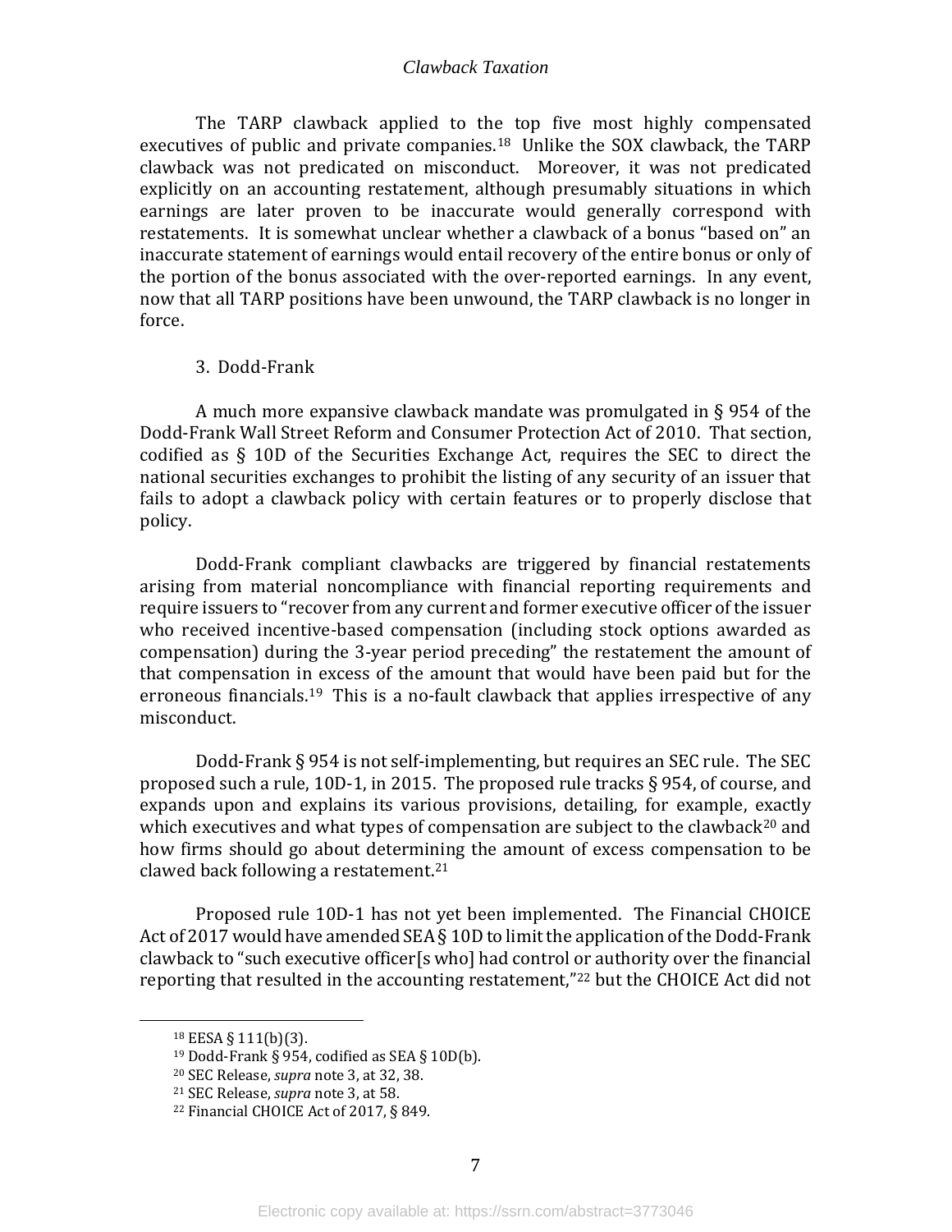The TARP clawback applied to the top five most highly compensated executives of public and private companies.[18] Unlike the SOX clawback, the TARP clawback was not predicated on misconduct. Moreover, it was not predicated explicitly on an accounting restatement, although presumably situations in which earnings are later proven to be inaccurate would generally correspond with restatements. It is somewhat unclear whether a clawback of a bonus "based on" an inaccurate statement of earnings would entail recovery of the entire bonus or only of the portion of the bonus associated with the over-reported earnings. In any event, now that all TARP positions have been unwound, the TARP clawback is no longer in force.

3. Dodd-Frank

A much more expansive clawback mandate was promulgated in § 954 of the Dodd-Frank Wall Street Reform and Consumer Protection Act of 2010. That section, codified as § 10D of the Securities Exchange Act, requires the SEC to direct the national securities exchanges to prohibit the listing of any security of an issuer that fails to adopt a clawback policy with certain features or to properly disclose that policy.

Dodd-Frank compliant clawbacks are triggered by financial restatements arising from material noncompliance with financial reporting requirements and require issuers to "recover from any current and former executive officer of the issuer who received incentive-based compensation (including stock options awarded as compensation) during the 3-year period preceding" the restatement the amount of that compensation in excess of the amount that would have been paid but for the erroneous financials.[19] This is a no-fault clawback that applies irrespective of any misconduct.

Dodd-Frank § 954 is not self-implementing, but requires an SEC rule. The SEC proposed such a rule, 10D-1, in 2015. The proposed rule tracks § 954, of course, and expands upon and explains its various provisions, detailing, for example, exactly which executives and what types of compensation are subject to the clawback[20] and how firms should go about determining the amount of excess compensation to be clawed back following a restatement.[21]

Proposed rule 10D-1 has not yet been implemented. The Financial CHOICE Act of 2017 would have amended SEA § 10D to limit the application of the Dodd-Frank clawback to "such executive officer[s who] had control or authority over the financial reporting that resulted in the accounting restatement,"[22] but the CHOICE Act did not

[18] EESA § 111(b)(3).

[19] Dodd-Frank § 954, codified as SEA § 10D(b).

[20] SEC Release, *supra* note 3, at 32, 38.

[21] SEC Release, *supra* note 3, at 58.

[22] Financial CHOICE Act of 2017, § 849.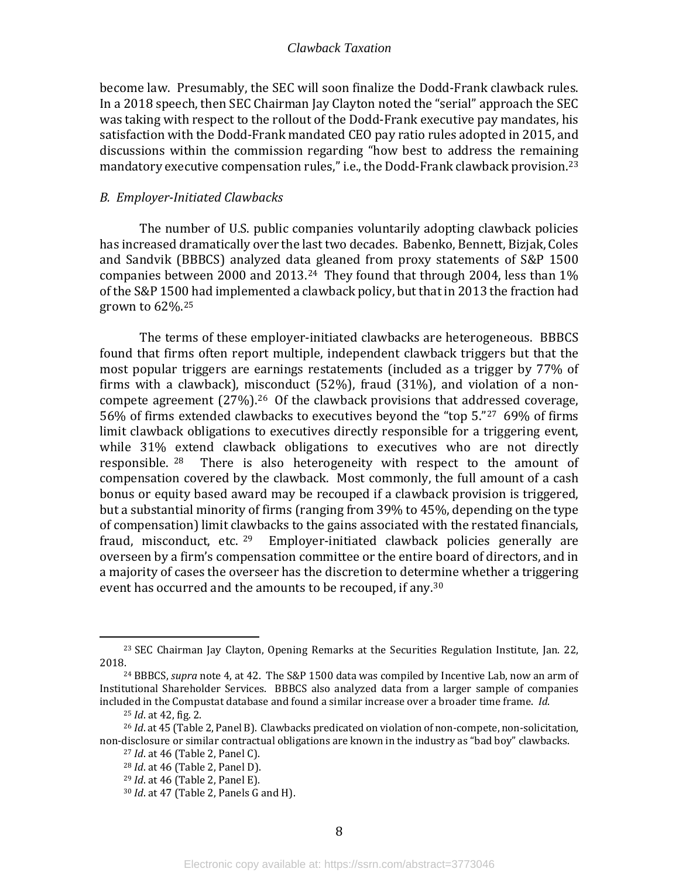become law. Presumably, the SEC will soon finalize the Dodd-Frank clawback rules. In a 2018 speech, then SEC Chairman Jay Clayton noted the "serial" approach the SEC was taking with respect to the rollout of the Dodd-Frank executive pay mandates, his satisfaction with the Dodd-Frank mandated CEO pay ratio rules adopted in 2015, and discussions within the commission regarding "how best to address the remaining mandatory executive compensation rules," i.e., the Dodd-Frank clawback provision.[23]

### *B. Employer-Initiated Clawbacks*

The number of U.S. public companies voluntarily adopting clawback policies has increased dramatically over the last two decades. Babenko, Bennett, Bizjak, Coles and Sandvik (BBBCS) analyzed data gleaned from proxy statements of S&P 1500 companies between 2000 and 2013.[24] They found that through 2004, less than 1% of the S&P 1500 had implemented a clawback policy, but that in 2013 the fraction had grown to 62%.[25]

The terms of these employer-initiated clawbacks are heterogeneous. BBBCS found that firms often report multiple, independent clawback triggers but that the most popular triggers are earnings restatements (included as a trigger by 77% of firms with a clawback), misconduct (52%), fraud (31%), and violation of a non-compete agreement (27%).[26] Of the clawback provisions that addressed coverage, 56% of firms extended clawbacks to executives beyond the "top 5."[27] 69% of firms limit clawback obligations to executives directly responsible for a triggering event, while 31% extend clawback obligations to executives who are not directly responsible.[28] There is also heterogeneity with respect to the amount of compensation covered by the clawback. Most commonly, the full amount of a cash bonus or equity based award may be recouped if a clawback provision is triggered, but a substantial minority of firms (ranging from 39% to 45%, depending on the type of compensation) limit clawbacks to the gains associated with the restated financials, fraud, misconduct, etc.[29] Employer-initiated clawback policies generally are overseen by a firm's compensation committee or the entire board of directors, and in a majority of cases the overseer has the discretion to determine whether a triggering event has occurred and the amounts to be recouped, if any.[30]

---

[23] SEC Chairman Jay Clayton, Opening Remarks at the Securities Regulation Institute, Jan. 22, 2018.

[24] BBBCS, *supra* note 4, at 42. The S&P 1500 data was compiled by Incentive Lab, now an arm of Institutional Shareholder Services. BBBCS also analyzed data from a larger sample of companies included in the Compustat database and found a similar increase over a broader time frame. *Id.*

[25] *Id*. at 42, fig. 2.

[26] *Id*. at 45 (Table 2, Panel B). Clawbacks predicated on violation of non-compete, non-solicitation, non-disclosure or similar contractual obligations are known in the industry as "bad boy" clawbacks.

[27] *Id*. at 46 (Table 2, Panel C).

[28] *Id*. at 46 (Table 2, Panel D).

[29] *Id*. at 46 (Table 2, Panel E).

[30] *Id*. at 47 (Table 2, Panels G and H).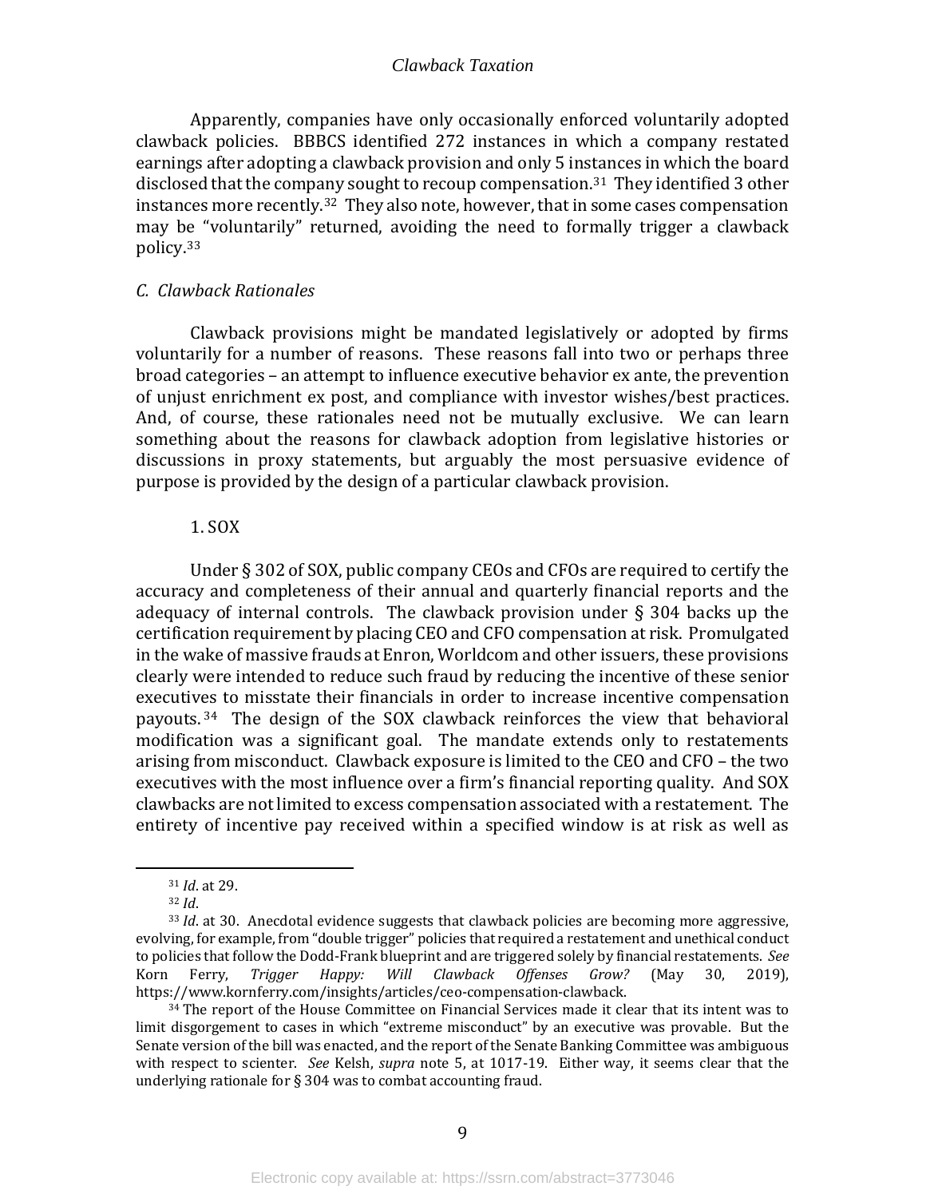Apparently, companies have only occasionally enforced voluntarily adopted clawback policies. BBBCS identified 272 instances in which a company restated earnings after adopting a clawback provision and only 5 instances in which the board disclosed that the company sought to recoup compensation.[31] They identified 3 other instances more recently.[32] They also note, however, that in some cases compensation may be "voluntarily" returned, avoiding the need to formally trigger a clawback policy.[33]

### *C. Clawback Rationales*

Clawback provisions might be mandated legislatively or adopted by firms voluntarily for a number of reasons. These reasons fall into two or perhaps three broad categories – an attempt to influence executive behavior ex ante, the prevention of unjust enrichment ex post, and compliance with investor wishes/best practices. And, of course, these rationales need not be mutually exclusive. We can learn something about the reasons for clawback adoption from legislative histories or discussions in proxy statements, but arguably the most persuasive evidence of purpose is provided by the design of a particular clawback provision.

#### 1. SOX

Under § 302 of SOX, public company CEOs and CFOs are required to certify the accuracy and completeness of their annual and quarterly financial reports and the adequacy of internal controls. The clawback provision under § 304 backs up the certification requirement by placing CEO and CFO compensation at risk. Promulgated in the wake of massive frauds at Enron, Worldcom and other issuers, these provisions clearly were intended to reduce such fraud by reducing the incentive of these senior executives to misstate their financials in order to increase incentive compensation payouts.[34] The design of the SOX clawback reinforces the view that behavioral modification was a significant goal. The mandate extends only to restatements arising from misconduct. Clawback exposure is limited to the CEO and CFO – the two executives with the most influence over a firm's financial reporting quality. And SOX clawbacks are not limited to excess compensation associated with a restatement. The entirety of incentive pay received within a specified window is at risk as well as

---

[31] *Id*. at 29.

[32] *Id*.

[33] *Id*. at 30. Anecdotal evidence suggests that clawback policies are becoming more aggressive, evolving, for example, from "double trigger" policies that required a restatement and unethical conduct to policies that follow the Dodd-Frank blueprint and are triggered solely by financial restatements. *See* Korn Ferry, *Trigger Happy: Will Clawback Offenses Grow?* (May 30, 2019), https://www.kornferry.com/insights/articles/ceo-compensation-clawback.

[34] The report of the House Committee on Financial Services made it clear that its intent was to limit disgorgement to cases in which "extreme misconduct" by an executive was provable. But the Senate version of the bill was enacted, and the report of the Senate Banking Committee was ambiguous with respect to scienter. *See* Kelsh, *supra* note 5, at 1017-19. Either way, it seems clear that the underlying rationale for § 304 was to combat accounting fraud.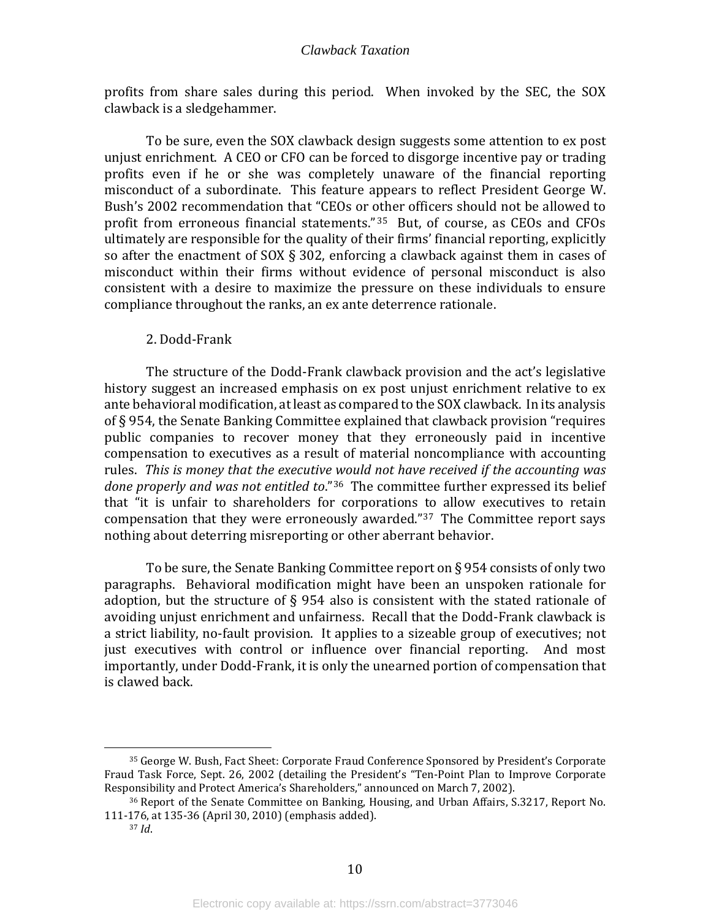profits from share sales during this period. When invoked by the SEC, the SOX clawback is a sledgehammer.

To be sure, even the SOX clawback design suggests some attention to ex post unjust enrichment. A CEO or CFO can be forced to disgorge incentive pay or trading profits even if he or she was completely unaware of the financial reporting misconduct of a subordinate. This feature appears to reflect President George W. Bush's 2002 recommendation that "CEOs or other officers should not be allowed to profit from erroneous financial statements."[35] But, of course, as CEOs and CFOs ultimately are responsible for the quality of their firms' financial reporting, explicitly so after the enactment of SOX § 302, enforcing a clawback against them in cases of misconduct within their firms without evidence of personal misconduct is also consistent with a desire to maximize the pressure on these individuals to ensure compliance throughout the ranks, an ex ante deterrence rationale.

2. Dodd-Frank

The structure of the Dodd-Frank clawback provision and the act's legislative history suggest an increased emphasis on ex post unjust enrichment relative to ex ante behavioral modification, at least as compared to the SOX clawback. In its analysis of § 954, the Senate Banking Committee explained that clawback provision "requires public companies to recover money that they erroneously paid in incentive compensation to executives as a result of material noncompliance with accounting rules. *This is money that the executive would not have received if the accounting was done properly and was not entitled to*."[36] The committee further expressed its belief that "it is unfair to shareholders for corporations to allow executives to retain compensation that they were erroneously awarded."[37] The Committee report says nothing about deterring misreporting or other aberrant behavior.

To be sure, the Senate Banking Committee report on § 954 consists of only two paragraphs. Behavioral modification might have been an unspoken rationale for adoption, but the structure of § 954 also is consistent with the stated rationale of avoiding unjust enrichment and unfairness. Recall that the Dodd-Frank clawback is a strict liability, no-fault provision. It applies to a sizeable group of executives; not just executives with control or influence over financial reporting. And most importantly, under Dodd-Frank, it is only the unearned portion of compensation that is clawed back.

---

[35] George W. Bush, Fact Sheet: Corporate Fraud Conference Sponsored by President's Corporate Fraud Task Force, Sept. 26, 2002 (detailing the President's "Ten-Point Plan to Improve Corporate Responsibility and Protect America's Shareholders," announced on March 7, 2002).

[36] Report of the Senate Committee on Banking, Housing, and Urban Affairs, S.3217, Report No. 111-176, at 135-36 (April 30, 2010) (emphasis added).

[37] *Id.*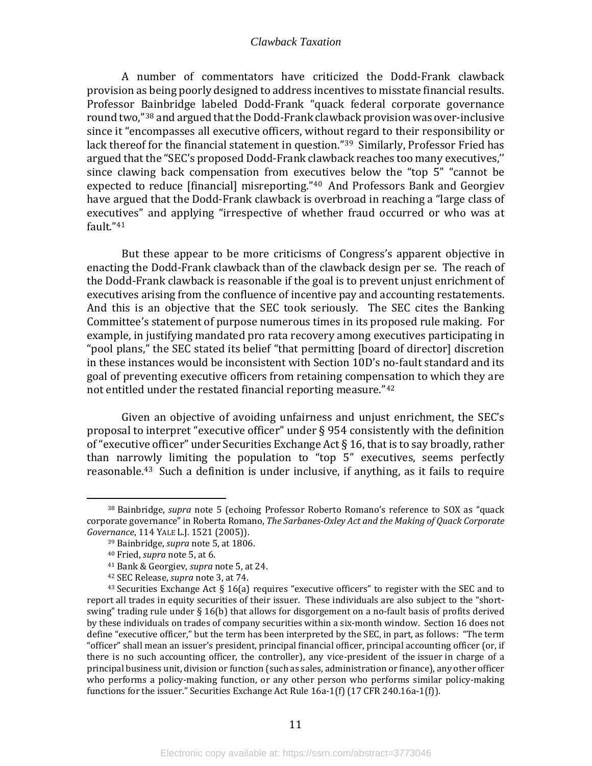A number of commentators have criticized the Dodd-Frank clawback provision as being poorly designed to address incentives to misstate financial results. Professor Bainbridge labeled Dodd-Frank "quack federal corporate governance round two,"[38] and argued that the Dodd-Frank clawback provision was over-inclusive since it "encompasses all executive officers, without regard to their responsibility or lack thereof for the financial statement in question."[39] Similarly, Professor Fried has argued that the "SEC's proposed Dodd-Frank clawback reaches too many executives,'' since clawing back compensation from executives below the "top 5" "cannot be expected to reduce [financial] misreporting."[40] And Professors Bank and Georgiev have argued that the Dodd-Frank clawback is overbroad in reaching a "large class of executives" and applying "irrespective of whether fraud occurred or who was at fault."[41]

But these appear to be more criticisms of Congress's apparent objective in enacting the Dodd-Frank clawback than of the clawback design per se. The reach of the Dodd-Frank clawback is reasonable if the goal is to prevent unjust enrichment of executives arising from the confluence of incentive pay and accounting restatements. And this is an objective that the SEC took seriously. The SEC cites the Banking Committee's statement of purpose numerous times in its proposed rule making. For example, in justifying mandated pro rata recovery among executives participating in "pool plans," the SEC stated its belief "that permitting [board of director] discretion in these instances would be inconsistent with Section 10D's no-fault standard and its goal of preventing executive officers from retaining compensation to which they are not entitled under the restated financial reporting measure."[42]

Given an objective of avoiding unfairness and unjust enrichment, the SEC's proposal to interpret "executive officer" under § 954 consistently with the definition of "executive officer" under Securities Exchange Act § 16, that is to say broadly, rather than narrowly limiting the population to "top 5" executives, seems perfectly reasonable.[43] Such a definition is under inclusive, if anything, as it fails to require

---

[38] Bainbridge, *supra* note 5 (echoing Professor Roberto Romano's reference to SOX as "quack corporate governance" in Roberta Romano, *The Sarbanes-Oxley Act and the Making of Quack Corporate Governance*, 114 YALE L.J. 1521 (2005)).

[39] Bainbridge, *supra* note 5, at 1806.

[40] Fried, *supra* note 5, at 6.

[41] Bank & Georgiev, *supra* note 5, at 24.

[42] SEC Release, *supra* note 3, at 74.

[43] Securities Exchange Act § 16(a) requires "executive officers" to register with the SEC and to report all trades in equity securities of their issuer. These individuals are also subject to the "short-swing" trading rule under § 16(b) that allows for disgorgement on a no-fault basis of profits derived by these individuals on trades of company securities within a six-month window. Section 16 does not define "executive officer," but the term has been interpreted by the SEC, in part, as follows: "The term "officer" shall mean an issuer's president, principal financial officer, principal accounting officer (or, if there is no such accounting officer, the controller), any vice-president of the issuer in charge of a principal business unit, division or function (such as sales, administration or finance), any other officer who performs a policy-making function, or any other person who performs similar policy-making functions for the issuer." Securities Exchange Act Rule 16a-1(f) (17 CFR 240.16a-1(f)).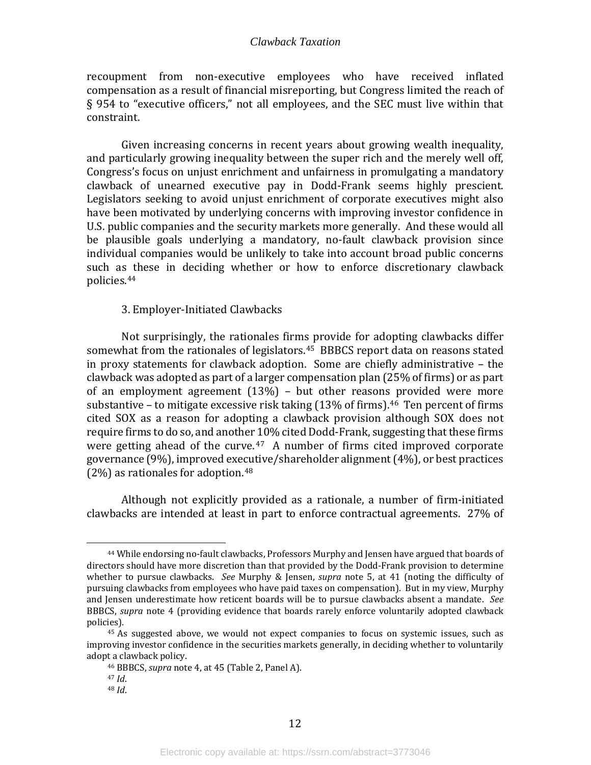recoupment from non-executive employees who have received inflated compensation as a result of financial misreporting, but Congress limited the reach of § 954 to "executive officers," not all employees, and the SEC must live within that constraint.

Given increasing concerns in recent years about growing wealth inequality, and particularly growing inequality between the super rich and the merely well off, Congress's focus on unjust enrichment and unfairness in promulgating a mandatory clawback of unearned executive pay in Dodd-Frank seems highly prescient. Legislators seeking to avoid unjust enrichment of corporate executives might also have been motivated by underlying concerns with improving investor confidence in U.S. public companies and the security markets more generally. And these would all be plausible goals underlying a mandatory, no-fault clawback provision since individual companies would be unlikely to take into account broad public concerns such as these in deciding whether or how to enforce discretionary clawback policies.[44]

3. Employer-Initiated Clawbacks

Not surprisingly, the rationales firms provide for adopting clawbacks differ somewhat from the rationales of legislators.[45] BBBCS report data on reasons stated in proxy statements for clawback adoption. Some are chiefly administrative – the clawback was adopted as part of a larger compensation plan (25% of firms) or as part of an employment agreement (13%) – but other reasons provided were more substantive – to mitigate excessive risk taking (13% of firms).[46] Ten percent of firms cited SOX as a reason for adopting a clawback provision although SOX does not require firms to do so, and another 10% cited Dodd-Frank, suggesting that these firms were getting ahead of the curve.[47] A number of firms cited improved corporate governance (9%), improved executive/shareholder alignment (4%), or best practices (2%) as rationales for adoption.[48]

Although not explicitly provided as a rationale, a number of firm-initiated clawbacks are intended at least in part to enforce contractual agreements. 27% of

---

[44] While endorsing no-fault clawbacks, Professors Murphy and Jensen have argued that boards of directors should have more discretion than that provided by the Dodd-Frank provision to determine whether to pursue clawbacks. *See* Murphy & Jensen, *supra* note 5, at 41 (noting the difficulty of pursuing clawbacks from employees who have paid taxes on compensation). But in my view, Murphy and Jensen underestimate how reticent boards will be to pursue clawbacks absent a mandate. *See* BBBCS, *supra* note 4 (providing evidence that boards rarely enforce voluntarily adopted clawback policies).

[45] As suggested above, we would not expect companies to focus on systemic issues, such as improving investor confidence in the securities markets generally, in deciding whether to voluntarily adopt a clawback policy.

[46] BBBCS, *supra* note 4, at 45 (Table 2, Panel A).

[47] *Id*.

[48] *Id*.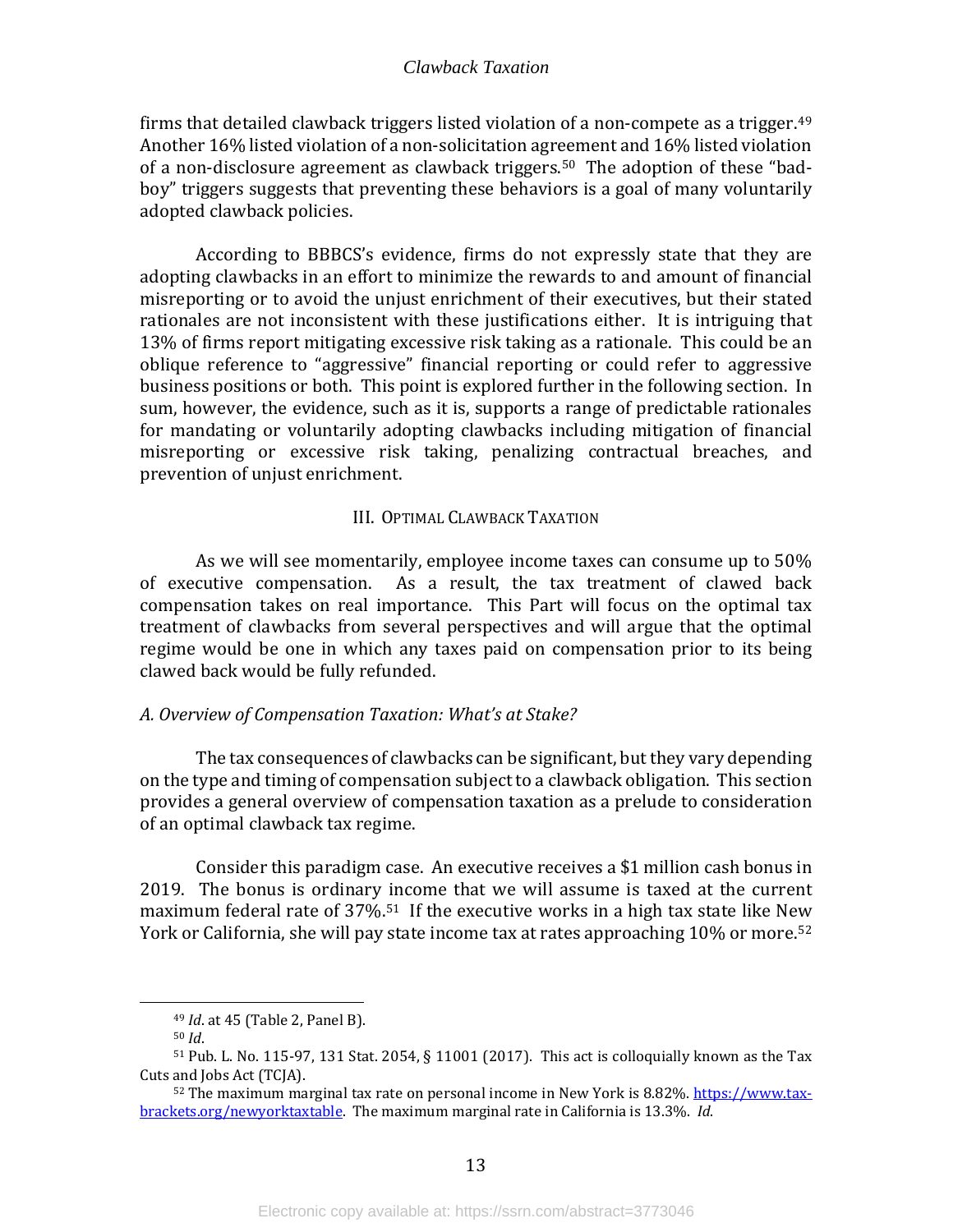firms that detailed clawback triggers listed violation of a non-compete as a trigger.[49] Another 16% listed violation of a non-solicitation agreement and 16% listed violation of a non-disclosure agreement as clawback triggers.[50] The adoption of these "bad-boy" triggers suggests that preventing these behaviors is a goal of many voluntarily adopted clawback policies.

According to BBBCS's evidence, firms do not expressly state that they are adopting clawbacks in an effort to minimize the rewards to and amount of financial misreporting or to avoid the unjust enrichment of their executives, but their stated rationales are not inconsistent with these justifications either. It is intriguing that 13% of firms report mitigating excessive risk taking as a rationale. This could be an oblique reference to "aggressive" financial reporting or could refer to aggressive business positions or both. This point is explored further in the following section. In sum, however, the evidence, such as it is, supports a range of predictable rationales for mandating or voluntarily adopting clawbacks including mitigation of financial misreporting or excessive risk taking, penalizing contractual breaches, and prevention of unjust enrichment.

## III. Optimal Clawback Taxation

As we will see momentarily, employee income taxes can consume up to 50% of executive compensation. As a result, the tax treatment of clawed back compensation takes on real importance. This Part will focus on the optimal tax treatment of clawbacks from several perspectives and will argue that the optimal regime would be one in which any taxes paid on compensation prior to its being clawed back would be fully refunded.

### *A. Overview of Compensation Taxation: What's at Stake?*

The tax consequences of clawbacks can be significant, but they vary depending on the type and timing of compensation subject to a clawback obligation. This section provides a general overview of compensation taxation as a prelude to consideration of an optimal clawback tax regime.

Consider this paradigm case. An executive receives a $1 million cash bonus in 2019. The bonus is ordinary income that we will assume is taxed at the current maximum federal rate of 37%.[51] If the executive works in a high tax state like New York or California, she will pay state income tax at rates approaching 10% or more.[52]

---

[49] *Id*. at 45 (Table 2, Panel B).

[50] *Id*.

[51] Pub. L. No. 115-97, 131 Stat. 2054, § 11001 (2017). This act is colloquially known as the Tax Cuts and Jobs Act (TCJA).

[52] The maximum marginal tax rate on personal income in New York is 8.82%. https://www.tax-brackets.org/newyorktaxtable. The maximum marginal rate in California is 13.3%. *Id*.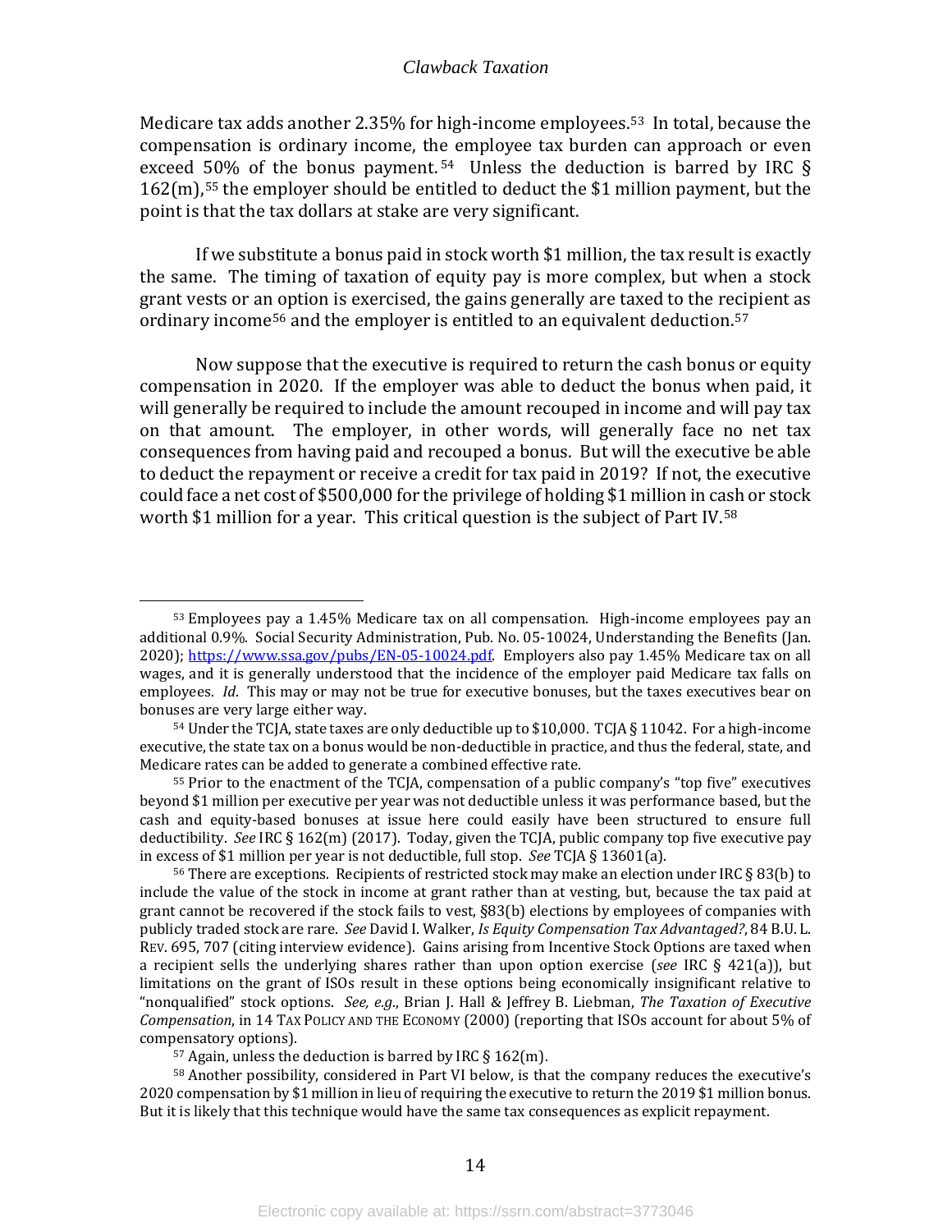Medicare tax adds another 2.35% for high-income employees.[53] In total, because the compensation is ordinary income, the employee tax burden can approach or even exceed 50% of the bonus payment.[54] Unless the deduction is barred by IRC § 162(m),[55] the employer should be entitled to deduct the $1 million payment, but the point is that the tax dollars at stake are very significant.

If we substitute a bonus paid in stock worth $1 million, the tax result is exactly the same. The timing of taxation of equity pay is more complex, but when a stock grant vests or an option is exercised, the gains generally are taxed to the recipient as ordinary income[56] and the employer is entitled to an equivalent deduction.[57]

Now suppose that the executive is required to return the cash bonus or equity compensation in 2020. If the employer was able to deduct the bonus when paid, it will generally be required to include the amount recouped in income and will pay tax on that amount. The employer, in other words, will generally face no net tax consequences from having paid and recouped a bonus. But will the executive be able to deduct the repayment or receive a credit for tax paid in 2019? If not, the executive could face a net cost of $500,000 for the privilege of holding $1 million in cash or stock worth $1 million for a year. This critical question is the subject of Part IV.[58]

---

[53] Employees pay a 1.45% Medicare tax on all compensation. High-income employees pay an additional 0.9%. Social Security Administration, Pub. No. 05-10024, Understanding the Benefits (Jan. 2020); https://www.ssa.gov/pubs/EN-05-10024.pdf. Employers also pay 1.45% Medicare tax on all wages, and it is generally understood that the incidence of the employer paid Medicare tax falls on employees. *Id*. This may or may not be true for executive bonuses, but the taxes executives bear on bonuses are very large either way.

[54] Under the TCJA, state taxes are only deductible up to $10,000. TCJA § 11042. For a high-income executive, the state tax on a bonus would be non-deductible in practice, and thus the federal, state, and Medicare rates can be added to generate a combined effective rate.

[55] Prior to the enactment of the TCJA, compensation of a public company's "top five" executives beyond $1 million per executive per year was not deductible unless it was performance based, but the cash and equity-based bonuses at issue here could easily have been structured to ensure full deductibility. *See* IRC § 162(m) (2017). Today, given the TCJA, public company top five executive pay in excess of $1 million per year is not deductible, full stop. *See* TCJA § 13601(a).

[56] There are exceptions. Recipients of restricted stock may make an election under IRC § 83(b) to include the value of the stock in income at grant rather than at vesting, but, because the tax paid at grant cannot be recovered if the stock fails to vest, §83(b) elections by employees of companies with publicly traded stock are rare. *See* David I. Walker, *Is Equity Compensation Tax Advantaged?*, 84 B.U. L. REV. 695, 707 (citing interview evidence). Gains arising from Incentive Stock Options are taxed when a recipient sells the underlying shares rather than upon option exercise (*see* IRC § 421(a)), but limitations on the grant of ISOs result in these options being economically insignificant relative to "nonqualified" stock options. *See, e.g.*, Brian J. Hall & Jeffrey B. Liebman, *The Taxation of Executive Compensation*, in 14 TAX POLICY AND THE ECONOMY (2000) (reporting that ISOs account for about 5% of compensatory options).

[57] Again, unless the deduction is barred by IRC § 162(m).

[58] Another possibility, considered in Part VI below, is that the company reduces the executive's 2020 compensation by $1 million in lieu of requiring the executive to return the 2019 $1 million bonus. But it is likely that this technique would have the same tax consequences as explicit repayment.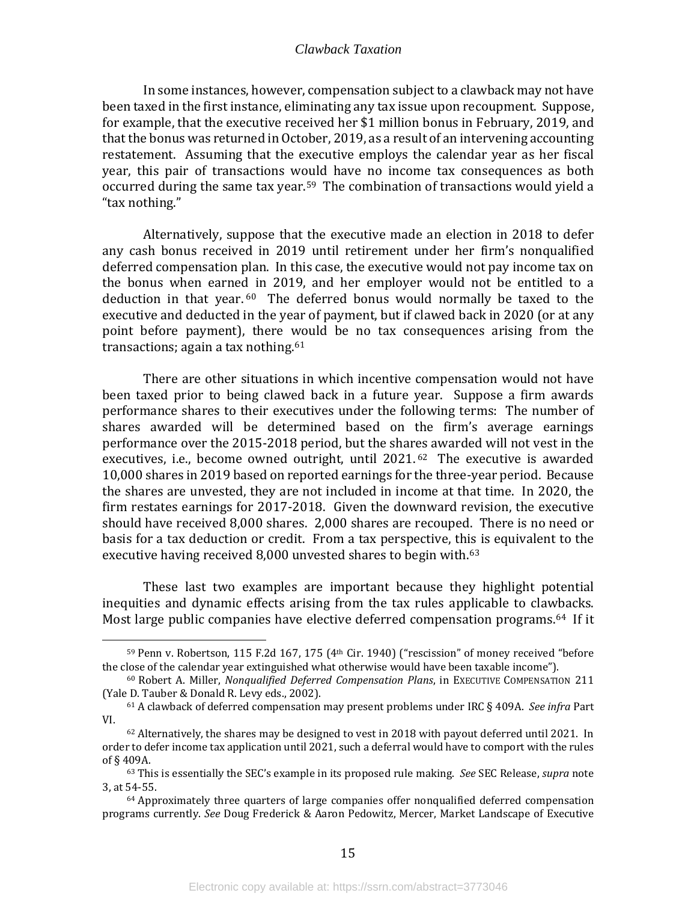In some instances, however, compensation subject to a clawback may not have been taxed in the first instance, eliminating any tax issue upon recoupment. Suppose, for example, that the executive received her $1 million bonus in February, 2019, and that the bonus was returned in October, 2019, as a result of an intervening accounting restatement. Assuming that the executive employs the calendar year as her fiscal year, this pair of transactions would have no income tax consequences as both occurred during the same tax year.[59] The combination of transactions would yield a "tax nothing."

Alternatively, suppose that the executive made an election in 2018 to defer any cash bonus received in 2019 until retirement under her firm's nonqualified deferred compensation plan. In this case, the executive would not pay income tax on the bonus when earned in 2019, and her employer would not be entitled to a deduction in that year.[60] The deferred bonus would normally be taxed to the executive and deducted in the year of payment, but if clawed back in 2020 (or at any point before payment), there would be no tax consequences arising from the transactions; again a tax nothing.[61]

There are other situations in which incentive compensation would not have been taxed prior to being clawed back in a future year. Suppose a firm awards performance shares to their executives under the following terms: The number of shares awarded will be determined based on the firm's average earnings performance over the 2015-2018 period, but the shares awarded will not vest in the executives, i.e., become owned outright, until 2021.[62] The executive is awarded 10,000 shares in 2019 based on reported earnings for the three-year period. Because the shares are unvested, they are not included in income at that time. In 2020, the firm restates earnings for 2017-2018. Given the downward revision, the executive should have received 8,000 shares. 2,000 shares are recouped. There is no need or basis for a tax deduction or credit. From a tax perspective, this is equivalent to the executive having received 8,000 unvested shares to begin with.[63]

These last two examples are important because they highlight potential inequities and dynamic effects arising from the tax rules applicable to clawbacks. Most large public companies have elective deferred compensation programs.[64] If it

---

[59] Penn v. Robertson, 115 F.2d 167, 175 (4th Cir. 1940) ("rescission" of money received "before the close of the calendar year extinguished what otherwise would have been taxable income").

[60] Robert A. Miller, *Nonqualified Deferred Compensation Plans*, in EXECUTIVE COMPENSATION 211 (Yale D. Tauber & Donald R. Levy eds., 2002).

[61] A clawback of deferred compensation may present problems under IRC § 409A. *See infra* Part VI.

[62] Alternatively, the shares may be designed to vest in 2018 with payout deferred until 2021. In order to defer income tax application until 2021, such a deferral would have to comport with the rules of § 409A.

[63] This is essentially the SEC's example in its proposed rule making. *See* SEC Release, *supra* note 3, at 54-55.

[64] Approximately three quarters of large companies offer nonqualified deferred compensation programs currently. *See* Doug Frederick & Aaron Pedowitz, Mercer, Market Landscape of Executive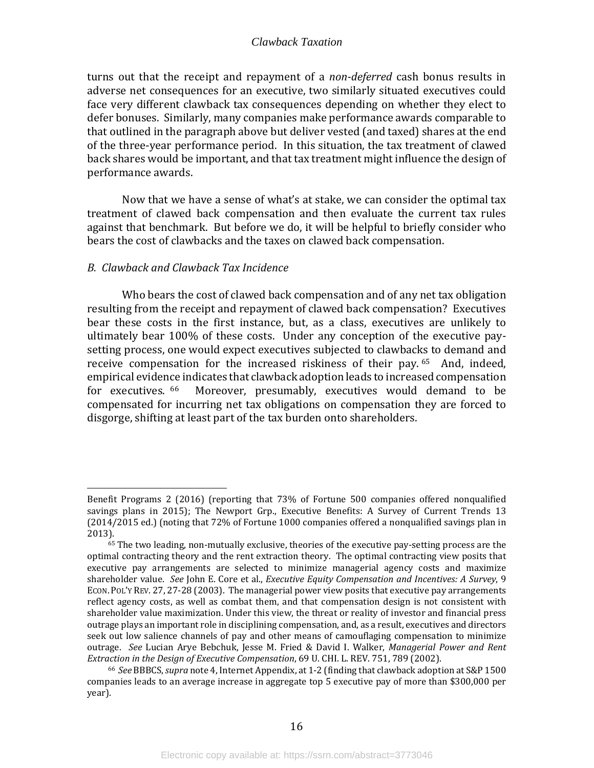turns out that the receipt and repayment of a *non-deferred* cash bonus results in adverse net consequences for an executive, two similarly situated executives could face very different clawback tax consequences depending on whether they elect to defer bonuses. Similarly, many companies make performance awards comparable to that outlined in the paragraph above but deliver vested (and taxed) shares at the end of the three-year performance period. In this situation, the tax treatment of clawed back shares would be important, and that tax treatment might influence the design of performance awards.

Now that we have a sense of what's at stake, we can consider the optimal tax treatment of clawed back compensation and then evaluate the current tax rules against that benchmark. But before we do, it will be helpful to briefly consider who bears the cost of clawbacks and the taxes on clawed back compensation.

### *B. Clawback and Clawback Tax Incidence*

Who bears the cost of clawed back compensation and of any net tax obligation resulting from the receipt and repayment of clawed back compensation? Executives bear these costs in the first instance, but, as a class, executives are unlikely to ultimately bear 100% of these costs. Under any conception of the executive pay-setting process, one would expect executives subjected to clawbacks to demand and receive compensation for the increased riskiness of their pay.[65] And, indeed, empirical evidence indicates that clawback adoption leads to increased compensation for executives.[66] Moreover, presumably, executives would demand to be compensated for incurring net tax obligations on compensation they are forced to disgorge, shifting at least part of the tax burden onto shareholders.

---

Benefit Programs 2 (2016) (reporting that 73% of Fortune 500 companies offered nonqualified savings plans in 2015); The Newport Grp., Executive Benefits: A Survey of Current Trends 13 (2014/2015 ed.) (noting that 72% of Fortune 1000 companies offered a nonqualified savings plan in 2013).

[65] The two leading, non-mutually exclusive, theories of the executive pay-setting process are the optimal contracting theory and the rent extraction theory. The optimal contracting view posits that executive pay arrangements are selected to minimize managerial agency costs and maximize shareholder value. *See* John E. Core et al., *Executive Equity Compensation and Incentives: A Survey*, 9 ECON. POL'Y REV. 27, 27-28 (2003). The managerial power view posits that executive pay arrangements reflect agency costs, as well as combat them, and that compensation design is not consistent with shareholder value maximization. Under this view, the threat or reality of investor and financial press outrage plays an important role in disciplining compensation, and, as a result, executives and directors seek out low salience channels of pay and other means of camouflaging compensation to minimize outrage. *See* Lucian Arye Bebchuk, Jesse M. Fried & David I. Walker, *Managerial Power and Rent Extraction in the Design of Executive Compensation*, 69 U. CHI. L. REV. 751, 789 (2002).

[66] *See* BBBCS, *supra* note 4, Internet Appendix, at 1-2 (finding that clawback adoption at S&P 1500 companies leads to an average increase in aggregate top 5 executive pay of more than $300,000 per year).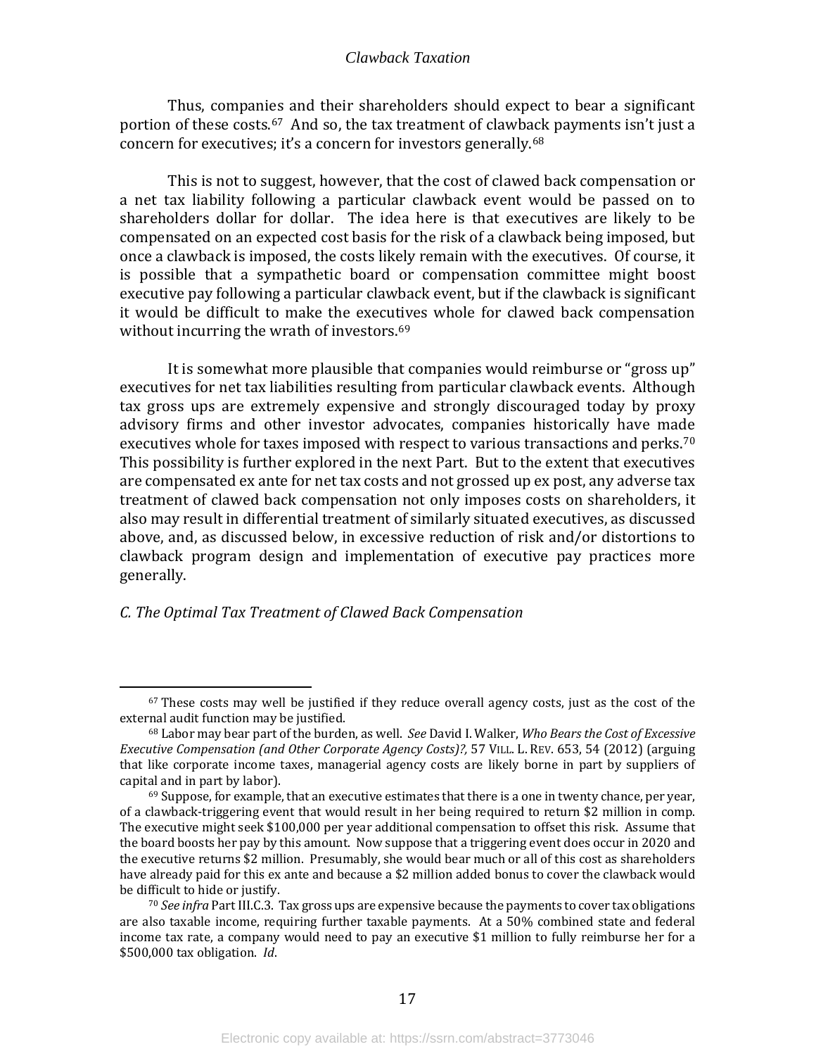Thus, companies and their shareholders should expect to bear a significant portion of these costs.[67] And so, the tax treatment of clawback payments isn't just a concern for executives; it's a concern for investors generally.[68]

This is not to suggest, however, that the cost of clawed back compensation or a net tax liability following a particular clawback event would be passed on to shareholders dollar for dollar. The idea here is that executives are likely to be compensated on an expected cost basis for the risk of a clawback being imposed, but once a clawback is imposed, the costs likely remain with the executives. Of course, it is possible that a sympathetic board or compensation committee might boost executive pay following a particular clawback event, but if the clawback is significant it would be difficult to make the executives whole for clawed back compensation without incurring the wrath of investors.[69]

It is somewhat more plausible that companies would reimburse or "gross up" executives for net tax liabilities resulting from particular clawback events. Although tax gross ups are extremely expensive and strongly discouraged today by proxy advisory firms and other investor advocates, companies historically have made executives whole for taxes imposed with respect to various transactions and perks.[70] This possibility is further explored in the next Part. But to the extent that executives are compensated ex ante for net tax costs and not grossed up ex post, any adverse tax treatment of clawed back compensation not only imposes costs on shareholders, it also may result in differential treatment of similarly situated executives, as discussed above, and, as discussed below, in excessive reduction of risk and/or distortions to clawback program design and implementation of executive pay practices more generally.

*C. The Optimal Tax Treatment of Clawed Back Compensation*

---

[67] These costs may well be justified if they reduce overall agency costs, just as the cost of the external audit function may be justified.

[68] Labor may bear part of the burden, as well. *See* David I. Walker, *Who Bears the Cost of Excessive Executive Compensation (and Other Corporate Agency Costs)?,* 57 VILL. L. REV. 653, 54 (2012) (arguing that like corporate income taxes, managerial agency costs are likely borne in part by suppliers of capital and in part by labor).

[69] Suppose, for example, that an executive estimates that there is a one in twenty chance, per year, of a clawback-triggering event that would result in her being required to return $2 million in comp. The executive might seek $100,000 per year additional compensation to offset this risk. Assume that the board boosts her pay by this amount. Now suppose that a triggering event does occur in 2020 and the executive returns $2 million. Presumably, she would bear much or all of this cost as shareholders have already paid for this ex ante and because a $2 million added bonus to cover the clawback would be difficult to hide or justify.

[70] *See infra* Part III.C.3. Tax gross ups are expensive because the payments to cover tax obligations are also taxable income, requiring further taxable payments. At a 50% combined state and federal income tax rate, a company would need to pay an executive $1 million to fully reimburse her for a $500,000 tax obligation. *Id*.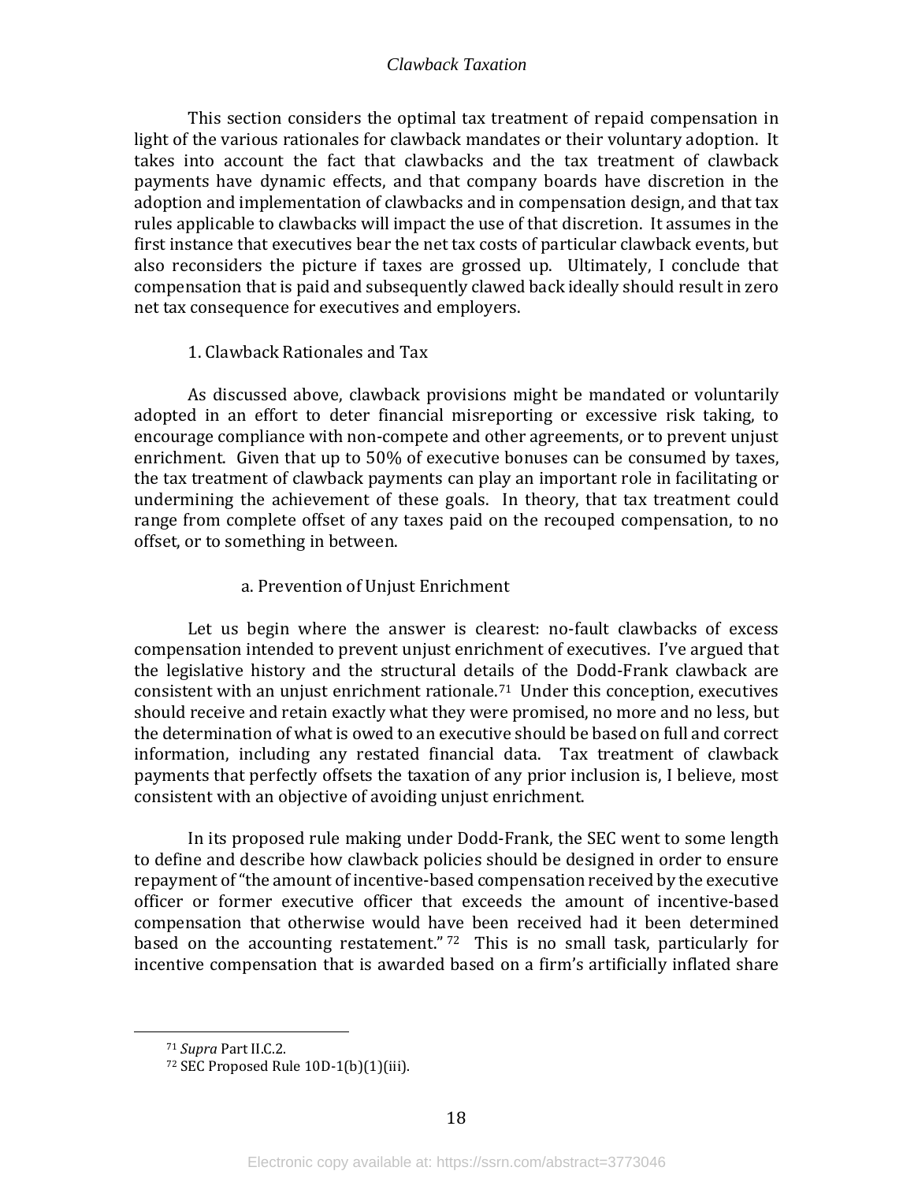This section considers the optimal tax treatment of repaid compensation in light of the various rationales for clawback mandates or their voluntary adoption. It takes into account the fact that clawbacks and the tax treatment of clawback payments have dynamic effects, and that company boards have discretion in the adoption and implementation of clawbacks and in compensation design, and that tax rules applicable to clawbacks will impact the use of that discretion. It assumes in the first instance that executives bear the net tax costs of particular clawback events, but also reconsiders the picture if taxes are grossed up. Ultimately, I conclude that compensation that is paid and subsequently clawed back ideally should result in zero net tax consequence for executives and employers.

#### 1. Clawback Rationales and Tax

As discussed above, clawback provisions might be mandated or voluntarily adopted in an effort to deter financial misreporting or excessive risk taking, to encourage compliance with non-compete and other agreements, or to prevent unjust enrichment. Given that up to 50% of executive bonuses can be consumed by taxes, the tax treatment of clawback payments can play an important role in facilitating or undermining the achievement of these goals. In theory, that tax treatment could range from complete offset of any taxes paid on the recouped compensation, to no offset, or to something in between.

##### a. Prevention of Unjust Enrichment

Let us begin where the answer is clearest: no-fault clawbacks of excess compensation intended to prevent unjust enrichment of executives. I've argued that the legislative history and the structural details of the Dodd-Frank clawback are consistent with an unjust enrichment rationale.[71] Under this conception, executives should receive and retain exactly what they were promised, no more and no less, but the determination of what is owed to an executive should be based on full and correct information, including any restated financial data. Tax treatment of clawback payments that perfectly offsets the taxation of any prior inclusion is, I believe, most consistent with an objective of avoiding unjust enrichment.

In its proposed rule making under Dodd-Frank, the SEC went to some length to define and describe how clawback policies should be designed in order to ensure repayment of "the amount of incentive-based compensation received by the executive officer or former executive officer that exceeds the amount of incentive-based compensation that otherwise would have been received had it been determined based on the accounting restatement."[72] This is no small task, particularly for incentive compensation that is awarded based on a firm's artificially inflated share

---

[71] *Supra* Part II.C.2.

[72] SEC Proposed Rule 10D-1(b)(1)(iii).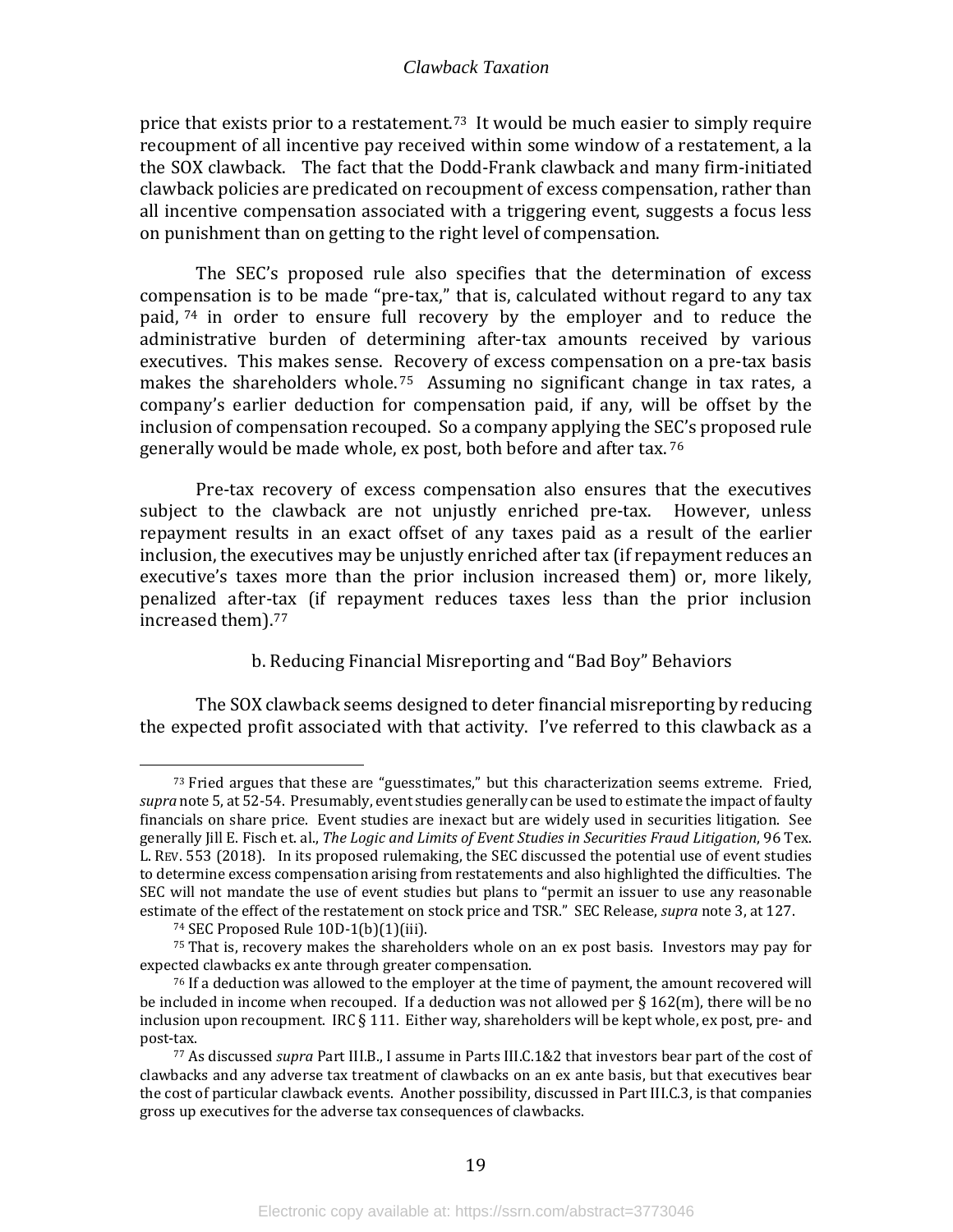price that exists prior to a restatement.[73] It would be much easier to simply require recoupment of all incentive pay received within some window of a restatement, a la the SOX clawback. The fact that the Dodd-Frank clawback and many firm-initiated clawback policies are predicated on recoupment of excess compensation, rather than all incentive compensation associated with a triggering event, suggests a focus less on punishment than on getting to the right level of compensation.

The SEC's proposed rule also specifies that the determination of excess compensation is to be made "pre-tax," that is, calculated without regard to any tax paid,[74] in order to ensure full recovery by the employer and to reduce the administrative burden of determining after-tax amounts received by various executives. This makes sense. Recovery of excess compensation on a pre-tax basis makes the shareholders whole.[75] Assuming no significant change in tax rates, a company's earlier deduction for compensation paid, if any, will be offset by the inclusion of compensation recouped. So a company applying the SEC's proposed rule generally would be made whole, ex post, both before and after tax.[76]

Pre-tax recovery of excess compensation also ensures that the executives subject to the clawback are not unjustly enriched pre-tax. However, unless repayment results in an exact offset of any taxes paid as a result of the earlier inclusion, the executives may be unjustly enriched after tax (if repayment reduces an executive's taxes more than the prior inclusion increased them) or, more likely, penalized after-tax (if repayment reduces taxes less than the prior inclusion increased them).[77]

b. Reducing Financial Misreporting and "Bad Boy" Behaviors

The SOX clawback seems designed to deter financial misreporting by reducing the expected profit associated with that activity. I've referred to this clawback as a

---

[73] Fried argues that these are "guesstimates," but this characterization seems extreme. Fried, *supra* note 5, at 52-54. Presumably, event studies generally can be used to estimate the impact of faulty financials on share price. Event studies are inexact but are widely used in securities litigation. See generally Jill E. Fisch et. al., *The Logic and Limits of Event Studies in Securities Fraud Litigation*, 96 Tex. L. Rev. 553 (2018). In its proposed rulemaking, the SEC discussed the potential use of event studies to determine excess compensation arising from restatements and also highlighted the difficulties. The SEC will not mandate the use of event studies but plans to "permit an issuer to use any reasonable estimate of the effect of the restatement on stock price and TSR." SEC Release, *supra* note 3, at 127.

[74] SEC Proposed Rule 10D-1(b)(1)(iii).

[75] That is, recovery makes the shareholders whole on an ex post basis. Investors may pay for expected clawbacks ex ante through greater compensation.

[76] If a deduction was allowed to the employer at the time of payment, the amount recovered will be included in income when recouped. If a deduction was not allowed per § 162(m), there will be no inclusion upon recoupment. IRC § 111. Either way, shareholders will be kept whole, ex post, pre- and post-tax.

[77] As discussed *supra* Part III.B., I assume in Parts III.C.1&2 that investors bear part of the cost of clawbacks and any adverse tax treatment of clawbacks on an ex ante basis, but that executives bear the cost of particular clawback events. Another possibility, discussed in Part III.C.3, is that companies gross up executives for the adverse tax consequences of clawbacks.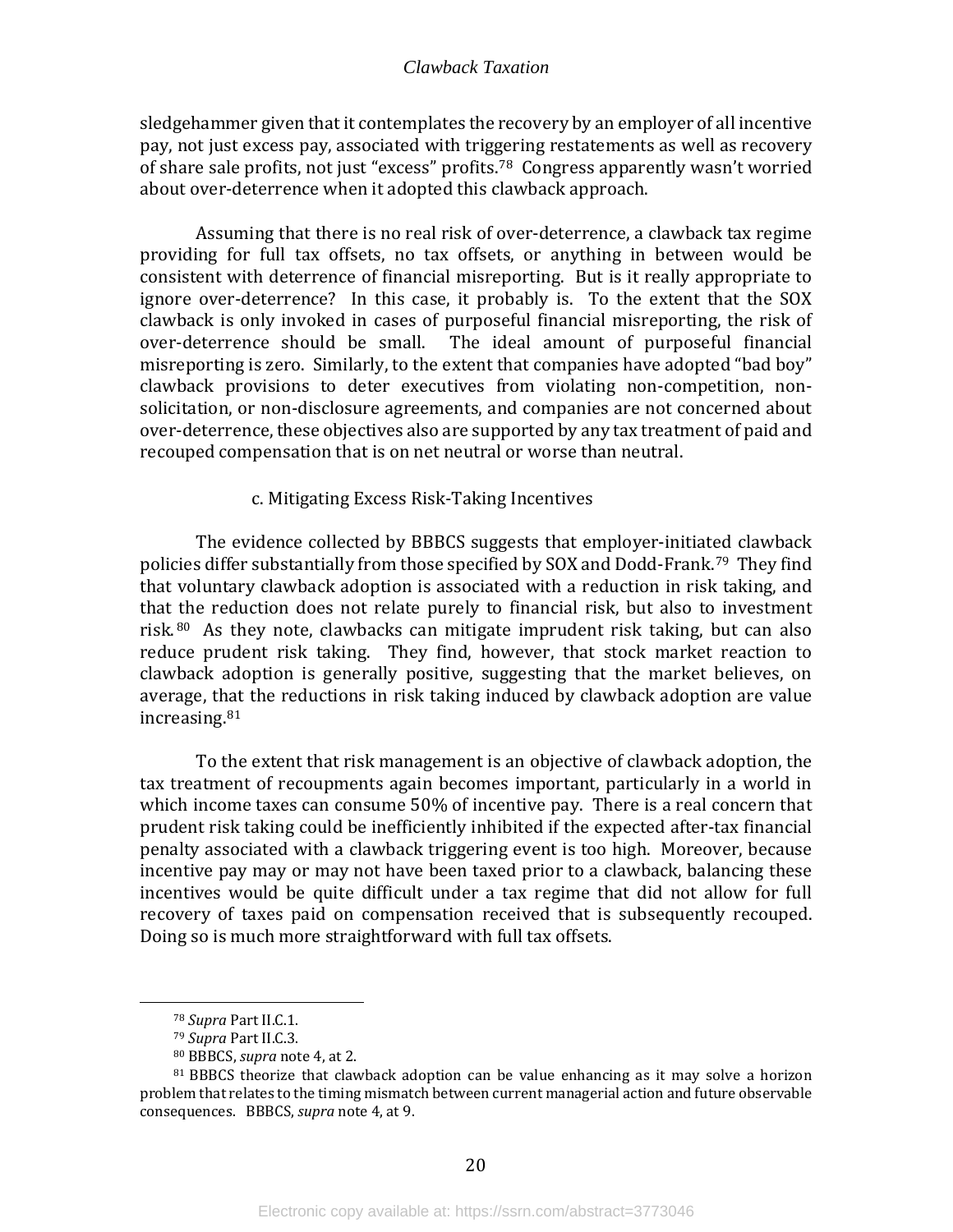sledgehammer given that it contemplates the recovery by an employer of all incentive pay, not just excess pay, associated with triggering restatements as well as recovery of share sale profits, not just "excess" profits.[78] Congress apparently wasn't worried about over-deterrence when it adopted this clawback approach.

Assuming that there is no real risk of over-deterrence, a clawback tax regime providing for full tax offsets, no tax offsets, or anything in between would be consistent with deterrence of financial misreporting. But is it really appropriate to ignore over-deterrence? In this case, it probably is. To the extent that the SOX clawback is only invoked in cases of purposeful financial misreporting, the risk of over-deterrence should be small. The ideal amount of purposeful financial misreporting is zero. Similarly, to the extent that companies have adopted "bad boy" clawback provisions to deter executives from violating non-competition, non-solicitation, or non-disclosure agreements, and companies are not concerned about over-deterrence, these objectives also are supported by any tax treatment of paid and recouped compensation that is on net neutral or worse than neutral.

#### c. Mitigating Excess Risk-Taking Incentives

The evidence collected by BBBCS suggests that employer-initiated clawback policies differ substantially from those specified by SOX and Dodd-Frank.[79] They find that voluntary clawback adoption is associated with a reduction in risk taking, and that the reduction does not relate purely to financial risk, but also to investment risk.[80] As they note, clawbacks can mitigate imprudent risk taking, but can also reduce prudent risk taking. They find, however, that stock market reaction to clawback adoption is generally positive, suggesting that the market believes, on average, that the reductions in risk taking induced by clawback adoption are value increasing.[81]

To the extent that risk management is an objective of clawback adoption, the tax treatment of recoupments again becomes important, particularly in a world in which income taxes can consume 50% of incentive pay. There is a real concern that prudent risk taking could be inefficiently inhibited if the expected after-tax financial penalty associated with a clawback triggering event is too high. Moreover, because incentive pay may or may not have been taxed prior to a clawback, balancing these incentives would be quite difficult under a tax regime that did not allow for full recovery of taxes paid on compensation received that is subsequently recouped. Doing so is much more straightforward with full tax offsets.

---

[78] *Supra* Part II.C.1.

[79] *Supra* Part II.C.3.

[80] BBBCS, *supra* note 4, at 2.

[81] BBBCS theorize that clawback adoption can be value enhancing as it may solve a horizon problem that relates to the timing mismatch between current managerial action and future observable consequences. BBBCS, *supra* note 4, at 9.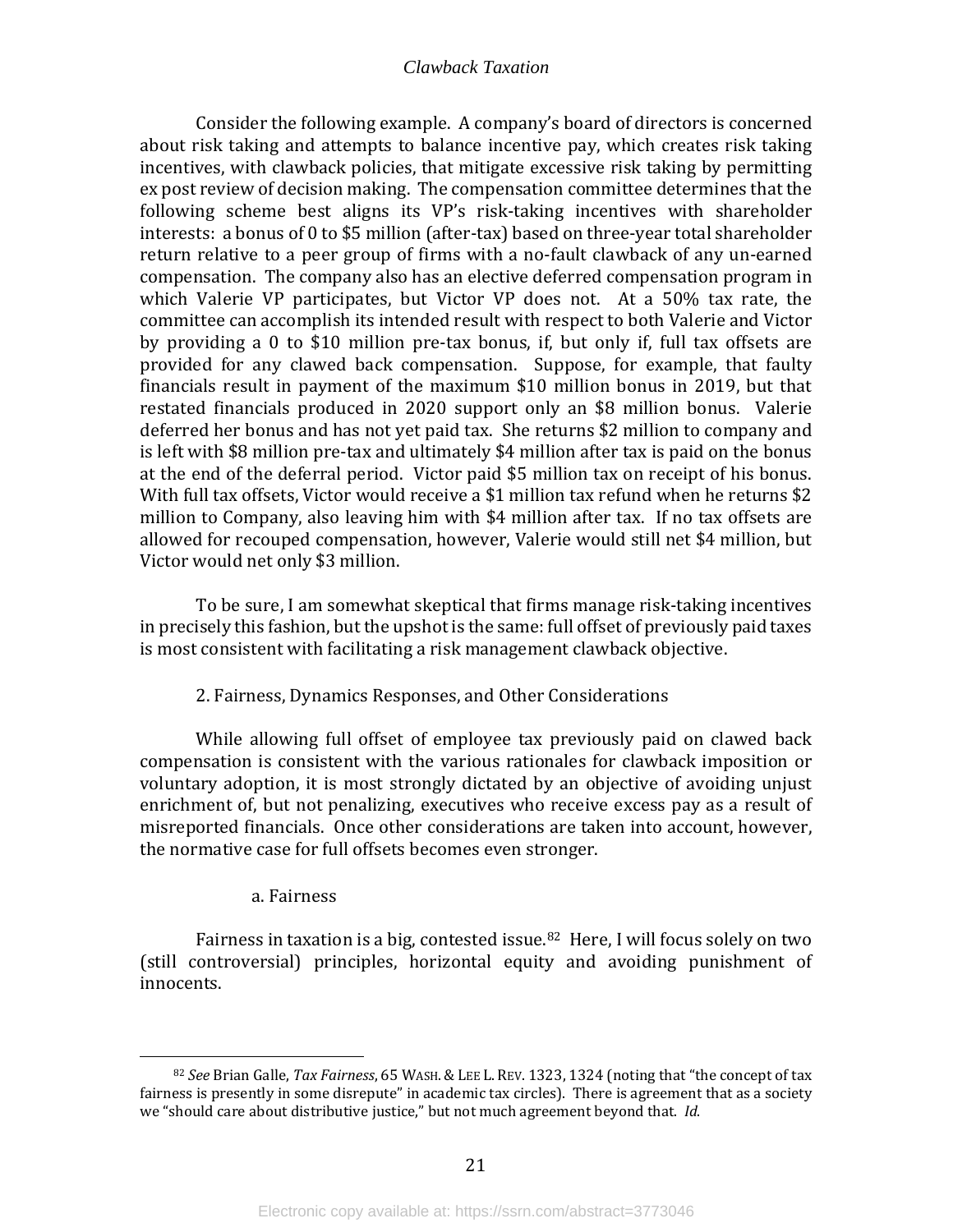Consider the following example. A company's board of directors is concerned about risk taking and attempts to balance incentive pay, which creates risk taking incentives, with clawback policies, that mitigate excessive risk taking by permitting ex post review of decision making. The compensation committee determines that the following scheme best aligns its VP's risk-taking incentives with shareholder interests: a bonus of 0 to $5 million (after-tax) based on three-year total shareholder return relative to a peer group of firms with a no-fault clawback of any un-earned compensation. The company also has an elective deferred compensation program in which Valerie VP participates, but Victor VP does not. At a 50% tax rate, the committee can accomplish its intended result with respect to both Valerie and Victor by providing a 0 to $10 million pre-tax bonus, if, but only if, full tax offsets are provided for any clawed back compensation. Suppose, for example, that faulty financials result in payment of the maximum $10 million bonus in 2019, but that restated financials produced in 2020 support only an $8 million bonus. Valerie deferred her bonus and has not yet paid tax. She returns $2 million to company and is left with $8 million pre-tax and ultimately $4 million after tax is paid on the bonus at the end of the deferral period. Victor paid $5 million tax on receipt of his bonus. With full tax offsets, Victor would receive a $1 million tax refund when he returns $2 million to Company, also leaving him with $4 million after tax. If no tax offsets are allowed for recouped compensation, however, Valerie would still net $4 million, but Victor would net only $3 million.

To be sure, I am somewhat skeptical that firms manage risk-taking incentives in precisely this fashion, but the upshot is the same: full offset of previously paid taxes is most consistent with facilitating a risk management clawback objective.

### 2. Fairness, Dynamics Responses, and Other Considerations

While allowing full offset of employee tax previously paid on clawed back compensation is consistent with the various rationales for clawback imposition or voluntary adoption, it is most strongly dictated by an objective of avoiding unjust enrichment of, but not penalizing, executives who receive excess pay as a result of misreported financials. Once other considerations are taken into account, however, the normative case for full offsets becomes even stronger.

#### a. Fairness

Fairness in taxation is a big, contested issue.[82] Here, I will focus solely on two (still controversial) principles, horizontal equity and avoiding punishment of innocents.

[82] *See* Brian Galle, *Tax Fairness*, 65 WASH. & LEE L. REV. 1323, 1324 (noting that "the concept of tax fairness is presently in some disrepute" in academic tax circles). There is agreement that as a society we "should care about distributive justice," but not much agreement beyond that. *Id.*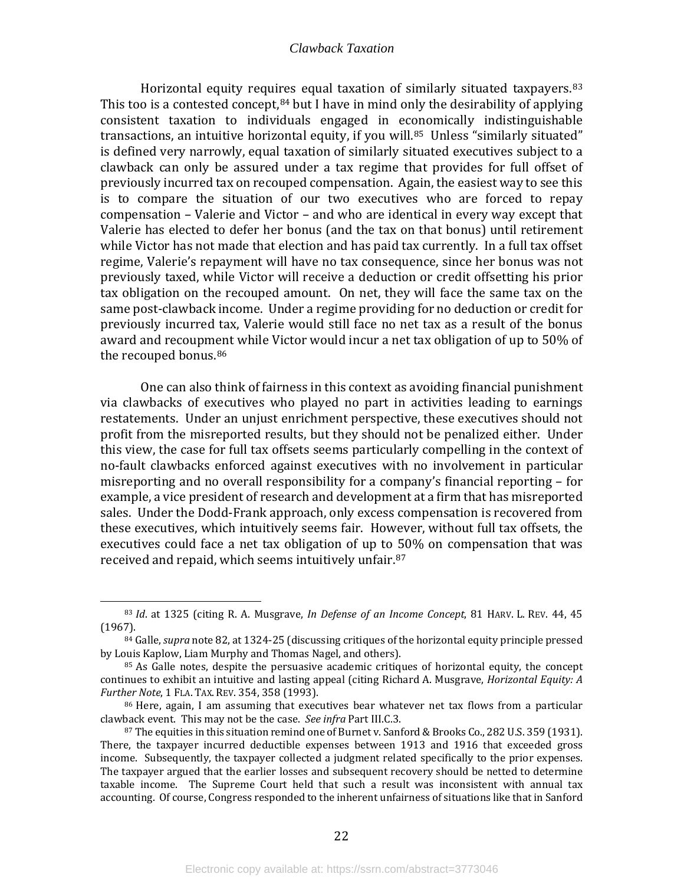Horizontal equity requires equal taxation of similarly situated taxpayers.[83] This too is a contested concept,[84] but I have in mind only the desirability of applying consistent taxation to individuals engaged in economically indistinguishable transactions, an intuitive horizontal equity, if you will.[85] Unless "similarly situated" is defined very narrowly, equal taxation of similarly situated executives subject to a clawback can only be assured under a tax regime that provides for full offset of previously incurred tax on recouped compensation. Again, the easiest way to see this is to compare the situation of our two executives who are forced to repay compensation – Valerie and Victor – and who are identical in every way except that Valerie has elected to defer her bonus (and the tax on that bonus) until retirement while Victor has not made that election and has paid tax currently. In a full tax offset regime, Valerie's repayment will have no tax consequence, since her bonus was not previously taxed, while Victor will receive a deduction or credit offsetting his prior tax obligation on the recouped amount. On net, they will face the same tax on the same post-clawback income. Under a regime providing for no deduction or credit for previously incurred tax, Valerie would still face no net tax as a result of the bonus award and recoupment while Victor would incur a net tax obligation of up to 50% of the recouped bonus.[86]

One can also think of fairness in this context as avoiding financial punishment via clawbacks of executives who played no part in activities leading to earnings restatements. Under an unjust enrichment perspective, these executives should not profit from the misreported results, but they should not be penalized either. Under this view, the case for full tax offsets seems particularly compelling in the context of no-fault clawbacks enforced against executives with no involvement in particular misreporting and no overall responsibility for a company's financial reporting – for example, a vice president of research and development at a firm that has misreported sales. Under the Dodd-Frank approach, only excess compensation is recovered from these executives, which intuitively seems fair. However, without full tax offsets, the executives could face a net tax obligation of up to 50% on compensation that was received and repaid, which seems intuitively unfair.[87]

---

[83] *Id*. at 1325 (citing R. A. Musgrave, *In Defense of an Income Concept*, 81 HARV. L. REV. 44, 45 (1967).

[84] Galle, *supra* note 82, at 1324-25 (discussing critiques of the horizontal equity principle pressed by Louis Kaplow, Liam Murphy and Thomas Nagel, and others).

[85] As Galle notes, despite the persuasive academic critiques of horizontal equity, the concept continues to exhibit an intuitive and lasting appeal (citing Richard A. Musgrave, *Horizontal Equity: A Further Note*, 1 FLA. TAX. REV. 354, 358 (1993).

[86] Here, again, I am assuming that executives bear whatever net tax flows from a particular clawback event. This may not be the case. *See infra* Part III.C.3.

[87] The equities in this situation remind one of Burnet v. Sanford & Brooks Co., 282 U.S. 359 (1931). There, the taxpayer incurred deductible expenses between 1913 and 1916 that exceeded gross income. Subsequently, the taxpayer collected a judgment related specifically to the prior expenses. The taxpayer argued that the earlier losses and subsequent recovery should be netted to determine taxable income. The Supreme Court held that such a result was inconsistent with annual tax accounting. Of course, Congress responded to the inherent unfairness of situations like that in Sanford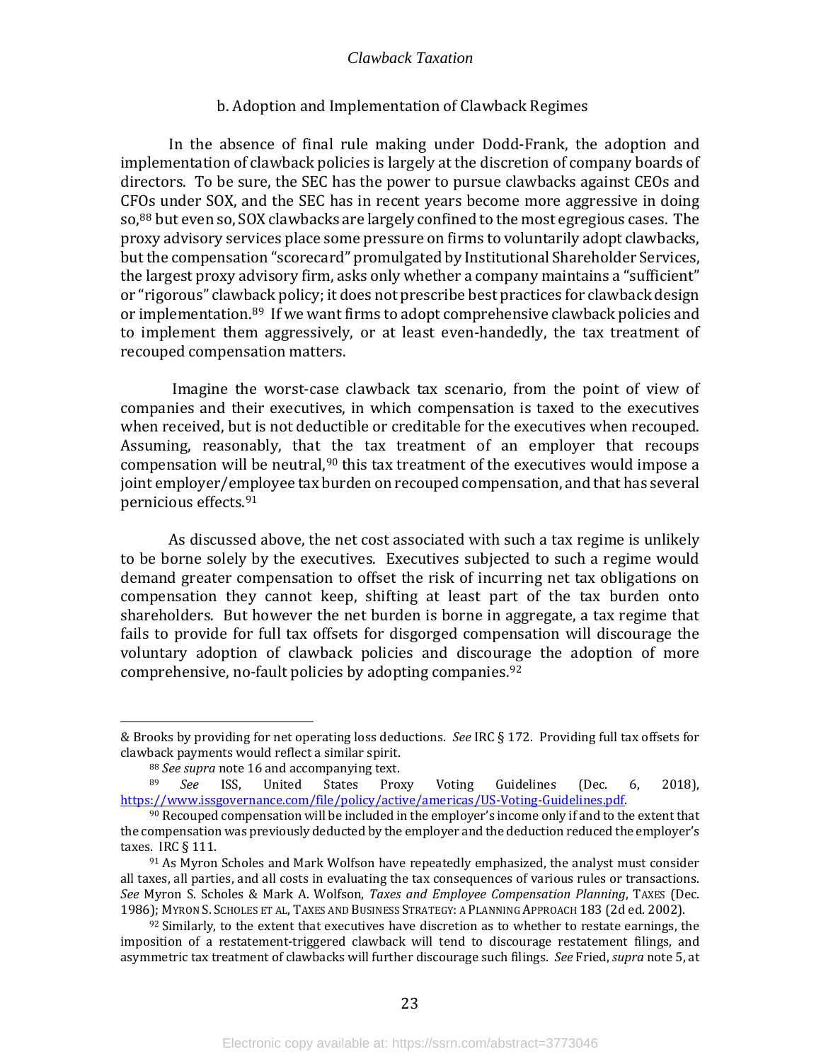### b. Adoption and Implementation of Clawback Regimes

In the absence of final rule making under Dodd-Frank, the adoption and implementation of clawback policies is largely at the discretion of company boards of directors. To be sure, the SEC has the power to pursue clawbacks against CEOs and CFOs under SOX, and the SEC has in recent years become more aggressive in doing so,[88] but even so, SOX clawbacks are largely confined to the most egregious cases. The proxy advisory services place some pressure on firms to voluntarily adopt clawbacks, but the compensation "scorecard" promulgated by Institutional Shareholder Services, the largest proxy advisory firm, asks only whether a company maintains a "sufficient" or "rigorous" clawback policy; it does not prescribe best practices for clawback design or implementation.[89] If we want firms to adopt comprehensive clawback policies and to implement them aggressively, or at least even-handedly, the tax treatment of recouped compensation matters.

Imagine the worst-case clawback tax scenario, from the point of view of companies and their executives, in which compensation is taxed to the executives when received, but is not deductible or creditable for the executives when recouped. Assuming, reasonably, that the tax treatment of an employer that recoups compensation will be neutral,[90] this tax treatment of the executives would impose a joint employer/employee tax burden on recouped compensation, and that has several pernicious effects.[91]

As discussed above, the net cost associated with such a tax regime is unlikely to be borne solely by the executives. Executives subjected to such a regime would demand greater compensation to offset the risk of incurring net tax obligations on compensation they cannot keep, shifting at least part of the tax burden onto shareholders. But however the net burden is borne in aggregate, a tax regime that fails to provide for full tax offsets for disgorged compensation will discourage the voluntary adoption of clawback policies and discourage the adoption of more comprehensive, no-fault policies by adopting companies.[92]

---

& Brooks by providing for net operating loss deductions. *See* IRC § 172. Providing full tax offsets for clawback payments would reflect a similar spirit.

[88] *See supra* note 16 and accompanying text.

[89] *See* ISS, United States Proxy Voting Guidelines (Dec. 6, 2018), https://www.issgovernance.com/file/policy/active/americas/US-Voting-Guidelines.pdf.

[90] Recouped compensation will be included in the employer's income only if and to the extent that the compensation was previously deducted by the employer and the deduction reduced the employer's taxes. IRC § 111.

[91] As Myron Scholes and Mark Wolfson have repeatedly emphasized, the analyst must consider all taxes, all parties, and all costs in evaluating the tax consequences of various rules or transactions. *See* Myron S. Scholes & Mark A. Wolfson, *Taxes and Employee Compensation Planning*, TAXES (Dec. 1986); MYRON S. SCHOLES ET AL, TAXES AND BUSINESS STRATEGY: A PLANNING APPROACH 183 (2d ed. 2002).

[92] Similarly, to the extent that executives have discretion as to whether to restate earnings, the imposition of a restatement-triggered clawback will tend to discourage restatement filings, and asymmetric tax treatment of clawbacks will further discourage such filings. *See* Fried, *supra* note 5, at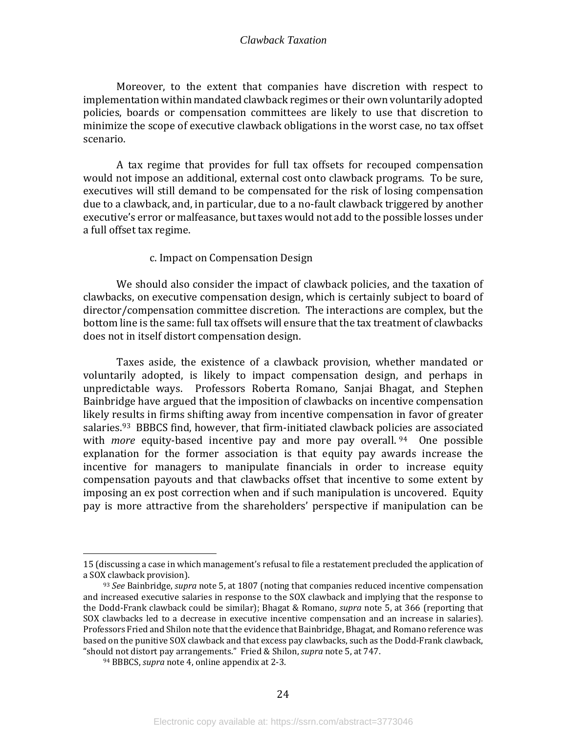Moreover, to the extent that companies have discretion with respect to implementation within mandated clawback regimes or their own voluntarily adopted policies, boards or compensation committees are likely to use that discretion to minimize the scope of executive clawback obligations in the worst case, no tax offset scenario.

A tax regime that provides for full tax offsets for recouped compensation would not impose an additional, external cost onto clawback programs. To be sure, executives will still demand to be compensated for the risk of losing compensation due to a clawback, and, in particular, due to a no-fault clawback triggered by another executive's error or malfeasance, but taxes would not add to the possible losses under a full offset tax regime.

#### c. Impact on Compensation Design

We should also consider the impact of clawback policies, and the taxation of clawbacks, on executive compensation design, which is certainly subject to board of director/compensation committee discretion. The interactions are complex, but the bottom line is the same: full tax offsets will ensure that the tax treatment of clawbacks does not in itself distort compensation design.

Taxes aside, the existence of a clawback provision, whether mandated or voluntarily adopted, is likely to impact compensation design, and perhaps in unpredictable ways. Professors Roberta Romano, Sanjai Bhagat, and Stephen Bainbridge have argued that the imposition of clawbacks on incentive compensation likely results in firms shifting away from incentive compensation in favor of greater salaries.[93] BBBCS find, however, that firm-initiated clawback policies are associated with *more* equity-based incentive pay and more pay overall.[94] One possible explanation for the former association is that equity pay awards increase the incentive for managers to manipulate financials in order to increase equity compensation payouts and that clawbacks offset that incentive to some extent by imposing an ex post correction when and if such manipulation is uncovered. Equity pay is more attractive from the shareholders' perspective if manipulation can be

---

15 (discussing a case in which management's refusal to file a restatement precluded the application of a SOX clawback provision).

[93] *See* Bainbridge, *supra* note 5, at 1807 (noting that companies reduced incentive compensation and increased executive salaries in response to the SOX clawback and implying that the response to the Dodd-Frank clawback could be similar); Bhagat & Romano, *supra* note 5, at 366 (reporting that SOX clawbacks led to a decrease in executive incentive compensation and an increase in salaries). Professors Fried and Shilon note that the evidence that Bainbridge, Bhagat, and Romano reference was based on the punitive SOX clawback and that excess pay clawbacks, such as the Dodd-Frank clawback, "should not distort pay arrangements." Fried & Shilon, *supra* note 5, at 747.

[94] BBBCS, *supra* note 4, online appendix at 2-3.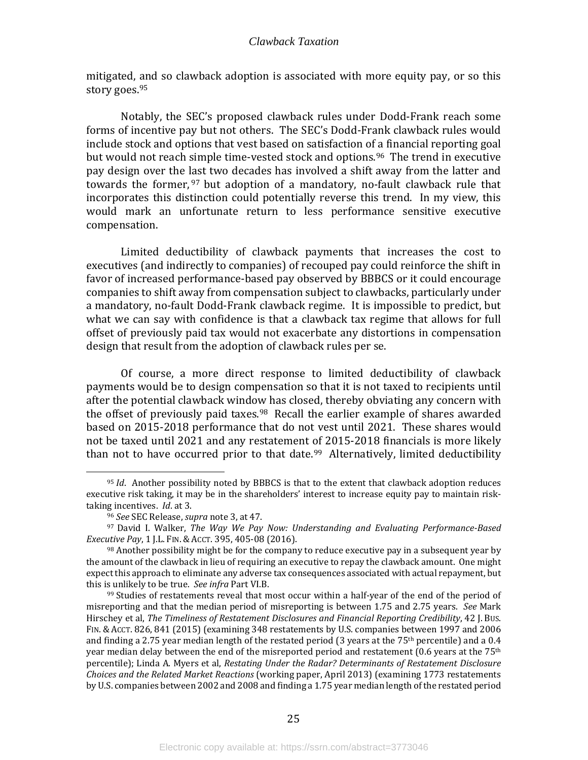mitigated, and so clawback adoption is associated with more equity pay, or so this story goes.[95]

Notably, the SEC's proposed clawback rules under Dodd-Frank reach some forms of incentive pay but not others. The SEC's Dodd-Frank clawback rules would include stock and options that vest based on satisfaction of a financial reporting goal but would not reach simple time-vested stock and options.[96] The trend in executive pay design over the last two decades has involved a shift away from the latter and towards the former,[97] but adoption of a mandatory, no-fault clawback rule that incorporates this distinction could potentially reverse this trend. In my view, this would mark an unfortunate return to less performance sensitive executive compensation.

Limited deductibility of clawback payments that increases the cost to executives (and indirectly to companies) of recouped pay could reinforce the shift in favor of increased performance-based pay observed by BBBCS or it could encourage companies to shift away from compensation subject to clawbacks, particularly under a mandatory, no-fault Dodd-Frank clawback regime. It is impossible to predict, but what we can say with confidence is that a clawback tax regime that allows for full offset of previously paid tax would not exacerbate any distortions in compensation design that result from the adoption of clawback rules per se.

Of course, a more direct response to limited deductibility of clawback payments would be to design compensation so that it is not taxed to recipients until after the potential clawback window has closed, thereby obviating any concern with the offset of previously paid taxes.[98] Recall the earlier example of shares awarded based on 2015-2018 performance that do not vest until 2021. These shares would not be taxed until 2021 and any restatement of 2015-2018 financials is more likely than not to have occurred prior to that date.[99] Alternatively, limited deductibility

---

[95] *Id*. Another possibility noted by BBBCS is that to the extent that clawback adoption reduces executive risk taking, it may be in the shareholders' interest to increase equity pay to maintain risk-taking incentives. *Id*. at 3.

[96] *See* SEC Release, *supra* note 3, at 47.

[97] David I. Walker, *The Way We Pay Now: Understanding and Evaluating Performance-Based Executive Pay*, 1 J.L. FIN. & ACCT. 395, 405-08 (2016).

[98] Another possibility might be for the company to reduce executive pay in a subsequent year by the amount of the clawback in lieu of requiring an executive to repay the clawback amount. One might expect this approach to eliminate any adverse tax consequences associated with actual repayment, but this is unlikely to be true. *See infra* Part VI.B.

[99] Studies of restatements reveal that most occur within a half-year of the end of the period of misreporting and that the median period of misreporting is between 1.75 and 2.75 years. *See* Mark Hirschey et al, *The Timeliness of Restatement Disclosures and Financial Reporting Credibility*, 42 J. BUS. FIN. & ACCT. 826, 841 (2015) (examining 348 restatements by U.S. companies between 1997 and 2006 and finding a 2.75 year median length of the restated period (3 years at the 75th percentile) and a 0.4 year median delay between the end of the misreported period and restatement (0.6 years at the 75th percentile); Linda A. Myers et al, *Restating Under the Radar? Determinants of Restatement Disclosure Choices and the Related Market Reactions* (working paper, April 2013) (examining 1773 restatements by U.S. companies between 2002 and 2008 and finding a 1.75 year median length of the restated period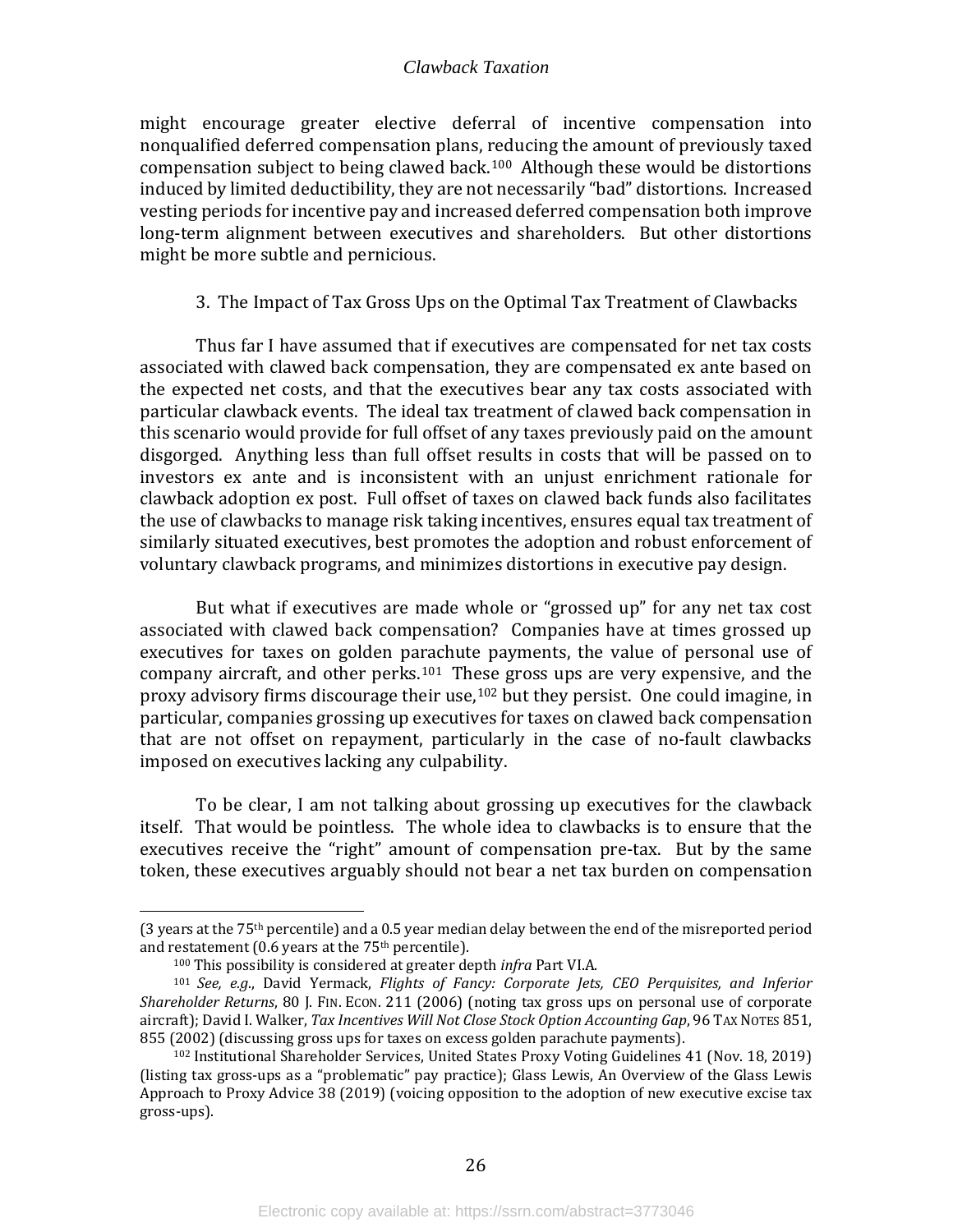might encourage greater elective deferral of incentive compensation into nonqualified deferred compensation plans, reducing the amount of previously taxed compensation subject to being clawed back.[100] Although these would be distortions induced by limited deductibility, they are not necessarily "bad" distortions. Increased vesting periods for incentive pay and increased deferred compensation both improve long-term alignment between executives and shareholders. But other distortions might be more subtle and pernicious.

### 3. The Impact of Tax Gross Ups on the Optimal Tax Treatment of Clawbacks

Thus far I have assumed that if executives are compensated for net tax costs associated with clawed back compensation, they are compensated ex ante based on the expected net costs, and that the executives bear any tax costs associated with particular clawback events. The ideal tax treatment of clawed back compensation in this scenario would provide for full offset of any taxes previously paid on the amount disgorged. Anything less than full offset results in costs that will be passed on to investors ex ante and is inconsistent with an unjust enrichment rationale for clawback adoption ex post. Full offset of taxes on clawed back funds also facilitates the use of clawbacks to manage risk taking incentives, ensures equal tax treatment of similarly situated executives, best promotes the adoption and robust enforcement of voluntary clawback programs, and minimizes distortions in executive pay design.

But what if executives are made whole or "grossed up" for any net tax cost associated with clawed back compensation? Companies have at times grossed up executives for taxes on golden parachute payments, the value of personal use of company aircraft, and other perks.[101] These gross ups are very expensive, and the proxy advisory firms discourage their use,[102] but they persist. One could imagine, in particular, companies grossing up executives for taxes on clawed back compensation that are not offset on repayment, particularly in the case of no-fault clawbacks imposed on executives lacking any culpability.

To be clear, I am not talking about grossing up executives for the clawback itself. That would be pointless. The whole idea to clawbacks is to ensure that the executives receive the "right" amount of compensation pre-tax. But by the same token, these executives arguably should not bear a net tax burden on compensation

---

(3 years at the 75th percentile) and a 0.5 year median delay between the end of the misreported period and restatement (0.6 years at the 75th percentile).

[100] This possibility is considered at greater depth *infra* Part VI.A.

[101] *See, e.g.*, David Yermack, *Flights of Fancy: Corporate Jets, CEO Perquisites, and Inferior Shareholder Returns*, 80 J. FIN. ECON. 211 (2006) (noting tax gross ups on personal use of corporate aircraft); David I. Walker, *Tax Incentives Will Not Close Stock Option Accounting Gap*, 96 TAX NOTES 851, 855 (2002) (discussing gross ups for taxes on excess golden parachute payments).

[102] Institutional Shareholder Services, United States Proxy Voting Guidelines 41 (Nov. 18, 2019) (listing tax gross-ups as a "problematic" pay practice); Glass Lewis, An Overview of the Glass Lewis Approach to Proxy Advice 38 (2019) (voicing opposition to the adoption of new executive excise tax gross-ups).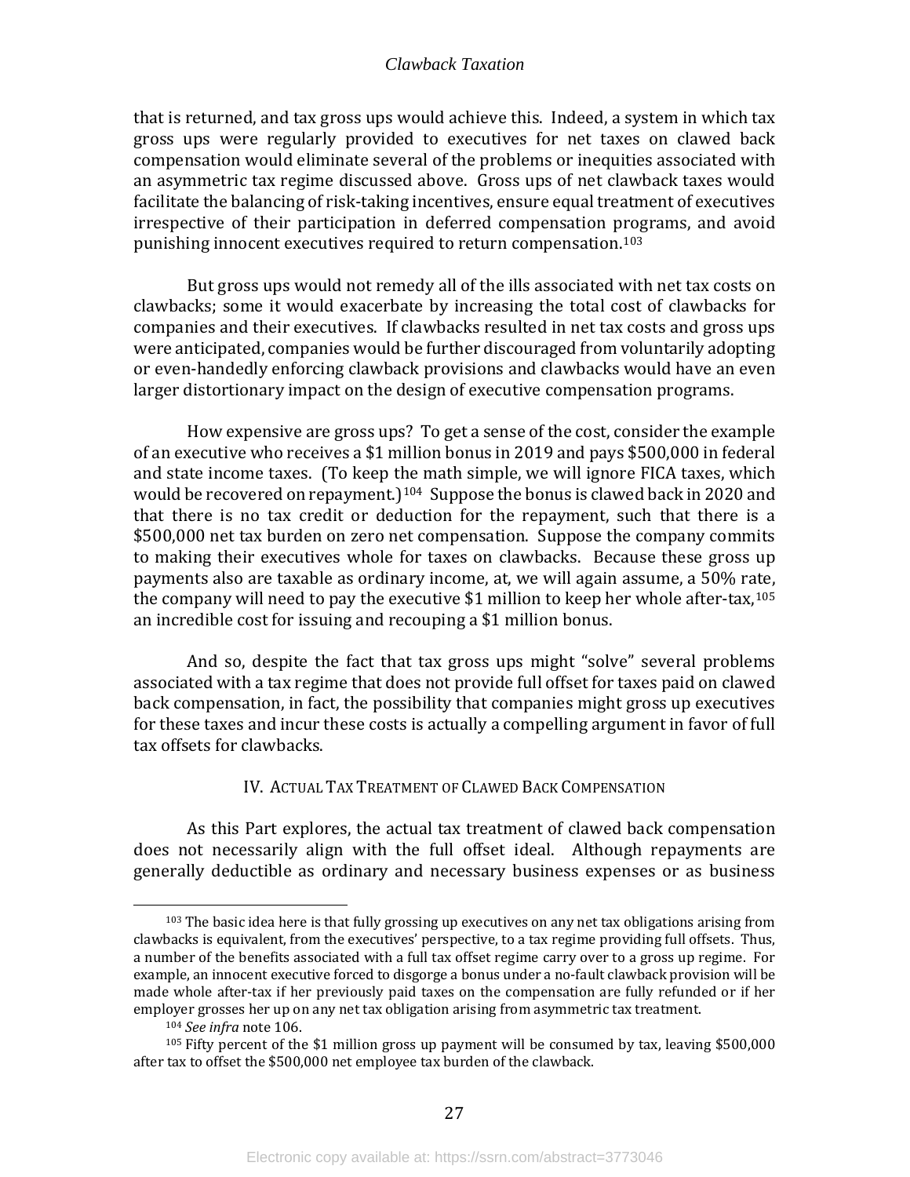that is returned, and tax gross ups would achieve this. Indeed, a system in which tax gross ups were regularly provided to executives for net taxes on clawed back compensation would eliminate several of the problems or inequities associated with an asymmetric tax regime discussed above. Gross ups of net clawback taxes would facilitate the balancing of risk-taking incentives, ensure equal treatment of executives irrespective of their participation in deferred compensation programs, and avoid punishing innocent executives required to return compensation.[103]

But gross ups would not remedy all of the ills associated with net tax costs on clawbacks; some it would exacerbate by increasing the total cost of clawbacks for companies and their executives. If clawbacks resulted in net tax costs and gross ups were anticipated, companies would be further discouraged from voluntarily adopting or even-handedly enforcing clawback provisions and clawbacks would have an even larger distortionary impact on the design of executive compensation programs.

How expensive are gross ups? To get a sense of the cost, consider the example of an executive who receives a $1 million bonus in 2019 and pays $500,000 in federal and state income taxes. (To keep the math simple, we will ignore FICA taxes, which would be recovered on repayment.)[104] Suppose the bonus is clawed back in 2020 and that there is no tax credit or deduction for the repayment, such that there is a $500,000 net tax burden on zero net compensation. Suppose the company commits to making their executives whole for taxes on clawbacks. Because these gross up payments also are taxable as ordinary income, at, we will again assume, a 50% rate, the company will need to pay the executive $1 million to keep her whole after-tax,[105] an incredible cost for issuing and recouping a $1 million bonus.

And so, despite the fact that tax gross ups might "solve" several problems associated with a tax regime that does not provide full offset for taxes paid on clawed back compensation, in fact, the possibility that companies might gross up executives for these taxes and incur these costs is actually a compelling argument in favor of full tax offsets for clawbacks.

## IV. Actual Tax Treatment of Clawed Back Compensation

As this Part explores, the actual tax treatment of clawed back compensation does not necessarily align with the full offset ideal. Although repayments are generally deductible as ordinary and necessary business expenses or as business

---

[103] The basic idea here is that fully grossing up executives on any net tax obligations arising from clawbacks is equivalent, from the executives' perspective, to a tax regime providing full offsets. Thus, a number of the benefits associated with a full tax offset regime carry over to a gross up regime. For example, an innocent executive forced to disgorge a bonus under a no-fault clawback provision will be made whole after-tax if her previously paid taxes on the compensation are fully refunded or if her employer grosses her up on any net tax obligation arising from asymmetric tax treatment.

[104] *See infra* note 106.

[105] Fifty percent of the $1 million gross up payment will be consumed by tax, leaving $500,000 after tax to offset the $500,000 net employee tax burden of the clawback.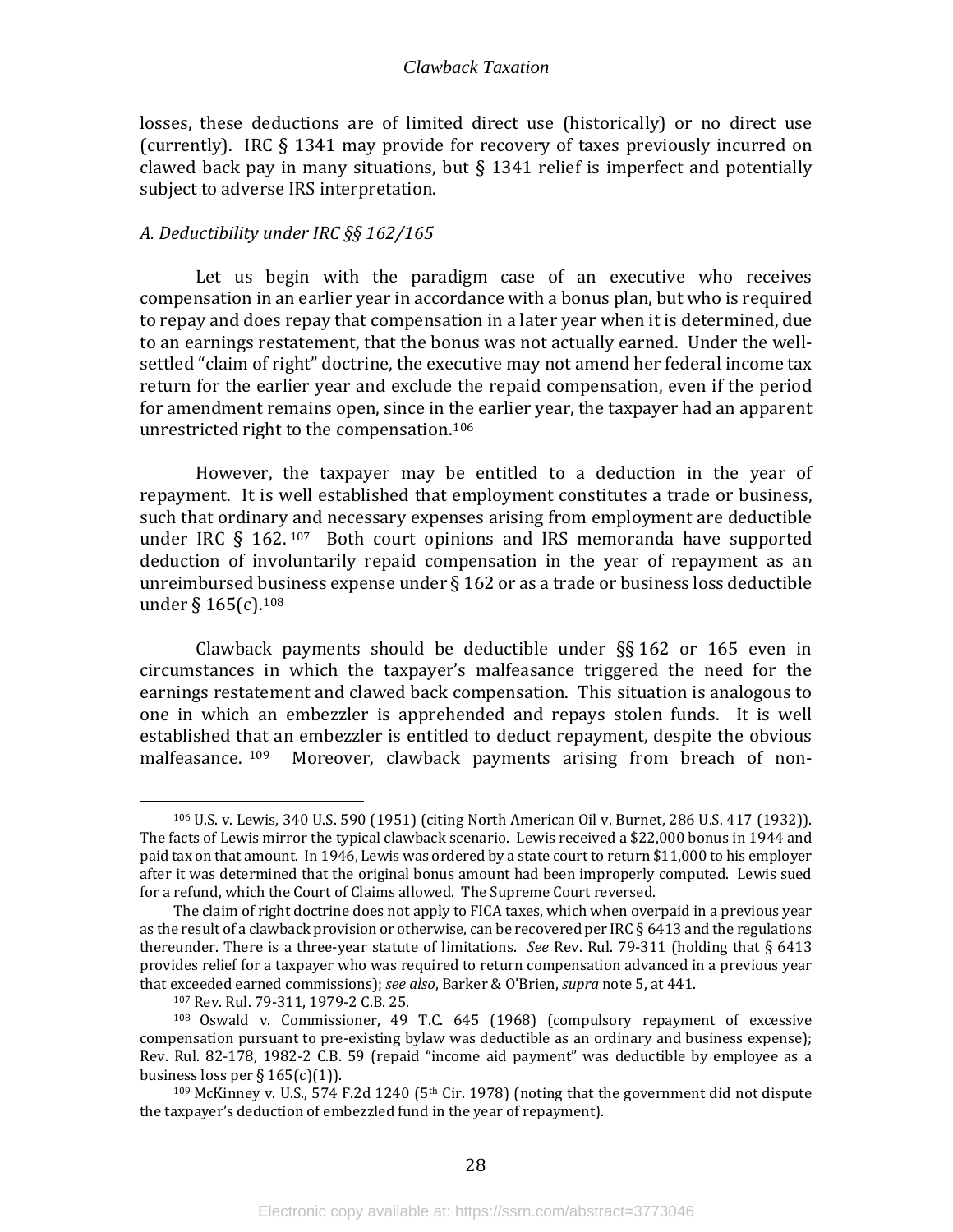losses, these deductions are of limited direct use (historically) or no direct use (currently). IRC § 1341 may provide for recovery of taxes previously incurred on clawed back pay in many situations, but § 1341 relief is imperfect and potentially subject to adverse IRS interpretation.

### *A. Deductibility under IRC §§ 162/165*

Let us begin with the paradigm case of an executive who receives compensation in an earlier year in accordance with a bonus plan, but who is required to repay and does repay that compensation in a later year when it is determined, due to an earnings restatement, that the bonus was not actually earned. Under the well-settled "claim of right" doctrine, the executive may not amend her federal income tax return for the earlier year and exclude the repaid compensation, even if the period for amendment remains open, since in the earlier year, the taxpayer had an apparent unrestricted right to the compensation.[106]

However, the taxpayer may be entitled to a deduction in the year of repayment. It is well established that employment constitutes a trade or business, such that ordinary and necessary expenses arising from employment are deductible under IRC § 162.[107] Both court opinions and IRS memoranda have supported deduction of involuntarily repaid compensation in the year of repayment as an unreimbursed business expense under § 162 or as a trade or business loss deductible under § 165(c).[108]

Clawback payments should be deductible under §§ 162 or 165 even in circumstances in which the taxpayer's malfeasance triggered the need for the earnings restatement and clawed back compensation. This situation is analogous to one in which an embezzler is apprehended and repays stolen funds. It is well established that an embezzler is entitled to deduct repayment, despite the obvious malfeasance.[109] Moreover, clawback payments arising from breach of non-

---

[106] U.S. v. Lewis, 340 U.S. 590 (1951) (citing North American Oil v. Burnet, 286 U.S. 417 (1932)). The facts of Lewis mirror the typical clawback scenario. Lewis received a $22,000 bonus in 1944 and paid tax on that amount. In 1946, Lewis was ordered by a state court to return $11,000 to his employer after it was determined that the original bonus amount had been improperly computed. Lewis sued for a refund, which the Court of Claims allowed. The Supreme Court reversed.

The claim of right doctrine does not apply to FICA taxes, which when overpaid in a previous year as the result of a clawback provision or otherwise, can be recovered per IRC § 6413 and the regulations thereunder. There is a three-year statute of limitations. *See* Rev. Rul. 79-311 (holding that § 6413 provides relief for a taxpayer who was required to return compensation advanced in a previous year that exceeded earned commissions); *see also*, Barker & O'Brien, *supra* note 5, at 441.

[107] Rev. Rul. 79-311, 1979-2 C.B. 25.

[108] Oswald v. Commissioner, 49 T.C. 645 (1968) (compulsory repayment of excessive compensation pursuant to pre-existing bylaw was deductible as an ordinary and business expense); Rev. Rul. 82-178, 1982-2 C.B. 59 (repaid "income aid payment" was deductible by employee as a business loss per § 165(c)(1)).

[109] McKinney v. U.S., 574 F.2d 1240 (5th Cir. 1978) (noting that the government did not dispute the taxpayer's deduction of embezzled fund in the year of repayment).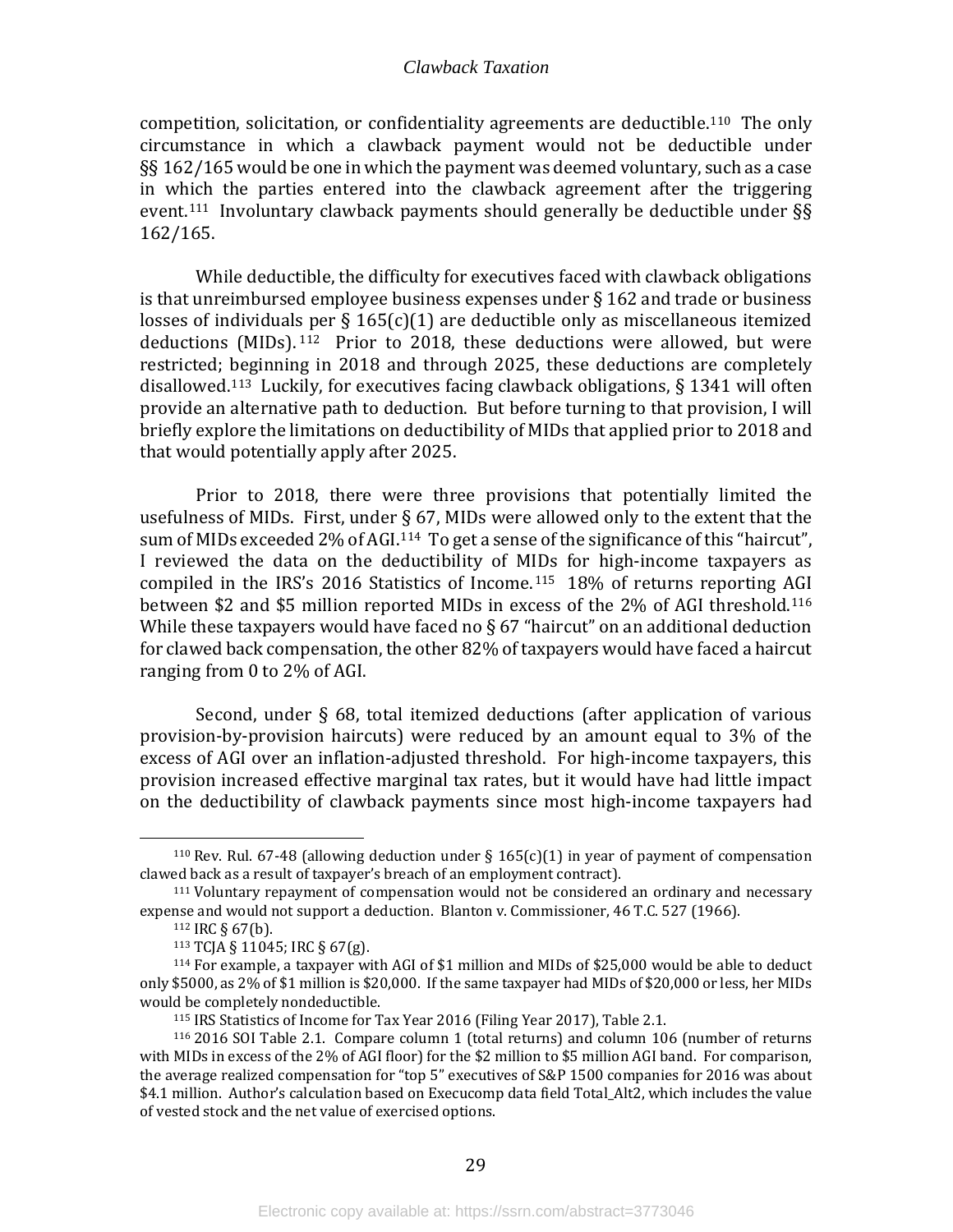competition, solicitation, or confidentiality agreements are deductible.[110] The only circumstance in which a clawback payment would not be deductible under §§ 162/165 would be one in which the payment was deemed voluntary, such as a case in which the parties entered into the clawback agreement after the triggering event.[111] Involuntary clawback payments should generally be deductible under §§ 162/165.

While deductible, the difficulty for executives faced with clawback obligations is that unreimbursed employee business expenses under § 162 and trade or business losses of individuals per § 165(c)(1) are deductible only as miscellaneous itemized deductions (MIDs).[112] Prior to 2018, these deductions were allowed, but were restricted; beginning in 2018 and through 2025, these deductions are completely disallowed.[113] Luckily, for executives facing clawback obligations, § 1341 will often provide an alternative path to deduction. But before turning to that provision, I will briefly explore the limitations on deductibility of MIDs that applied prior to 2018 and that would potentially apply after 2025.

Prior to 2018, there were three provisions that potentially limited the usefulness of MIDs. First, under § 67, MIDs were allowed only to the extent that the sum of MIDs exceeded 2% of AGI.[114] To get a sense of the significance of this "haircut", I reviewed the data on the deductibility of MIDs for high-income taxpayers as compiled in the IRS's 2016 Statistics of Income.[115] 18% of returns reporting AGI between $2 and $5 million reported MIDs in excess of the 2% of AGI threshold.[116] While these taxpayers would have faced no § 67 "haircut" on an additional deduction for clawed back compensation, the other 82% of taxpayers would have faced a haircut ranging from 0 to 2% of AGI.

Second, under § 68, total itemized deductions (after application of various provision-by-provision haircuts) were reduced by an amount equal to 3% of the excess of AGI over an inflation-adjusted threshold. For high-income taxpayers, this provision increased effective marginal tax rates, but it would have had little impact on the deductibility of clawback payments since most high-income taxpayers had

---

[110] Rev. Rul. 67-48 (allowing deduction under § 165(c)(1) in year of payment of compensation clawed back as a result of taxpayer's breach of an employment contract).

[111] Voluntary repayment of compensation would not be considered an ordinary and necessary expense and would not support a deduction. Blanton v. Commissioner, 46 T.C. 527 (1966).

[112] IRC § 67(b).

[113] TCJA § 11045; IRC § 67(g).

[114] For example, a taxpayer with AGI of $1 million and MIDs of $25,000 would be able to deduct only $5000, as 2% of $1 million is $20,000. If the same taxpayer had MIDs of $20,000 or less, her MIDs would be completely nondeductible.

[115] IRS Statistics of Income for Tax Year 2016 (Filing Year 2017), Table 2.1.

[116] 2016 SOI Table 2.1. Compare column 1 (total returns) and column 106 (number of returns with MIDs in excess of the 2% of AGI floor) for the $2 million to $5 million AGI band. For comparison, the average realized compensation for "top 5" executives of S&P 1500 companies for 2016 was about $4.1 million. Author's calculation based on Execucomp data field Total_Alt2, which includes the value of vested stock and the net value of exercised options.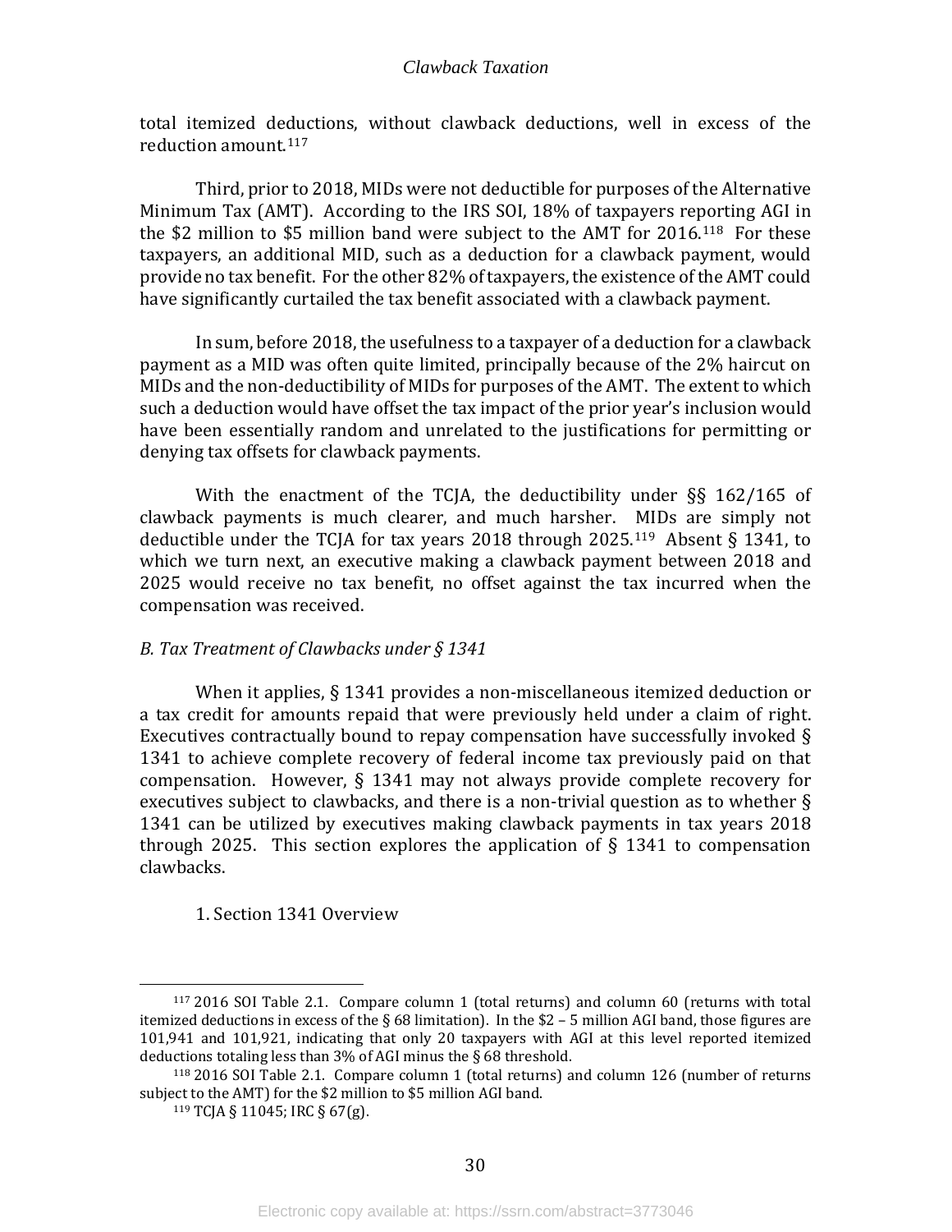total itemized deductions, without clawback deductions, well in excess of the reduction amount.[117]

Third, prior to 2018, MIDs were not deductible for purposes of the Alternative Minimum Tax (AMT). According to the IRS SOI, 18% of taxpayers reporting AGI in the $2 million to $5 million band were subject to the AMT for 2016.[118] For these taxpayers, an additional MID, such as a deduction for a clawback payment, would provide no tax benefit. For the other 82% of taxpayers, the existence of the AMT could have significantly curtailed the tax benefit associated with a clawback payment.

In sum, before 2018, the usefulness to a taxpayer of a deduction for a clawback payment as a MID was often quite limited, principally because of the 2% haircut on MIDs and the non-deductibility of MIDs for purposes of the AMT. The extent to which such a deduction would have offset the tax impact of the prior year's inclusion would have been essentially random and unrelated to the justifications for permitting or denying tax offsets for clawback payments.

With the enactment of the TCJA, the deductibility under §§ 162/165 of clawback payments is much clearer, and much harsher. MIDs are simply not deductible under the TCJA for tax years 2018 through 2025.[119] Absent § 1341, to which we turn next, an executive making a clawback payment between 2018 and 2025 would receive no tax benefit, no offset against the tax incurred when the compensation was received.

*B. Tax Treatment of Clawbacks under § 1341*

When it applies, § 1341 provides a non-miscellaneous itemized deduction or a tax credit for amounts repaid that were previously held under a claim of right. Executives contractually bound to repay compensation have successfully invoked § 1341 to achieve complete recovery of federal income tax previously paid on that compensation. However, § 1341 may not always provide complete recovery for executives subject to clawbacks, and there is a non-trivial question as to whether § 1341 can be utilized by executives making clawback payments in tax years 2018 through 2025. This section explores the application of § 1341 to compensation clawbacks.

1. Section 1341 Overview

---

[117] 2016 SOI Table 2.1. Compare column 1 (total returns) and column 60 (returns with total itemized deductions in excess of the § 68 limitation). In the $2 – 5 million AGI band, those figures are 101,941 and 101,921, indicating that only 20 taxpayers with AGI at this level reported itemized deductions totaling less than 3% of AGI minus the § 68 threshold.

[118] 2016 SOI Table 2.1. Compare column 1 (total returns) and column 126 (number of returns subject to the AMT) for the $2 million to $5 million AGI band.

[119] TCJA § 11045; IRC § 67(g).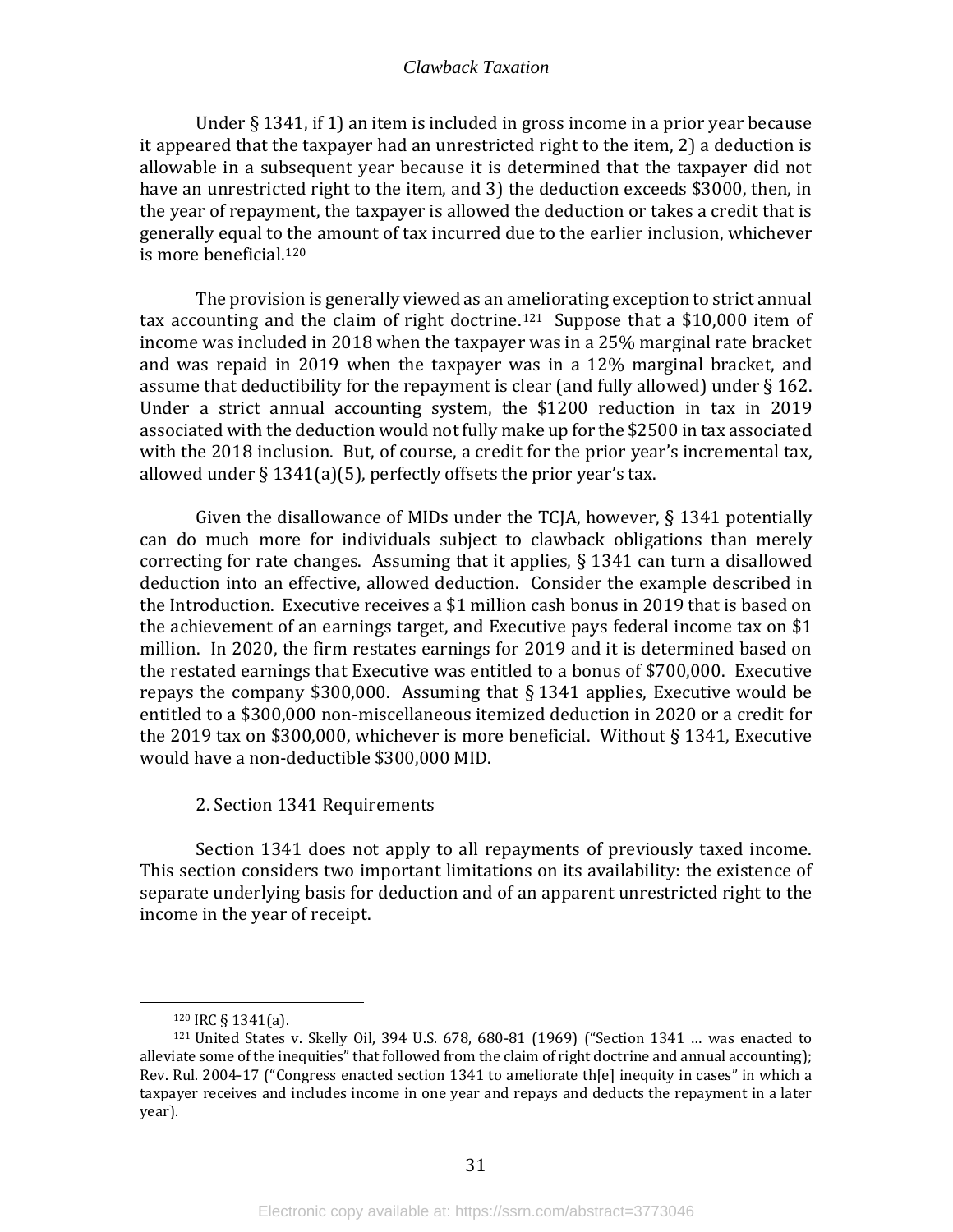Under § 1341, if 1) an item is included in gross income in a prior year because it appeared that the taxpayer had an unrestricted right to the item, 2) a deduction is allowable in a subsequent year because it is determined that the taxpayer did not have an unrestricted right to the item, and 3) the deduction exceeds $3000, then, in the year of repayment, the taxpayer is allowed the deduction or takes a credit that is generally equal to the amount of tax incurred due to the earlier inclusion, whichever is more beneficial.[120]

The provision is generally viewed as an ameliorating exception to strict annual tax accounting and the claim of right doctrine.[121] Suppose that a $10,000 item of income was included in 2018 when the taxpayer was in a 25% marginal rate bracket and was repaid in 2019 when the taxpayer was in a 12% marginal bracket, and assume that deductibility for the repayment is clear (and fully allowed) under § 162. Under a strict annual accounting system, the $1200 reduction in tax in 2019 associated with the deduction would not fully make up for the $2500 in tax associated with the 2018 inclusion. But, of course, a credit for the prior year's incremental tax, allowed under § 1341(a)(5), perfectly offsets the prior year's tax.

Given the disallowance of MIDs under the TCJA, however, § 1341 potentially can do much more for individuals subject to clawback obligations than merely correcting for rate changes. Assuming that it applies, § 1341 can turn a disallowed deduction into an effective, allowed deduction. Consider the example described in the Introduction. Executive receives a $1 million cash bonus in 2019 that is based on the achievement of an earnings target, and Executive pays federal income tax on $1 million. In 2020, the firm restates earnings for 2019 and it is determined based on the restated earnings that Executive was entitled to a bonus of $700,000. Executive repays the company $300,000. Assuming that § 1341 applies, Executive would be entitled to a $300,000 non-miscellaneous itemized deduction in 2020 or a credit for the 2019 tax on $300,000, whichever is more beneficial. Without § 1341, Executive would have a non-deductible $300,000 MID.

### 2. Section 1341 Requirements

Section 1341 does not apply to all repayments of previously taxed income. This section considers two important limitations on its availability: the existence of separate underlying basis for deduction and of an apparent unrestricted right to the income in the year of receipt.

---

[120] IRC § 1341(a).

[121] United States v. Skelly Oil, 394 U.S. 678, 680-81 (1969) ("Section 1341 … was enacted to alleviate some of the inequities" that followed from the claim of right doctrine and annual accounting); Rev. Rul. 2004-17 ("Congress enacted section 1341 to ameliorate th[e] inequity in cases" in which a taxpayer receives and includes income in one year and repays and deducts the repayment in a later year).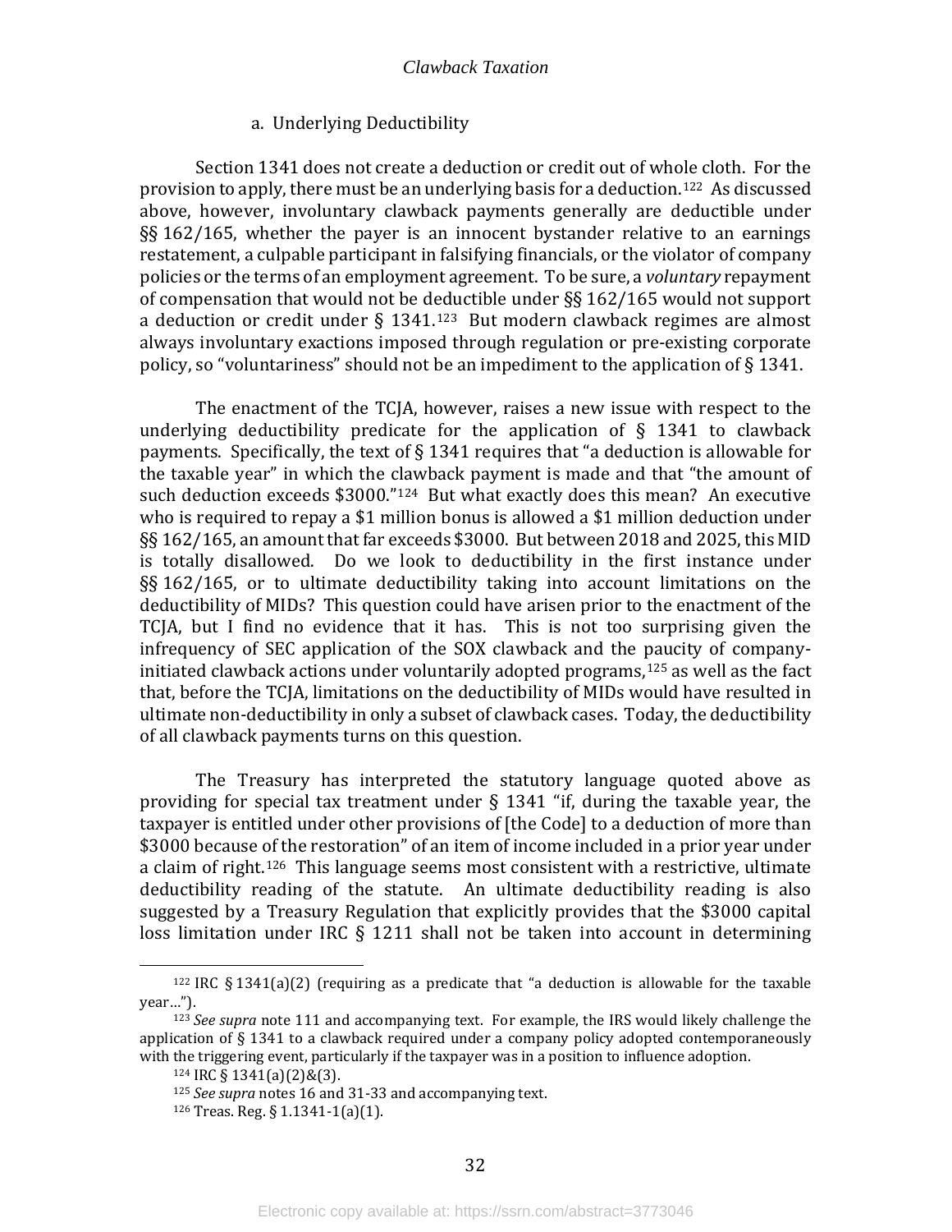#### a. Underlying Deductibility

Section 1341 does not create a deduction or credit out of whole cloth. For the provision to apply, there must be an underlying basis for a deduction.[122] As discussed above, however, involuntary clawback payments generally are deductible under §§ 162/165, whether the payer is an innocent bystander relative to an earnings restatement, a culpable participant in falsifying financials, or the violator of company policies or the terms of an employment agreement. To be sure, a *voluntary* repayment of compensation that would not be deductible under §§ 162/165 would not support a deduction or credit under § 1341.[123] But modern clawback regimes are almost always involuntary exactions imposed through regulation or pre-existing corporate policy, so "voluntariness" should not be an impediment to the application of § 1341.

The enactment of the TCJA, however, raises a new issue with respect to the underlying deductibility predicate for the application of § 1341 to clawback payments. Specifically, the text of § 1341 requires that "a deduction is allowable for the taxable year" in which the clawback payment is made and that "the amount of such deduction exceeds $3000."[124] But what exactly does this mean? An executive who is required to repay a $1 million bonus is allowed a $1 million deduction under §§ 162/165, an amount that far exceeds $3000. But between 2018 and 2025, this MID is totally disallowed. Do we look to deductibility in the first instance under §§ 162/165, or to ultimate deductibility taking into account limitations on the deductibility of MIDs? This question could have arisen prior to the enactment of the TCJA, but I find no evidence that it has. This is not too surprising given the infrequency of SEC application of the SOX clawback and the paucity of company-initiated clawback actions under voluntarily adopted programs,[125] as well as the fact that, before the TCJA, limitations on the deductibility of MIDs would have resulted in ultimate non-deductibility in only a subset of clawback cases. Today, the deductibility of all clawback payments turns on this question.

The Treasury has interpreted the statutory language quoted above as providing for special tax treatment under § 1341 "if, during the taxable year, the taxpayer is entitled under other provisions of [the Code] to a deduction of more than $3000 because of the restoration" of an item of income included in a prior year under a claim of right.[126] This language seems most consistent with a restrictive, ultimate deductibility reading of the statute. An ultimate deductibility reading is also suggested by a Treasury Regulation that explicitly provides that the $3000 capital loss limitation under IRC § 1211 shall not be taken into account in determining

---

[122] IRC § 1341(a)(2) (requiring as a predicate that "a deduction is allowable for the taxable year…").

[123] *See supra* note 111 and accompanying text. For example, the IRS would likely challenge the application of § 1341 to a clawback required under a company policy adopted contemporaneously with the triggering event, particularly if the taxpayer was in a position to influence adoption.

[124] IRC § 1341(a)(2)&(3).

[125] *See supra* notes 16 and 31-33 and accompanying text.

[126] Treas. Reg. § 1.1341-1(a)(1).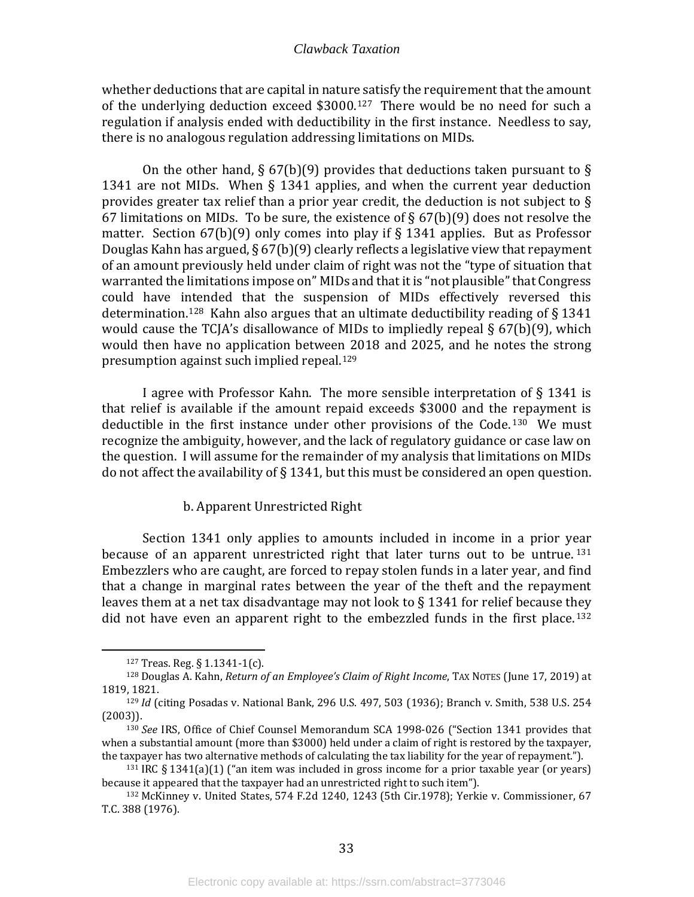whether deductions that are capital in nature satisfy the requirement that the amount of the underlying deduction exceed $3000.[127] There would be no need for such a regulation if analysis ended with deductibility in the first instance. Needless to say, there is no analogous regulation addressing limitations on MIDs.

On the other hand, § 67(b)(9) provides that deductions taken pursuant to § 1341 are not MIDs. When § 1341 applies, and when the current year deduction provides greater tax relief than a prior year credit, the deduction is not subject to § 67 limitations on MIDs. To be sure, the existence of § 67(b)(9) does not resolve the matter. Section 67(b)(9) only comes into play if § 1341 applies. But as Professor Douglas Kahn has argued, § 67(b)(9) clearly reflects a legislative view that repayment of an amount previously held under claim of right was not the "type of situation that warranted the limitations impose on" MIDs and that it is "not plausible" that Congress could have intended that the suspension of MIDs effectively reversed this determination.[128] Kahn also argues that an ultimate deductibility reading of § 1341 would cause the TCJA's disallowance of MIDs to impliedly repeal § 67(b)(9), which would then have no application between 2018 and 2025, and he notes the strong presumption against such implied repeal.[129]

I agree with Professor Kahn. The more sensible interpretation of § 1341 is that relief is available if the amount repaid exceeds $3000 and the repayment is deductible in the first instance under other provisions of the Code.[130] We must recognize the ambiguity, however, and the lack of regulatory guidance or case law on the question. I will assume for the remainder of my analysis that limitations on MIDs do not affect the availability of § 1341, but this must be considered an open question.

#### b. Apparent Unrestricted Right

Section 1341 only applies to amounts included in income in a prior year because of an apparent unrestricted right that later turns out to be untrue.[131] Embezzlers who are caught, are forced to repay stolen funds in a later year, and find that a change in marginal rates between the year of the theft and the repayment leaves them at a net tax disadvantage may not look to § 1341 for relief because they did not have even an apparent right to the embezzled funds in the first place.[132]

---

[127] Treas. Reg. § 1.1341-1(c).

[128] Douglas A. Kahn, *Return of an Employee's Claim of Right Income*, TAX NOTES (June 17, 2019) at 1819, 1821.

[129] *Id* (citing Posadas v. National Bank, 296 U.S. 497, 503 (1936); Branch v. Smith, 538 U.S. 254 (2003)).

[130] *See* IRS, Office of Chief Counsel Memorandum SCA 1998-026 ("Section 1341 provides that when a substantial amount (more than $3000) held under a claim of right is restored by the taxpayer, the taxpayer has two alternative methods of calculating the tax liability for the year of repayment.").

[131] IRC § 1341(a)(1) ("an item was included in gross income for a prior taxable year (or years) because it appeared that the taxpayer had an unrestricted right to such item").

[132] McKinney v. United States, 574 F.2d 1240, 1243 (5th Cir.1978); Yerkie v. Commissioner, 67 T.C. 388 (1976).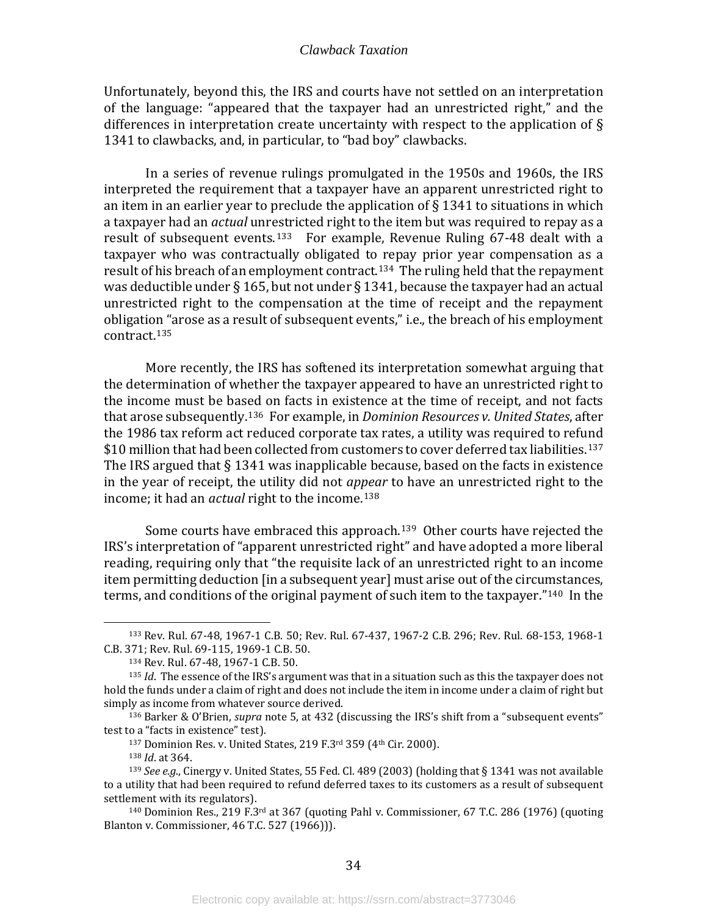Unfortunately, beyond this, the IRS and courts have not settled on an interpretation of the language: "appeared that the taxpayer had an unrestricted right," and the differences in interpretation create uncertainty with respect to the application of § 1341 to clawbacks, and, in particular, to "bad boy" clawbacks.

In a series of revenue rulings promulgated in the 1950s and 1960s, the IRS interpreted the requirement that a taxpayer have an apparent unrestricted right to an item in an earlier year to preclude the application of § 1341 to situations in which a taxpayer had an *actual* unrestricted right to the item but was required to repay as a result of subsequent events.[133] For example, Revenue Ruling 67-48 dealt with a taxpayer who was contractually obligated to repay prior year compensation as a result of his breach of an employment contract.[134] The ruling held that the repayment was deductible under § 165, but not under § 1341, because the taxpayer had an actual unrestricted right to the compensation at the time of receipt and the repayment obligation "arose as a result of subsequent events," i.e., the breach of his employment contract.[135]

More recently, the IRS has softened its interpretation somewhat arguing that the determination of whether the taxpayer appeared to have an unrestricted right to the income must be based on facts in existence at the time of receipt, and not facts that arose subsequently.[136] For example, in *Dominion Resources v. United States*, after the 1986 tax reform act reduced corporate tax rates, a utility was required to refund $10 million that had been collected from customers to cover deferred tax liabilities.[137] The IRS argued that § 1341 was inapplicable because, based on the facts in existence in the year of receipt, the utility did not *appear* to have an unrestricted right to the income; it had an *actual* right to the income.[138]

Some courts have embraced this approach.[139] Other courts have rejected the IRS's interpretation of "apparent unrestricted right" and have adopted a more liberal reading, requiring only that "the requisite lack of an unrestricted right to an income item permitting deduction [in a subsequent year] must arise out of the circumstances, terms, and conditions of the original payment of such item to the taxpayer."[140] In the

---

[133] Rev. Rul. 67-48, 1967-1 C.B. 50; Rev. Rul. 67-437, 1967-2 C.B. 296; Rev. Rul. 68-153, 1968-1 C.B. 371; Rev. Rul. 69-115, 1969-1 C.B. 50.

[134] Rev. Rul. 67-48, 1967-1 C.B. 50.

[135] *Id*. The essence of the IRS's argument was that in a situation such as this the taxpayer does not hold the funds under a claim of right and does not include the item in income under a claim of right but simply as income from whatever source derived.

[136] Barker & O'Brien, *supra* note 5, at 432 (discussing the IRS's shift from a "subsequent events" test to a "facts in existence" test).

[137] Dominion Res. v. United States, 219 F.3rd 359 (4th Cir. 2000).

[138] *Id*. at 364.

[139] *See e.g.*, Cinergy v. United States, 55 Fed. Cl. 489 (2003) (holding that § 1341 was not available to a utility that had been required to refund deferred taxes to its customers as a result of subsequent settlement with its regulators).

[140] Dominion Res., 219 F.3rd at 367 (quoting Pahl v. Commissioner, 67 T.C. 286 (1976) (quoting Blanton v. Commissioner, 46 T.C. 527 (1966))).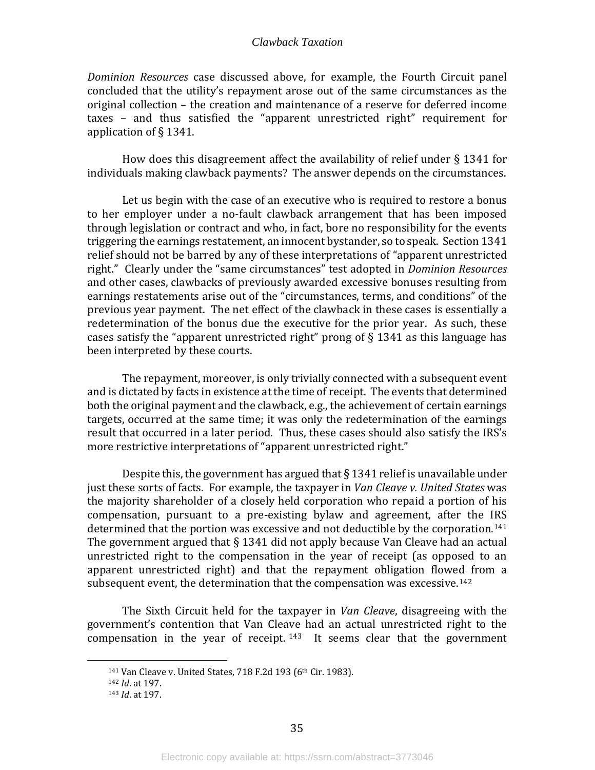*Dominion Resources* case discussed above, for example, the Fourth Circuit panel concluded that the utility's repayment arose out of the same circumstances as the original collection – the creation and maintenance of a reserve for deferred income taxes – and thus satisfied the "apparent unrestricted right" requirement for application of § 1341.

How does this disagreement affect the availability of relief under § 1341 for individuals making clawback payments? The answer depends on the circumstances.

Let us begin with the case of an executive who is required to restore a bonus to her employer under a no-fault clawback arrangement that has been imposed through legislation or contract and who, in fact, bore no responsibility for the events triggering the earnings restatement, an innocent bystander, so to speak. Section 1341 relief should not be barred by any of these interpretations of "apparent unrestricted right." Clearly under the "same circumstances" test adopted in *Dominion Resources* and other cases, clawbacks of previously awarded excessive bonuses resulting from earnings restatements arise out of the "circumstances, terms, and conditions" of the previous year payment. The net effect of the clawback in these cases is essentially a redetermination of the bonus due the executive for the prior year. As such, these cases satisfy the "apparent unrestricted right" prong of § 1341 as this language has been interpreted by these courts.

The repayment, moreover, is only trivially connected with a subsequent event and is dictated by facts in existence at the time of receipt. The events that determined both the original payment and the clawback, e.g., the achievement of certain earnings targets, occurred at the same time; it was only the redetermination of the earnings result that occurred in a later period. Thus, these cases should also satisfy the IRS's more restrictive interpretations of "apparent unrestricted right."

Despite this, the government has argued that § 1341 relief is unavailable under just these sorts of facts. For example, the taxpayer in *Van Cleave v. United States* was the majority shareholder of a closely held corporation who repaid a portion of his compensation, pursuant to a pre-existing bylaw and agreement, after the IRS determined that the portion was excessive and not deductible by the corporation.[141] The government argued that § 1341 did not apply because Van Cleave had an actual unrestricted right to the compensation in the year of receipt (as opposed to an apparent unrestricted right) and that the repayment obligation flowed from a subsequent event, the determination that the compensation was excessive.[142]

The Sixth Circuit held for the taxpayer in *Van Cleave*, disagreeing with the government's contention that Van Cleave had an actual unrestricted right to the compensation in the year of receipt.[143] It seems clear that the government

---

[141] Van Cleave v. United States, 718 F.2d 193 (6th Cir. 1983).

[142] *Id.* at 197.

[143] *Id.* at 197.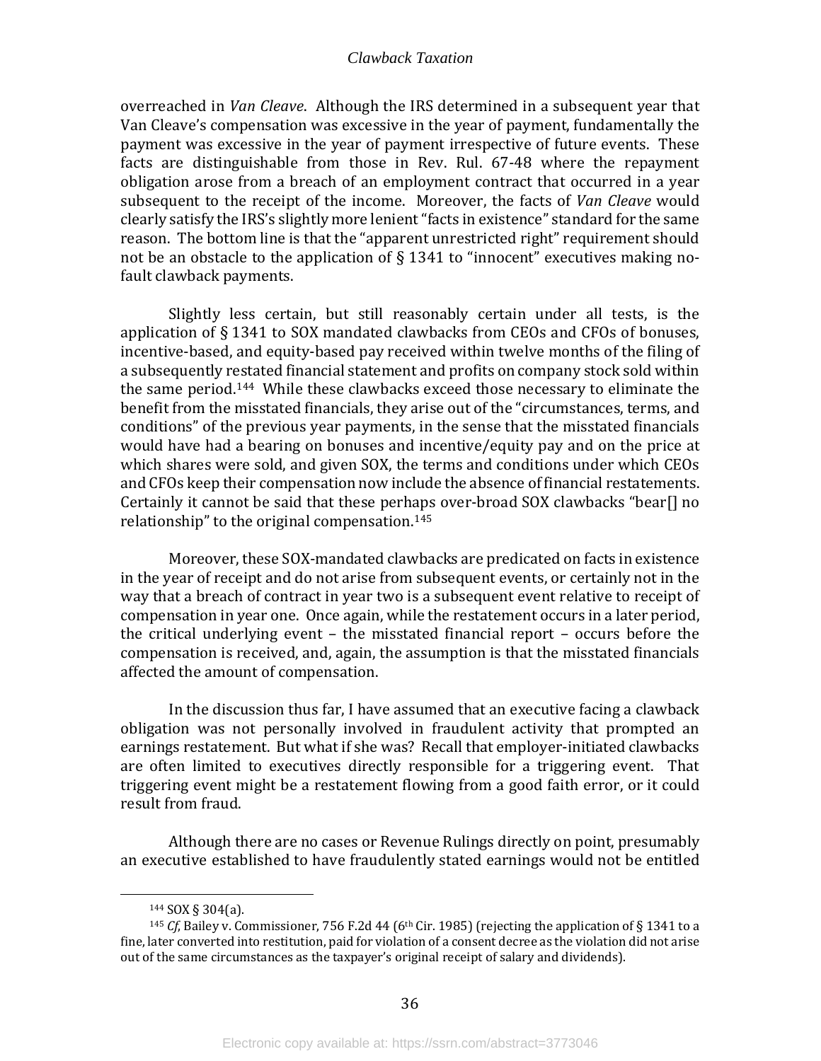overreached in *Van Cleave*. Although the IRS determined in a subsequent year that Van Cleave's compensation was excessive in the year of payment, fundamentally the payment was excessive in the year of payment irrespective of future events. These facts are distinguishable from those in Rev. Rul. 67-48 where the repayment obligation arose from a breach of an employment contract that occurred in a year subsequent to the receipt of the income. Moreover, the facts of *Van Cleave* would clearly satisfy the IRS's slightly more lenient "facts in existence" standard for the same reason. The bottom line is that the "apparent unrestricted right" requirement should not be an obstacle to the application of § 1341 to "innocent" executives making no-fault clawback payments.

Slightly less certain, but still reasonably certain under all tests, is the application of § 1341 to SOX mandated clawbacks from CEOs and CFOs of bonuses, incentive-based, and equity-based pay received within twelve months of the filing of a subsequently restated financial statement and profits on company stock sold within the same period.[144] While these clawbacks exceed those necessary to eliminate the benefit from the misstated financials, they arise out of the "circumstances, terms, and conditions" of the previous year payments, in the sense that the misstated financials would have had a bearing on bonuses and incentive/equity pay and on the price at which shares were sold, and given SOX, the terms and conditions under which CEOs and CFOs keep their compensation now include the absence of financial restatements. Certainly it cannot be said that these perhaps over-broad SOX clawbacks "bear[] no relationship" to the original compensation.[145]

Moreover, these SOX-mandated clawbacks are predicated on facts in existence in the year of receipt and do not arise from subsequent events, or certainly not in the way that a breach of contract in year two is a subsequent event relative to receipt of compensation in year one. Once again, while the restatement occurs in a later period, the critical underlying event – the misstated financial report – occurs before the compensation is received, and, again, the assumption is that the misstated financials affected the amount of compensation.

In the discussion thus far, I have assumed that an executive facing a clawback obligation was not personally involved in fraudulent activity that prompted an earnings restatement. But what if she was? Recall that employer-initiated clawbacks are often limited to executives directly responsible for a triggering event. That triggering event might be a restatement flowing from a good faith error, or it could result from fraud.

Although there are no cases or Revenue Rulings directly on point, presumably an executive established to have fraudulently stated earnings would not be entitled

---

[144] SOX § 304(a).

[145] *Cf*, Bailey v. Commissioner, 756 F.2d 44 (6th Cir. 1985) (rejecting the application of § 1341 to a fine, later converted into restitution, paid for violation of a consent decree as the violation did not arise out of the same circumstances as the taxpayer's original receipt of salary and dividends).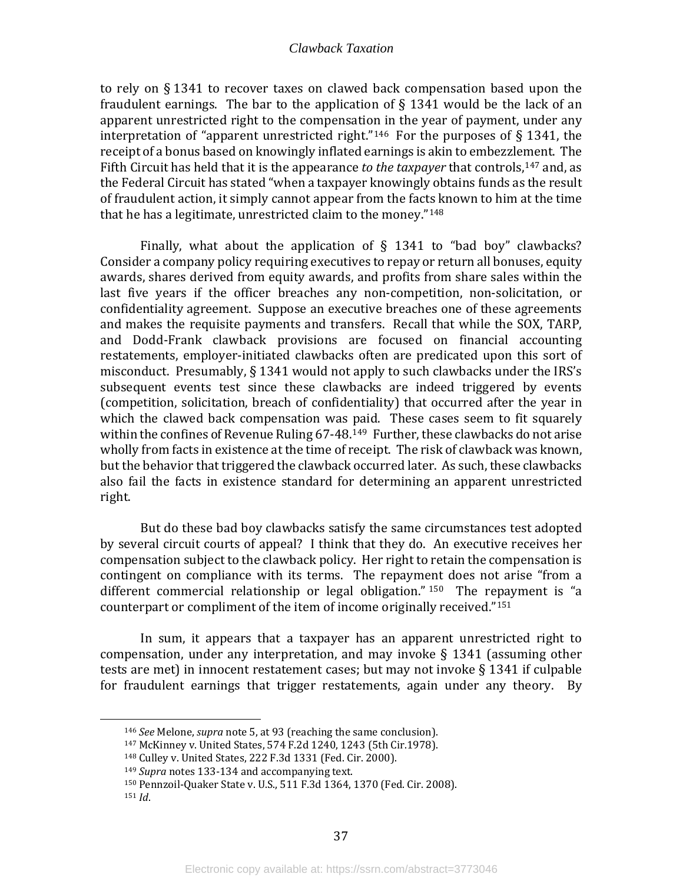to rely on § 1341 to recover taxes on clawed back compensation based upon the fraudulent earnings. The bar to the application of § 1341 would be the lack of an apparent unrestricted right to the compensation in the year of payment, under any interpretation of "apparent unrestricted right."[146] For the purposes of § 1341, the receipt of a bonus based on knowingly inflated earnings is akin to embezzlement. The Fifth Circuit has held that it is the appearance *to the taxpayer* that controls,[147] and, as the Federal Circuit has stated "when a taxpayer knowingly obtains funds as the result of fraudulent action, it simply cannot appear from the facts known to him at the time that he has a legitimate, unrestricted claim to the money."[148]

Finally, what about the application of § 1341 to "bad boy" clawbacks? Consider a company policy requiring executives to repay or return all bonuses, equity awards, shares derived from equity awards, and profits from share sales within the last five years if the officer breaches any non-competition, non-solicitation, or confidentiality agreement. Suppose an executive breaches one of these agreements and makes the requisite payments and transfers. Recall that while the SOX, TARP, and Dodd-Frank clawback provisions are focused on financial accounting restatements, employer-initiated clawbacks often are predicated upon this sort of misconduct. Presumably, § 1341 would not apply to such clawbacks under the IRS's subsequent events test since these clawbacks are indeed triggered by events (competition, solicitation, breach of confidentiality) that occurred after the year in which the clawed back compensation was paid. These cases seem to fit squarely within the confines of Revenue Ruling 67-48.[149] Further, these clawbacks do not arise wholly from facts in existence at the time of receipt. The risk of clawback was known, but the behavior that triggered the clawback occurred later. As such, these clawbacks also fail the facts in existence standard for determining an apparent unrestricted right.

But do these bad boy clawbacks satisfy the same circumstances test adopted by several circuit courts of appeal? I think that they do. An executive receives her compensation subject to the clawback policy. Her right to retain the compensation is contingent on compliance with its terms. The repayment does not arise "from a different commercial relationship or legal obligation."[150] The repayment is "a counterpart or compliment of the item of income originally received."[151]

In sum, it appears that a taxpayer has an apparent unrestricted right to compensation, under any interpretation, and may invoke § 1341 (assuming other tests are met) in innocent restatement cases; but may not invoke § 1341 if culpable for fraudulent earnings that trigger restatements, again under any theory. By

---

[146] *See* Melone, *supra* note 5, at 93 (reaching the same conclusion).

[147] McKinney v. United States, 574 F.2d 1240, 1243 (5th Cir.1978).

[148] Culley v. United States, 222 F.3d 1331 (Fed. Cir. 2000).

[149] *Supra* notes 133-134 and accompanying text.

[150] Pennzoil-Quaker State v. U.S., 511 F.3d 1364, 1370 (Fed. Cir. 2008).

[151] *Id*.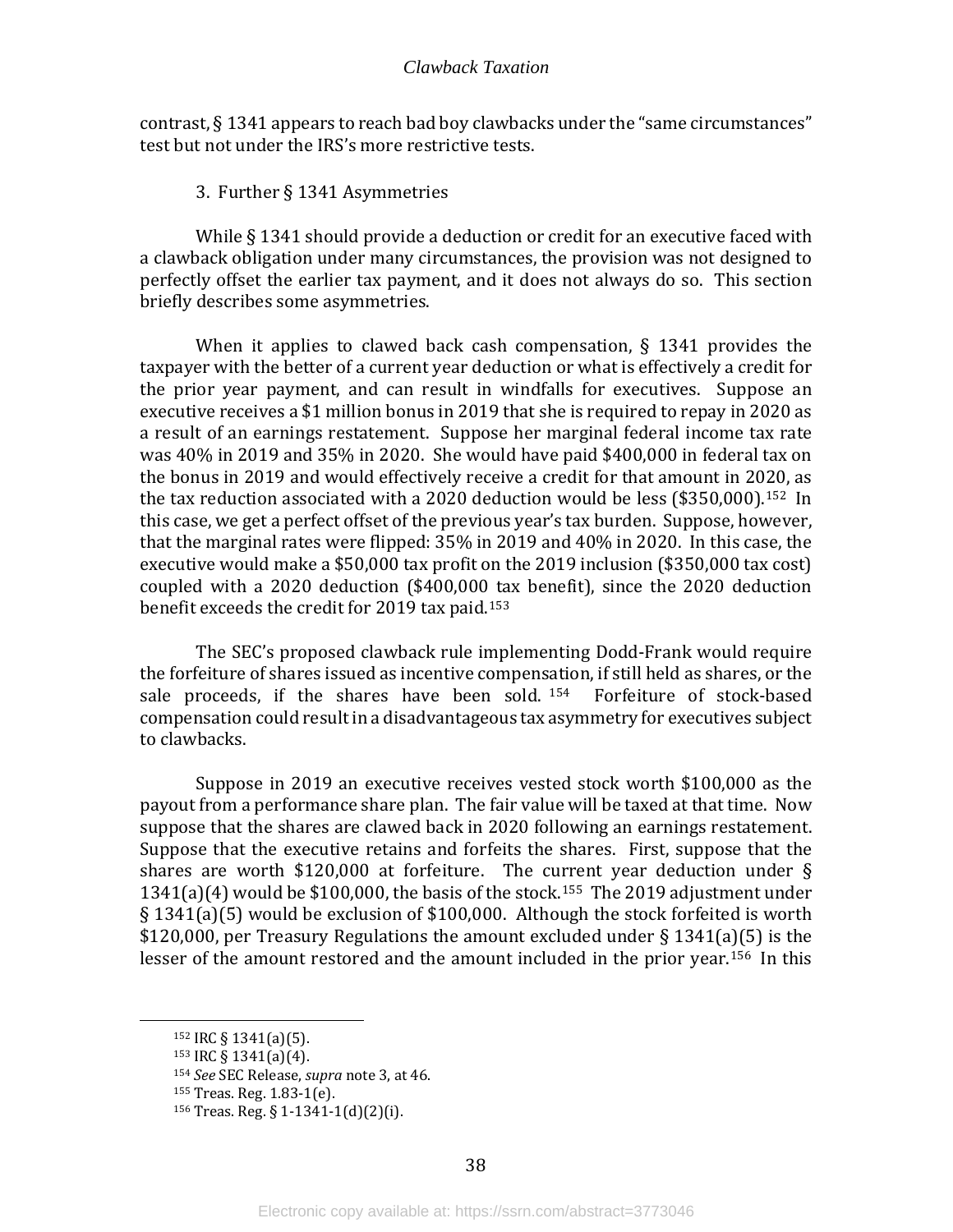contrast, § 1341 appears to reach bad boy clawbacks under the "same circumstances" test but not under the IRS's more restrictive tests.

### 3. Further § 1341 Asymmetries

While § 1341 should provide a deduction or credit for an executive faced with a clawback obligation under many circumstances, the provision was not designed to perfectly offset the earlier tax payment, and it does not always do so. This section briefly describes some asymmetries.

When it applies to clawed back cash compensation, § 1341 provides the taxpayer with the better of a current year deduction or what is effectively a credit for the prior year payment, and can result in windfalls for executives. Suppose an executive receives a $1 million bonus in 2019 that she is required to repay in 2020 as a result of an earnings restatement. Suppose her marginal federal income tax rate was 40% in 2019 and 35% in 2020. She would have paid $400,000 in federal tax on the bonus in 2019 and would effectively receive a credit for that amount in 2020, as the tax reduction associated with a 2020 deduction would be less ($350,000).[152] In this case, we get a perfect offset of the previous year's tax burden. Suppose, however, that the marginal rates were flipped: 35% in 2019 and 40% in 2020. In this case, the executive would make a $50,000 tax profit on the 2019 inclusion ($350,000 tax cost) coupled with a 2020 deduction ($400,000 tax benefit), since the 2020 deduction benefit exceeds the credit for 2019 tax paid.[153]

The SEC's proposed clawback rule implementing Dodd-Frank would require the forfeiture of shares issued as incentive compensation, if still held as shares, or the sale proceeds, if the shares have been sold.[154] Forfeiture of stock-based compensation could result in a disadvantageous tax asymmetry for executives subject to clawbacks.

Suppose in 2019 an executive receives vested stock worth $100,000 as the payout from a performance share plan. The fair value will be taxed at that time. Now suppose that the shares are clawed back in 2020 following an earnings restatement. Suppose that the executive retains and forfeits the shares. First, suppose that the shares are worth $120,000 at forfeiture. The current year deduction under § 1341(a)(4) would be $100,000, the basis of the stock.[155] The 2019 adjustment under § 1341(a)(5) would be exclusion of $100,000. Although the stock forfeited is worth $120,000, per Treasury Regulations the amount excluded under § 1341(a)(5) is the lesser of the amount restored and the amount included in the prior year.[156] In this

---

[152] IRC § 1341(a)(5).

[153] IRC § 1341(a)(4).

[154] *See* SEC Release, *supra* note 3, at 46.

[155] Treas. Reg. 1.83-1(e).

[156] Treas. Reg. § 1-1341-1(d)(2)(i).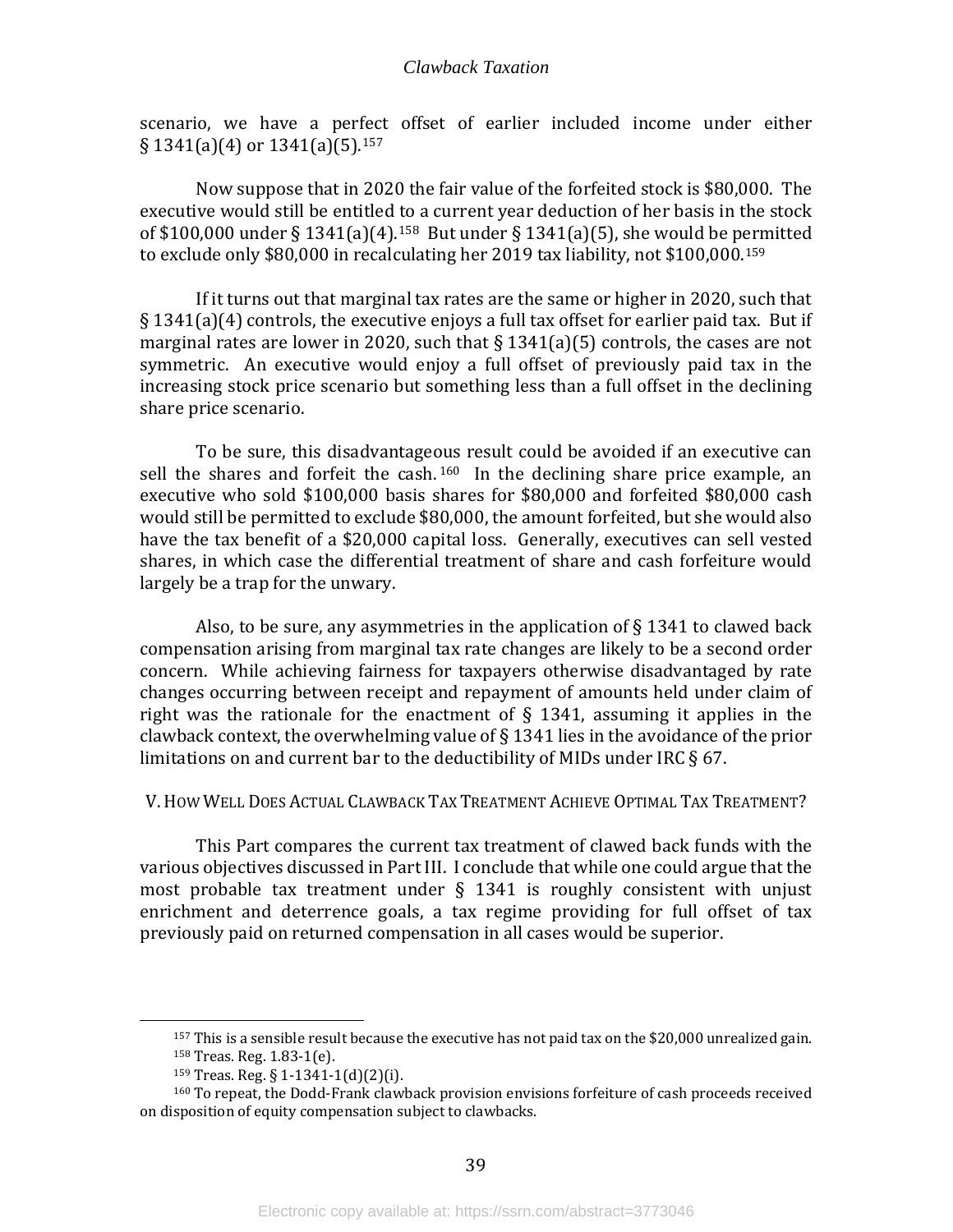scenario, we have a perfect offset of earlier included income under either § 1341(a)(4) or 1341(a)(5).[157]

Now suppose that in 2020 the fair value of the forfeited stock is $80,000. The executive would still be entitled to a current year deduction of her basis in the stock of $100,000 under § 1341(a)(4).[158] But under § 1341(a)(5), she would be permitted to exclude only $80,000 in recalculating her 2019 tax liability, not $100,000.[159]

If it turns out that marginal tax rates are the same or higher in 2020, such that § 1341(a)(4) controls, the executive enjoys a full tax offset for earlier paid tax. But if marginal rates are lower in 2020, such that § 1341(a)(5) controls, the cases are not symmetric. An executive would enjoy a full offset of previously paid tax in the increasing stock price scenario but something less than a full offset in the declining share price scenario.

To be sure, this disadvantageous result could be avoided if an executive can sell the shares and forfeit the cash.[160] In the declining share price example, an executive who sold $100,000 basis shares for $80,000 and forfeited $80,000 cash would still be permitted to exclude $80,000, the amount forfeited, but she would also have the tax benefit of a $20,000 capital loss. Generally, executives can sell vested shares, in which case the differential treatment of share and cash forfeiture would largely be a trap for the unwary.

Also, to be sure, any asymmetries in the application of § 1341 to clawed back compensation arising from marginal tax rate changes are likely to be a second order concern. While achieving fairness for taxpayers otherwise disadvantaged by rate changes occurring between receipt and repayment of amounts held under claim of right was the rationale for the enactment of § 1341, assuming it applies in the clawback context, the overwhelming value of § 1341 lies in the avoidance of the prior limitations on and current bar to the deductibility of MIDs under IRC § 67.

## V. How Well Does Actual Clawback Tax Treatment Achieve Optimal Tax Treatment?

This Part compares the current tax treatment of clawed back funds with the various objectives discussed in Part III. I conclude that while one could argue that the most probable tax treatment under § 1341 is roughly consistent with unjust enrichment and deterrence goals, a tax regime providing for full offset of tax previously paid on returned compensation in all cases would be superior.

---

[157] This is a sensible result because the executive has not paid tax on the $20,000 unrealized gain.

[158] Treas. Reg. 1.83-1(e).

[159] Treas. Reg. § 1-1341-1(d)(2)(i).

[160] To repeat, the Dodd-Frank clawback provision envisions forfeiture of cash proceeds received on disposition of equity compensation subject to clawbacks.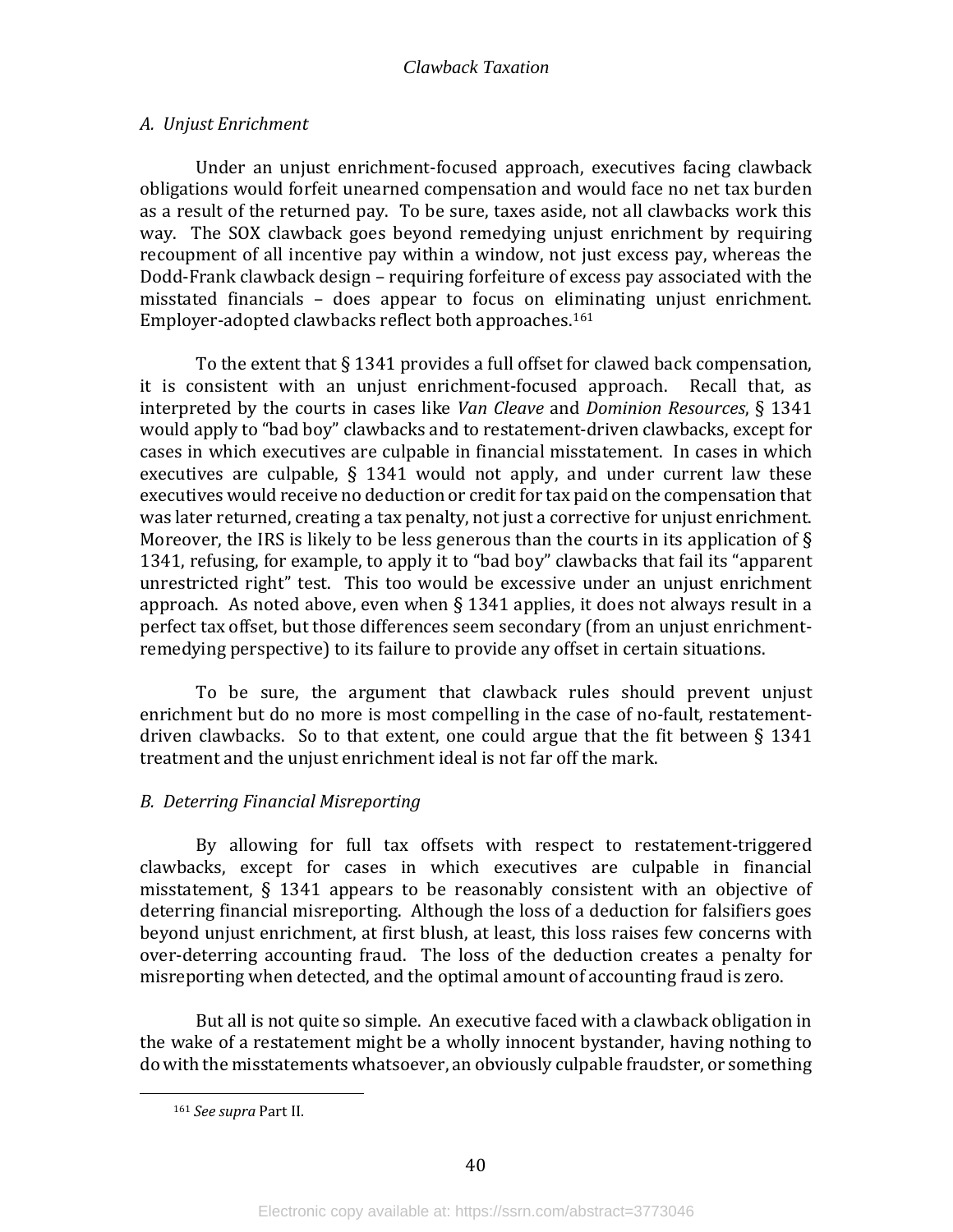### *A. Unjust Enrichment*

Under an unjust enrichment-focused approach, executives facing clawback obligations would forfeit unearned compensation and would face no net tax burden as a result of the returned pay. To be sure, taxes aside, not all clawbacks work this way. The SOX clawback goes beyond remedying unjust enrichment by requiring recoupment of all incentive pay within a window, not just excess pay, whereas the Dodd-Frank clawback design – requiring forfeiture of excess pay associated with the misstated financials – does appear to focus on eliminating unjust enrichment. Employer-adopted clawbacks reflect both approaches.[161]

To the extent that § 1341 provides a full offset for clawed back compensation, it is consistent with an unjust enrichment-focused approach. Recall that, as interpreted by the courts in cases like *Van Cleave* and *Dominion Resources*, § 1341 would apply to "bad boy" clawbacks and to restatement-driven clawbacks, except for cases in which executives are culpable in financial misstatement. In cases in which executives are culpable, § 1341 would not apply, and under current law these executives would receive no deduction or credit for tax paid on the compensation that was later returned, creating a tax penalty, not just a corrective for unjust enrichment. Moreover, the IRS is likely to be less generous than the courts in its application of § 1341, refusing, for example, to apply it to "bad boy" clawbacks that fail its "apparent unrestricted right" test. This too would be excessive under an unjust enrichment approach. As noted above, even when § 1341 applies, it does not always result in a perfect tax offset, but those differences seem secondary (from an unjust enrichment-remedying perspective) to its failure to provide any offset in certain situations.

To be sure, the argument that clawback rules should prevent unjust enrichment but do no more is most compelling in the case of no-fault, restatement-driven clawbacks. So to that extent, one could argue that the fit between § 1341 treatment and the unjust enrichment ideal is not far off the mark.

### *B. Deterring Financial Misreporting*

By allowing for full tax offsets with respect to restatement-triggered clawbacks, except for cases in which executives are culpable in financial misstatement, § 1341 appears to be reasonably consistent with an objective of deterring financial misreporting. Although the loss of a deduction for falsifiers goes beyond unjust enrichment, at first blush, at least, this loss raises few concerns with over-deterring accounting fraud. The loss of the deduction creates a penalty for misreporting when detected, and the optimal amount of accounting fraud is zero.

But all is not quite so simple. An executive faced with a clawback obligation in the wake of a restatement might be a wholly innocent bystander, having nothing to do with the misstatements whatsoever, an obviously culpable fraudster, or something

---

[161] *See supra* Part II.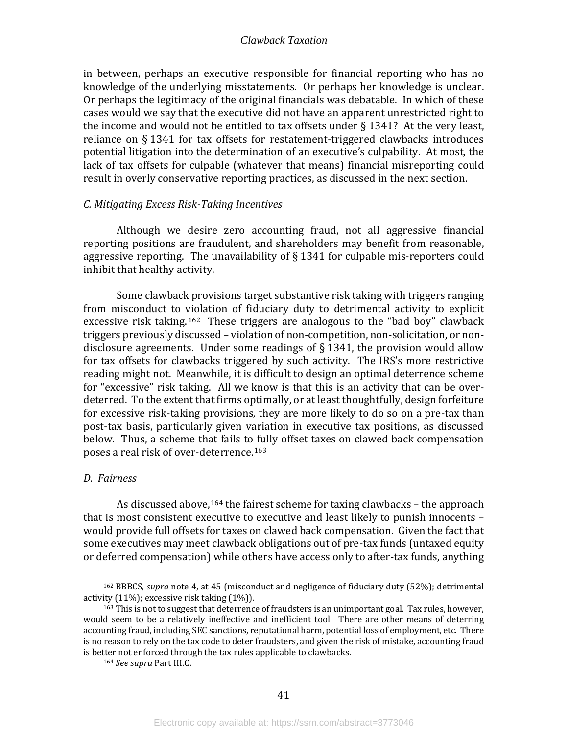in between, perhaps an executive responsible for financial reporting who has no knowledge of the underlying misstatements. Or perhaps her knowledge is unclear. Or perhaps the legitimacy of the original financials was debatable. In which of these cases would we say that the executive did not have an apparent unrestricted right to the income and would not be entitled to tax offsets under § 1341? At the very least, reliance on § 1341 for tax offsets for restatement-triggered clawbacks introduces potential litigation into the determination of an executive's culpability. At most, the lack of tax offsets for culpable (whatever that means) financial misreporting could result in overly conservative reporting practices, as discussed in the next section.

### *C. Mitigating Excess Risk-Taking Incentives*

Although we desire zero accounting fraud, not all aggressive financial reporting positions are fraudulent, and shareholders may benefit from reasonable, aggressive reporting. The unavailability of § 1341 for culpable mis-reporters could inhibit that healthy activity.

Some clawback provisions target substantive risk taking with triggers ranging from misconduct to violation of fiduciary duty to detrimental activity to explicit excessive risk taking.[162] These triggers are analogous to the "bad boy" clawback triggers previously discussed – violation of non-competition, non-solicitation, or non-disclosure agreements. Under some readings of § 1341, the provision would allow for tax offsets for clawbacks triggered by such activity. The IRS's more restrictive reading might not. Meanwhile, it is difficult to design an optimal deterrence scheme for "excessive" risk taking. All we know is that this is an activity that can be over-deterred. To the extent that firms optimally, or at least thoughtfully, design forfeiture for excessive risk-taking provisions, they are more likely to do so on a pre-tax than post-tax basis, particularly given variation in executive tax positions, as discussed below. Thus, a scheme that fails to fully offset taxes on clawed back compensation poses a real risk of over-deterrence.[163]

### *D. Fairness*

As discussed above,[164] the fairest scheme for taxing clawbacks – the approach that is most consistent executive to executive and least likely to punish innocents – would provide full offsets for taxes on clawed back compensation. Given the fact that some executives may meet clawback obligations out of pre-tax funds (untaxed equity or deferred compensation) while others have access only to after-tax funds, anything

---

[162] BBBCS, *supra* note 4, at 45 (misconduct and negligence of fiduciary duty (52%); detrimental activity (11%); excessive risk taking (1%)).

[163] This is not to suggest that deterrence of fraudsters is an unimportant goal. Tax rules, however, would seem to be a relatively ineffective and inefficient tool. There are other means of deterring accounting fraud, including SEC sanctions, reputational harm, potential loss of employment, etc. There is no reason to rely on the tax code to deter fraudsters, and given the risk of mistake, accounting fraud is better not enforced through the tax rules applicable to clawbacks.

[164] *See supra* Part III.C.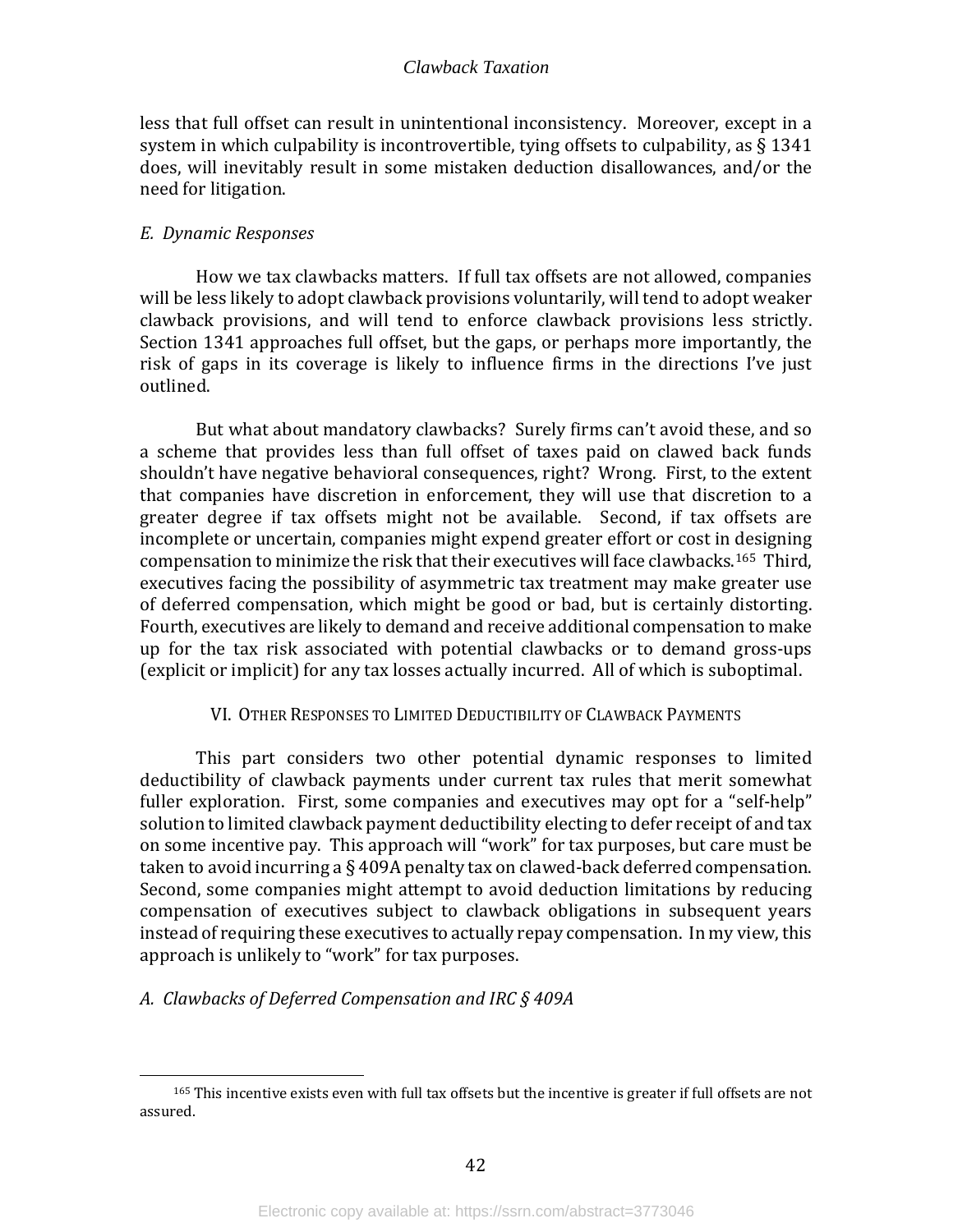less that full offset can result in unintentional inconsistency. Moreover, except in a system in which culpability is incontrovertible, tying offsets to culpability, as § 1341 does, will inevitably result in some mistaken deduction disallowances, and/or the need for litigation.

### *E. Dynamic Responses*

How we tax clawbacks matters. If full tax offsets are not allowed, companies will be less likely to adopt clawback provisions voluntarily, will tend to adopt weaker clawback provisions, and will tend to enforce clawback provisions less strictly. Section 1341 approaches full offset, but the gaps, or perhaps more importantly, the risk of gaps in its coverage is likely to influence firms in the directions I've just outlined.

But what about mandatory clawbacks? Surely firms can't avoid these, and so a scheme that provides less than full offset of taxes paid on clawed back funds shouldn't have negative behavioral consequences, right? Wrong. First, to the extent that companies have discretion in enforcement, they will use that discretion to a greater degree if tax offsets might not be available. Second, if tax offsets are incomplete or uncertain, companies might expend greater effort or cost in designing compensation to minimize the risk that their executives will face clawbacks.[165] Third, executives facing the possibility of asymmetric tax treatment may make greater use of deferred compensation, which might be good or bad, but is certainly distorting. Fourth, executives are likely to demand and receive additional compensation to make up for the tax risk associated with potential clawbacks or to demand gross-ups (explicit or implicit) for any tax losses actually incurred. All of which is suboptimal.

## VI. OTHER RESPONSES TO LIMITED DEDUCTIBILITY OF CLAWBACK PAYMENTS

This part considers two other potential dynamic responses to limited deductibility of clawback payments under current tax rules that merit somewhat fuller exploration. First, some companies and executives may opt for a "self-help" solution to limited clawback payment deductibility electing to defer receipt of and tax on some incentive pay. This approach will "work" for tax purposes, but care must be taken to avoid incurring a § 409A penalty tax on clawed-back deferred compensation. Second, some companies might attempt to avoid deduction limitations by reducing compensation of executives subject to clawback obligations in subsequent years instead of requiring these executives to actually repay compensation. In my view, this approach is unlikely to "work" for tax purposes.

### *A. Clawbacks of Deferred Compensation and IRC § 409A*

---

[165] This incentive exists even with full tax offsets but the incentive is greater if full offsets are not assured.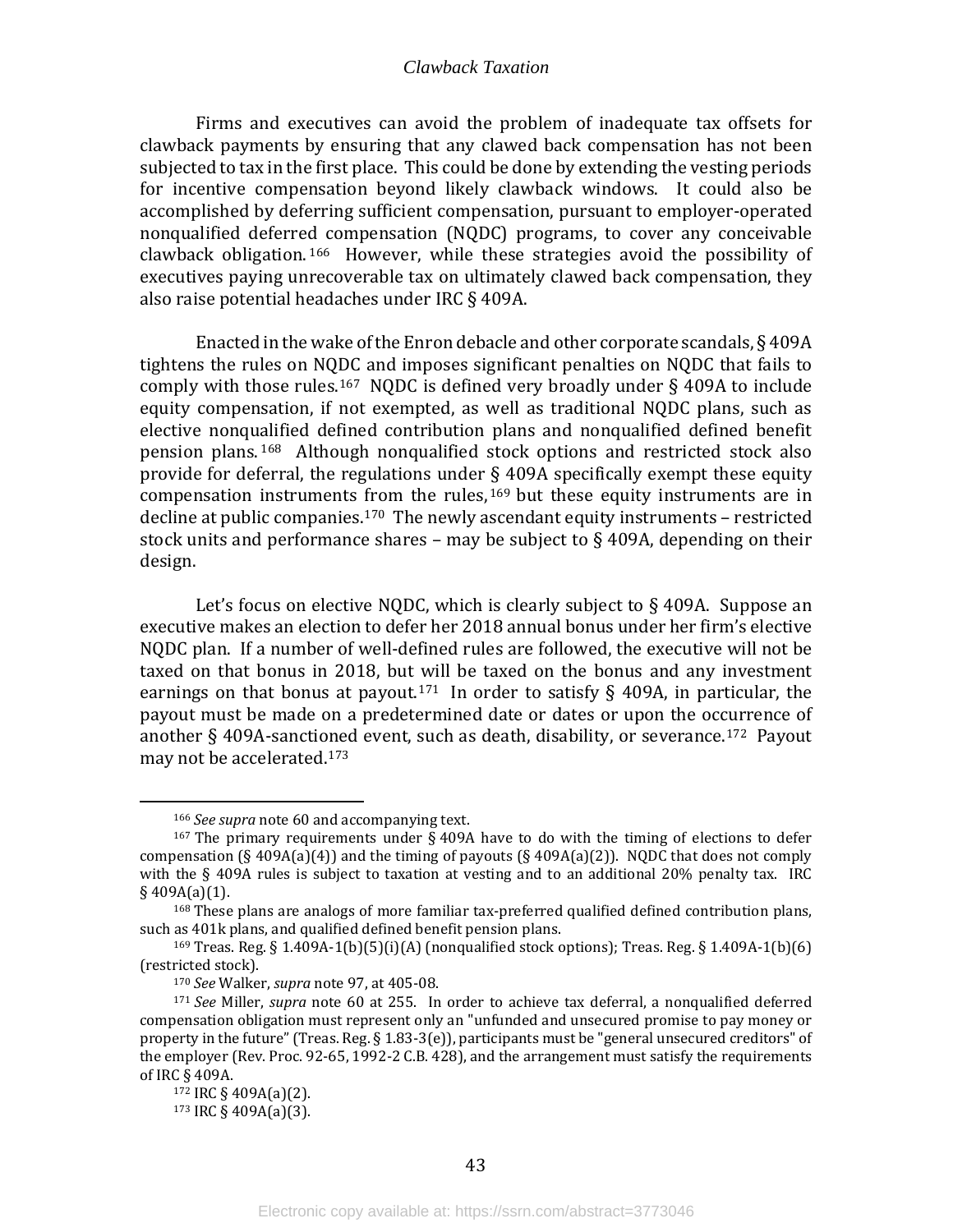Firms and executives can avoid the problem of inadequate tax offsets for clawback payments by ensuring that any clawed back compensation has not been subjected to tax in the first place. This could be done by extending the vesting periods for incentive compensation beyond likely clawback windows. It could also be accomplished by deferring sufficient compensation, pursuant to employer-operated nonqualified deferred compensation (NQDC) programs, to cover any conceivable clawback obligation.[166] However, while these strategies avoid the possibility of executives paying unrecoverable tax on ultimately clawed back compensation, they also raise potential headaches under IRC § 409A.

Enacted in the wake of the Enron debacle and other corporate scandals, § 409A tightens the rules on NQDC and imposes significant penalties on NQDC that fails to comply with those rules.[167] NQDC is defined very broadly under § 409A to include equity compensation, if not exempted, as well as traditional NQDC plans, such as elective nonqualified defined contribution plans and nonqualified defined benefit pension plans.[168] Although nonqualified stock options and restricted stock also provide for deferral, the regulations under § 409A specifically exempt these equity compensation instruments from the rules,[169] but these equity instruments are in decline at public companies.[170] The newly ascendant equity instruments – restricted stock units and performance shares – may be subject to § 409A, depending on their design.

Let's focus on elective NQDC, which is clearly subject to § 409A. Suppose an executive makes an election to defer her 2018 annual bonus under her firm's elective NQDC plan. If a number of well-defined rules are followed, the executive will not be taxed on that bonus in 2018, but will be taxed on the bonus and any investment earnings on that bonus at payout.[171] In order to satisfy § 409A, in particular, the payout must be made on a predetermined date or dates or upon the occurrence of another § 409A-sanctioned event, such as death, disability, or severance.[172] Payout may not be accelerated.[173]

---

[166] *See supra* note 60 and accompanying text.

[167] The primary requirements under § 409A have to do with the timing of elections to defer compensation (§ 409A(a)(4)) and the timing of payouts (§ 409A(a)(2)). NQDC that does not comply with the § 409A rules is subject to taxation at vesting and to an additional 20% penalty tax. IRC § 409A(a)(1).

[168] These plans are analogs of more familiar tax-preferred qualified defined contribution plans, such as 401k plans, and qualified defined benefit pension plans.

[169] Treas. Reg. § 1.409A-1(b)(5)(i)(A) (nonqualified stock options); Treas. Reg. § 1.409A-1(b)(6) (restricted stock).

[170] *See* Walker, *supra* note 97, at 405-08.

[171] *See* Miller, *supra* note 60 at 255. In order to achieve tax deferral, a nonqualified deferred compensation obligation must represent only an "unfunded and unsecured promise to pay money or property in the future" (Treas. Reg. § 1.83-3(e)), participants must be "general unsecured creditors" of the employer (Rev. Proc. 92-65, 1992-2 C.B. 428), and the arrangement must satisfy the requirements of IRC § 409A.

[172] IRC § 409A(a)(2).

[173] IRC § 409A(a)(3).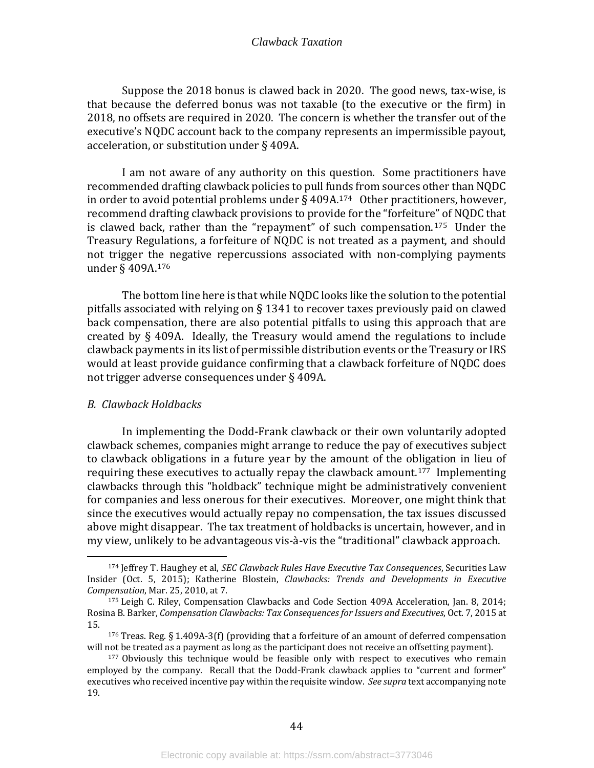Suppose the 2018 bonus is clawed back in 2020. The good news, tax-wise, is that because the deferred bonus was not taxable (to the executive or the firm) in 2018, no offsets are required in 2020. The concern is whether the transfer out of the executive's NQDC account back to the company represents an impermissible payout, acceleration, or substitution under § 409A.

I am not aware of any authority on this question. Some practitioners have recommended drafting clawback policies to pull funds from sources other than NQDC in order to avoid potential problems under § 409A.[174] Other practitioners, however, recommend drafting clawback provisions to provide for the "forfeiture" of NQDC that is clawed back, rather than the "repayment" of such compensation.[175] Under the Treasury Regulations, a forfeiture of NQDC is not treated as a payment, and should not trigger the negative repercussions associated with non-complying payments under § 409A.[176]

The bottom line here is that while NQDC looks like the solution to the potential pitfalls associated with relying on § 1341 to recover taxes previously paid on clawed back compensation, there are also potential pitfalls to using this approach that are created by § 409A. Ideally, the Treasury would amend the regulations to include clawback payments in its list of permissible distribution events or the Treasury or IRS would at least provide guidance confirming that a clawback forfeiture of NQDC does not trigger adverse consequences under § 409A.

*B. Clawback Holdbacks*

In implementing the Dodd-Frank clawback or their own voluntarily adopted clawback schemes, companies might arrange to reduce the pay of executives subject to clawback obligations in a future year by the amount of the obligation in lieu of requiring these executives to actually repay the clawback amount.[177] Implementing clawbacks through this "holdback" technique might be administratively convenient for companies and less onerous for their executives. Moreover, one might think that since the executives would actually repay no compensation, the tax issues discussed above might disappear. The tax treatment of holdbacks is uncertain, however, and in my view, unlikely to be advantageous vis-à-vis the "traditional" clawback approach.

---

[174] Jeffrey T. Haughey et al, *SEC Clawback Rules Have Executive Tax Consequences*, Securities Law Insider (Oct. 5, 2015); Katherine Blostein, *Clawbacks: Trends and Developments in Executive Compensation*, Mar. 25, 2010, at 7.

[175] Leigh C. Riley, Compensation Clawbacks and Code Section 409A Acceleration, Jan. 8, 2014; Rosina B. Barker, *Compensation Clawbacks: Tax Consequences for Issuers and Executives*, Oct. 7, 2015 at 15.

[176] Treas. Reg. § 1.409A-3(f) (providing that a forfeiture of an amount of deferred compensation will not be treated as a payment as long as the participant does not receive an offsetting payment).

[177] Obviously this technique would be feasible only with respect to executives who remain employed by the company. Recall that the Dodd-Frank clawback applies to "current and former" executives who received incentive pay within the requisite window. *See supra* text accompanying note 19.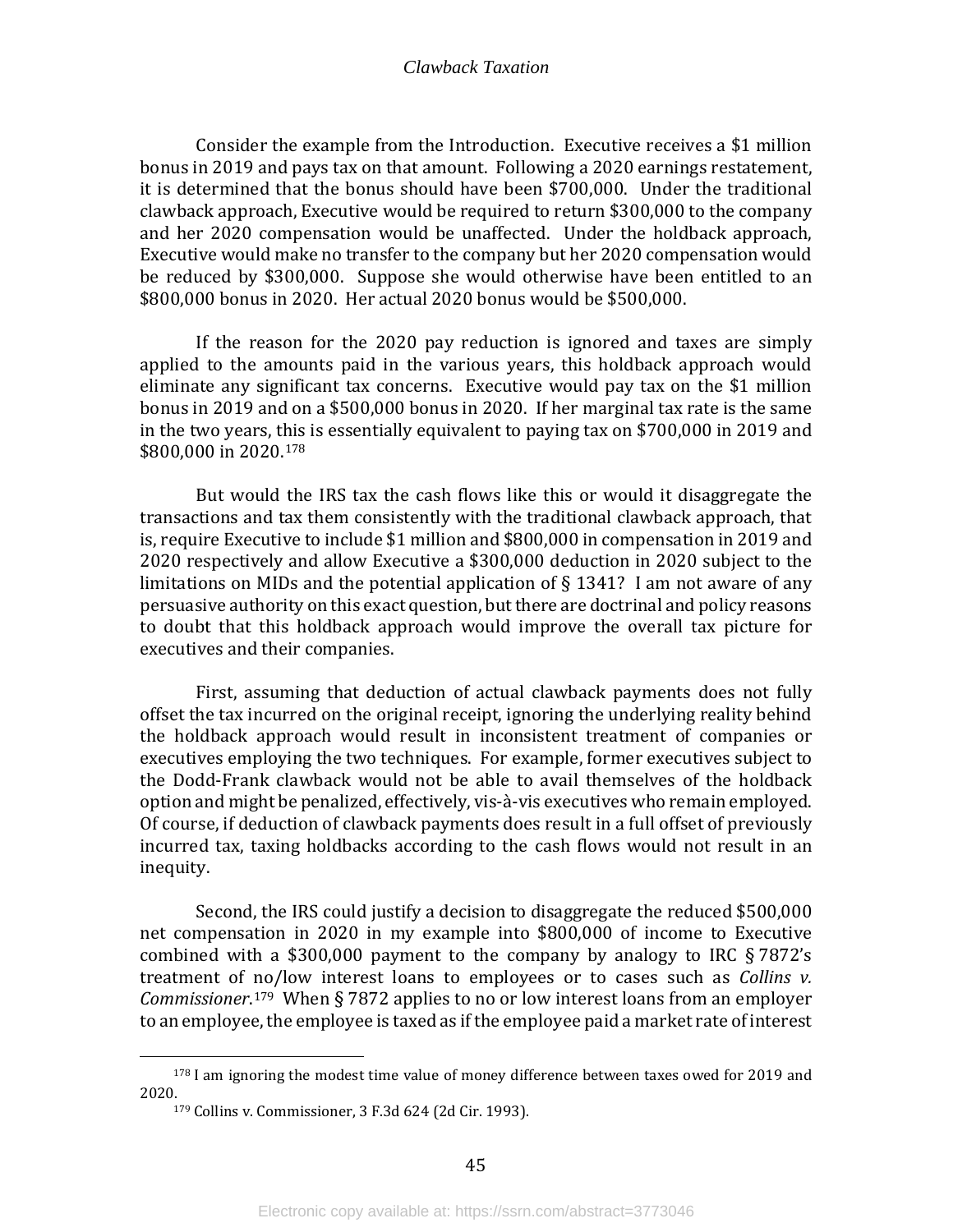Consider the example from the Introduction. Executive receives a $1 million bonus in 2019 and pays tax on that amount. Following a 2020 earnings restatement, it is determined that the bonus should have been $700,000. Under the traditional clawback approach, Executive would be required to return $300,000 to the company and her 2020 compensation would be unaffected. Under the holdback approach, Executive would make no transfer to the company but her 2020 compensation would be reduced by $300,000. Suppose she would otherwise have been entitled to an $800,000 bonus in 2020. Her actual 2020 bonus would be $500,000.

If the reason for the 2020 pay reduction is ignored and taxes are simply applied to the amounts paid in the various years, this holdback approach would eliminate any significant tax concerns. Executive would pay tax on the $1 million bonus in 2019 and on a $500,000 bonus in 2020. If her marginal tax rate is the same in the two years, this is essentially equivalent to paying tax on $700,000 in 2019 and $800,000 in 2020.[178]

But would the IRS tax the cash flows like this or would it disaggregate the transactions and tax them consistently with the traditional clawback approach, that is, require Executive to include $1 million and $800,000 in compensation in 2019 and 2020 respectively and allow Executive a $300,000 deduction in 2020 subject to the limitations on MIDs and the potential application of § 1341? I am not aware of any persuasive authority on this exact question, but there are doctrinal and policy reasons to doubt that this holdback approach would improve the overall tax picture for executives and their companies.

First, assuming that deduction of actual clawback payments does not fully offset the tax incurred on the original receipt, ignoring the underlying reality behind the holdback approach would result in inconsistent treatment of companies or executives employing the two techniques. For example, former executives subject to the Dodd-Frank clawback would not be able to avail themselves of the holdback option and might be penalized, effectively, vis-à-vis executives who remain employed. Of course, if deduction of clawback payments does result in a full offset of previously incurred tax, taxing holdbacks according to the cash flows would not result in an inequity.

Second, the IRS could justify a decision to disaggregate the reduced $500,000 net compensation in 2020 in my example into $800,000 of income to Executive combined with a $300,000 payment to the company by analogy to IRC § 7872's treatment of no/low interest loans to employees or to cases such as *Collins v. Commissioner*.[179] When § 7872 applies to no or low interest loans from an employer to an employee, the employee is taxed as if the employee paid a market rate of interest

---

[178] I am ignoring the modest time value of money difference between taxes owed for 2019 and 2020.

[179] Collins v. Commissioner, 3 F.3d 624 (2d Cir. 1993).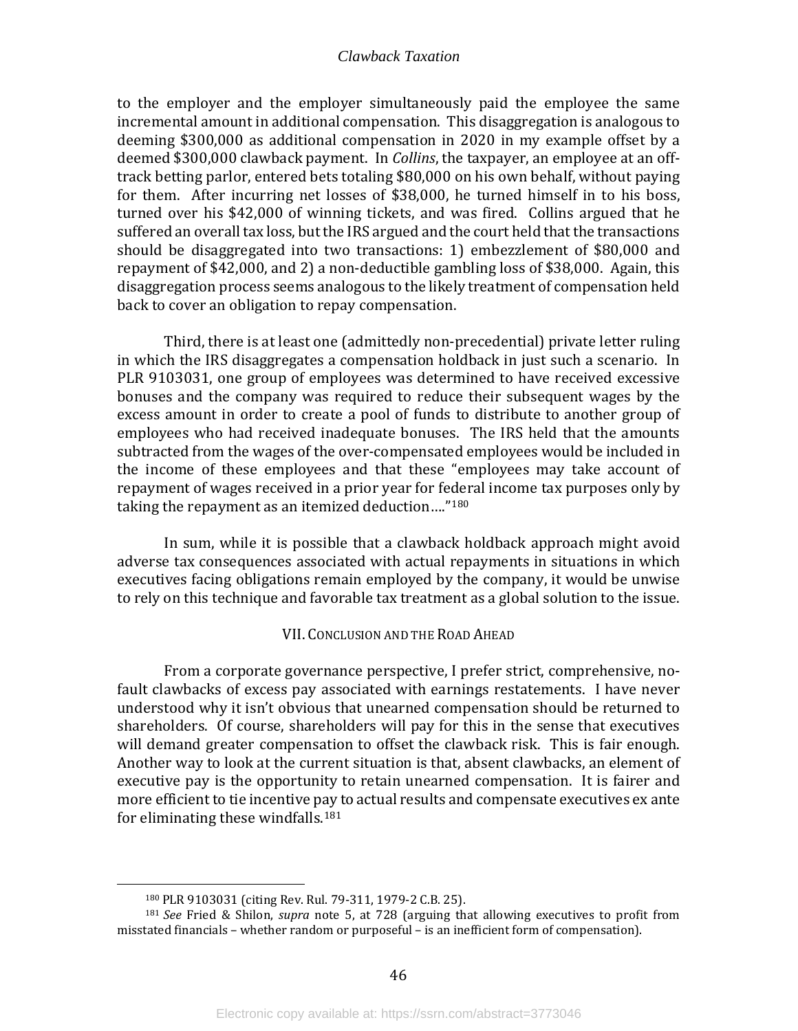to the employer and the employer simultaneously paid the employee the same incremental amount in additional compensation. This disaggregation is analogous to deeming $300,000 as additional compensation in 2020 in my example offset by a deemed $300,000 clawback payment. In *Collins*, the taxpayer, an employee at an off-track betting parlor, entered bets totaling $80,000 on his own behalf, without paying for them. After incurring net losses of $38,000, he turned himself in to his boss, turned over his $42,000 of winning tickets, and was fired. Collins argued that he suffered an overall tax loss, but the IRS argued and the court held that the transactions should be disaggregated into two transactions: 1) embezzlement of $80,000 and repayment of $42,000, and 2) a non-deductible gambling loss of $38,000. Again, this disaggregation process seems analogous to the likely treatment of compensation held back to cover an obligation to repay compensation.

Third, there is at least one (admittedly non-precedential) private letter ruling in which the IRS disaggregates a compensation holdback in just such a scenario. In PLR 9103031, one group of employees was determined to have received excessive bonuses and the company was required to reduce their subsequent wages by the excess amount in order to create a pool of funds to distribute to another group of employees who had received inadequate bonuses. The IRS held that the amounts subtracted from the wages of the over-compensated employees would be included in the income of these employees and that these "employees may take account of repayment of wages received in a prior year for federal income tax purposes only by taking the repayment as an itemized deduction…."[180]

In sum, while it is possible that a clawback holdback approach might avoid adverse tax consequences associated with actual repayments in situations in which executives facing obligations remain employed by the company, it would be unwise to rely on this technique and favorable tax treatment as a global solution to the issue.

## VII. Conclusion and the Road Ahead

From a corporate governance perspective, I prefer strict, comprehensive, no-fault clawbacks of excess pay associated with earnings restatements. I have never understood why it isn't obvious that unearned compensation should be returned to shareholders. Of course, shareholders will pay for this in the sense that executives will demand greater compensation to offset the clawback risk. This is fair enough. Another way to look at the current situation is that, absent clawbacks, an element of executive pay is the opportunity to retain unearned compensation. It is fairer and more efficient to tie incentive pay to actual results and compensate executives ex ante for eliminating these windfalls.[181]

---

[180] PLR 9103031 (citing Rev. Rul. 79-311, 1979-2 C.B. 25).

[181] *See* Fried & Shilon, *supra* note 5, at 728 (arguing that allowing executives to profit from misstated financials – whether random or purposeful – is an inefficient form of compensation).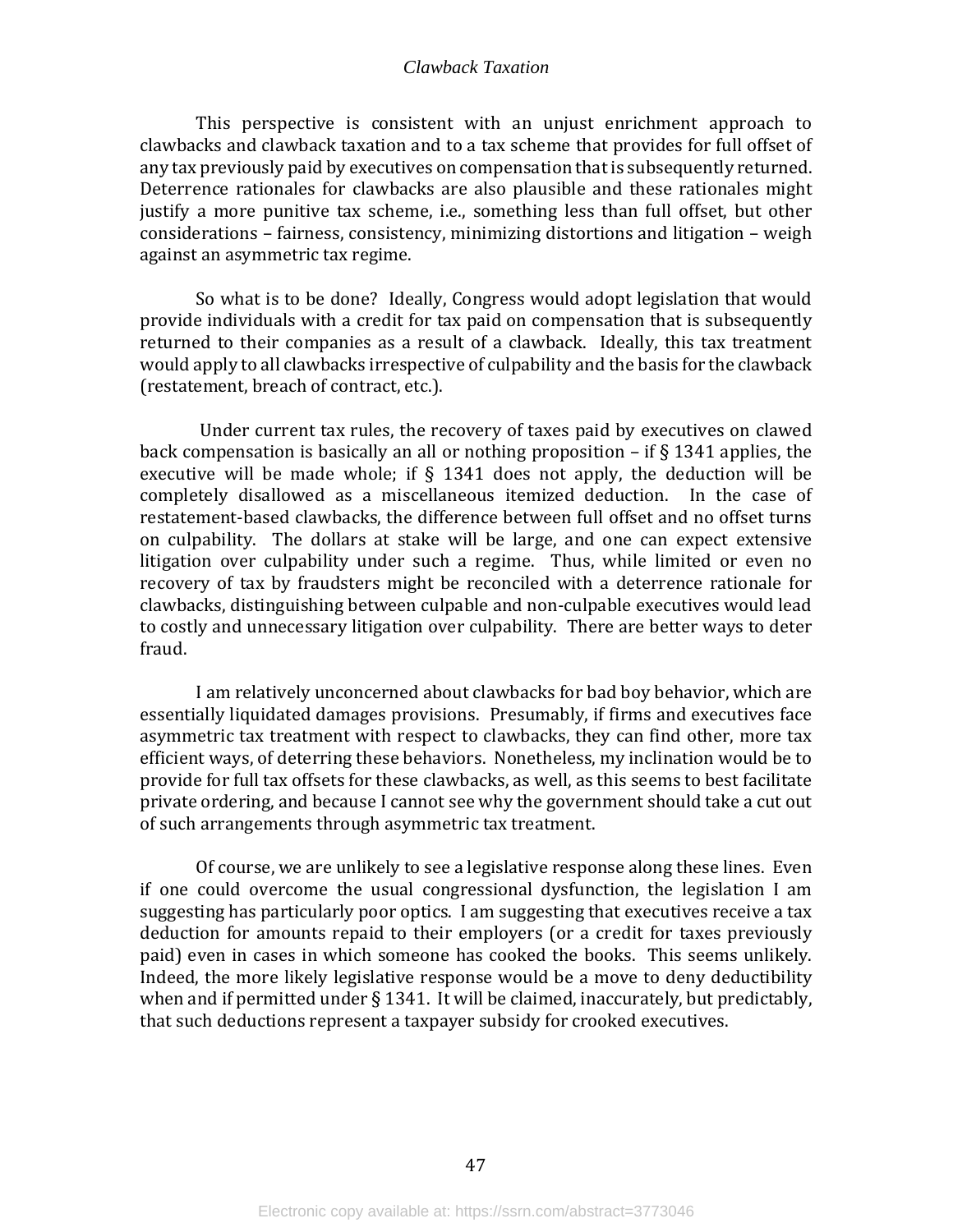This perspective is consistent with an unjust enrichment approach to clawbacks and clawback taxation and to a tax scheme that provides for full offset of any tax previously paid by executives on compensation that is subsequently returned. Deterrence rationales for clawbacks are also plausible and these rationales might justify a more punitive tax scheme, i.e., something less than full offset, but other considerations – fairness, consistency, minimizing distortions and litigation – weigh against an asymmetric tax regime.

So what is to be done? Ideally, Congress would adopt legislation that would provide individuals with a credit for tax paid on compensation that is subsequently returned to their companies as a result of a clawback. Ideally, this tax treatment would apply to all clawbacks irrespective of culpability and the basis for the clawback (restatement, breach of contract, etc.).

Under current tax rules, the recovery of taxes paid by executives on clawed back compensation is basically an all or nothing proposition – if § 1341 applies, the executive will be made whole; if § 1341 does not apply, the deduction will be completely disallowed as a miscellaneous itemized deduction. In the case of restatement-based clawbacks, the difference between full offset and no offset turns on culpability. The dollars at stake will be large, and one can expect extensive litigation over culpability under such a regime. Thus, while limited or even no recovery of tax by fraudsters might be reconciled with a deterrence rationale for clawbacks, distinguishing between culpable and non-culpable executives would lead to costly and unnecessary litigation over culpability. There are better ways to deter fraud.

I am relatively unconcerned about clawbacks for bad boy behavior, which are essentially liquidated damages provisions. Presumably, if firms and executives face asymmetric tax treatment with respect to clawbacks, they can find other, more tax efficient ways, of deterring these behaviors. Nonetheless, my inclination would be to provide for full tax offsets for these clawbacks, as well, as this seems to best facilitate private ordering, and because I cannot see why the government should take a cut out of such arrangements through asymmetric tax treatment.

Of course, we are unlikely to see a legislative response along these lines. Even if one could overcome the usual congressional dysfunction, the legislation I am suggesting has particularly poor optics. I am suggesting that executives receive a tax deduction for amounts repaid to their employers (or a credit for taxes previously paid) even in cases in which someone has cooked the books. This seems unlikely. Indeed, the more likely legislative response would be a move to deny deductibility when and if permitted under § 1341. It will be claimed, inaccurately, but predictably, that such deductions represent a taxpayer subsidy for crooked executives.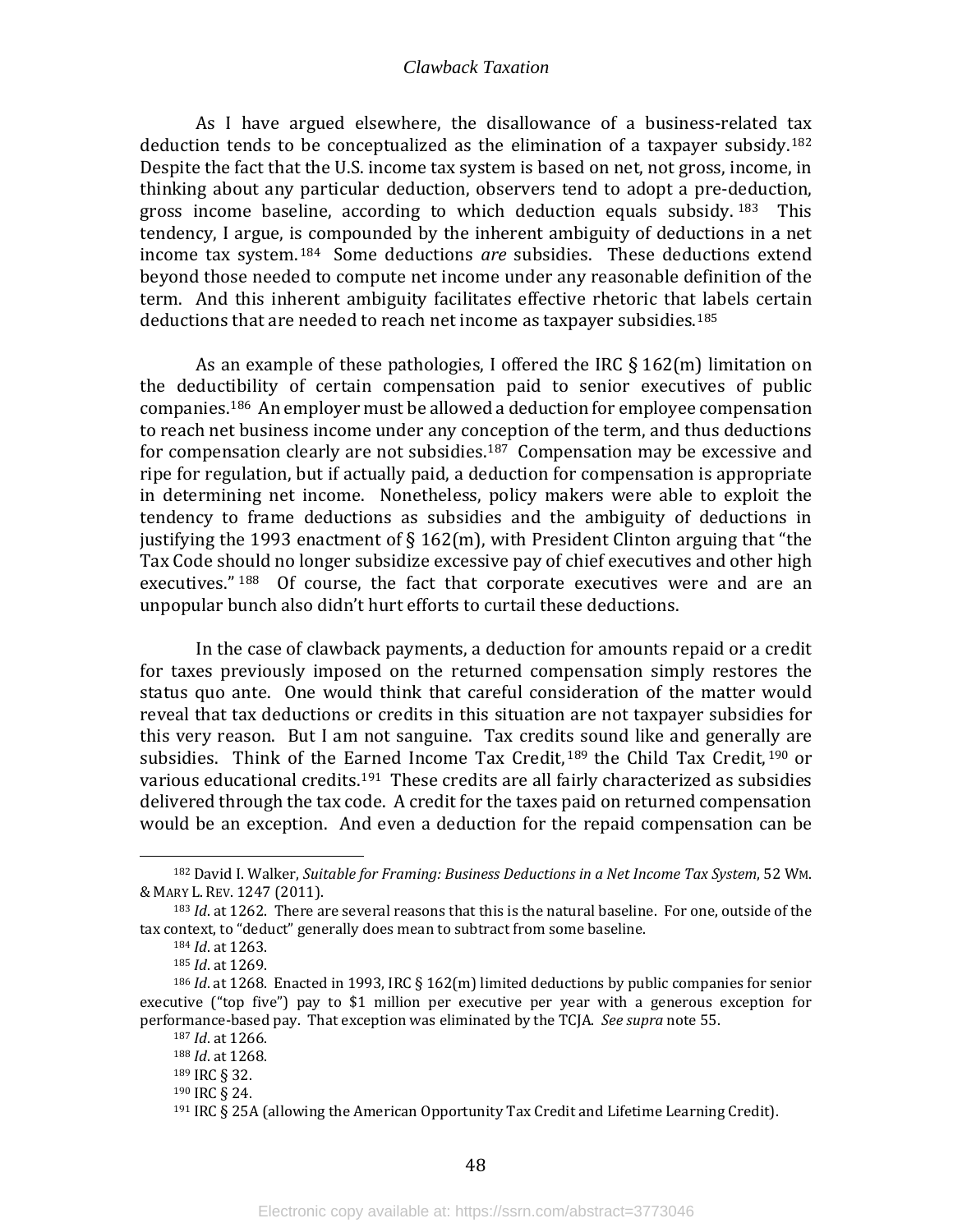As I have argued elsewhere, the disallowance of a business-related tax deduction tends to be conceptualized as the elimination of a taxpayer subsidy.[182] Despite the fact that the U.S. income tax system is based on net, not gross, income, in thinking about any particular deduction, observers tend to adopt a pre-deduction, gross income baseline, according to which deduction equals subsidy.[183] This tendency, I argue, is compounded by the inherent ambiguity of deductions in a net income tax system.[184] Some deductions *are* subsidies. These deductions extend beyond those needed to compute net income under any reasonable definition of the term. And this inherent ambiguity facilitates effective rhetoric that labels certain deductions that are needed to reach net income as taxpayer subsidies.[185]

As an example of these pathologies, I offered the IRC § 162(m) limitation on the deductibility of certain compensation paid to senior executives of public companies.[186] An employer must be allowed a deduction for employee compensation to reach net business income under any conception of the term, and thus deductions for compensation clearly are not subsidies.[187] Compensation may be excessive and ripe for regulation, but if actually paid, a deduction for compensation is appropriate in determining net income. Nonetheless, policy makers were able to exploit the tendency to frame deductions as subsidies and the ambiguity of deductions in justifying the 1993 enactment of § 162(m), with President Clinton arguing that "the Tax Code should no longer subsidize excessive pay of chief executives and other high executives."[188] Of course, the fact that corporate executives were and are an unpopular bunch also didn't hurt efforts to curtail these deductions.

In the case of clawback payments, a deduction for amounts repaid or a credit for taxes previously imposed on the returned compensation simply restores the status quo ante. One would think that careful consideration of the matter would reveal that tax deductions or credits in this situation are not taxpayer subsidies for this very reason. But I am not sanguine. Tax credits sound like and generally are subsidies. Think of the Earned Income Tax Credit,[189] the Child Tax Credit,[190] or various educational credits.[191] These credits are all fairly characterized as subsidies delivered through the tax code. A credit for the taxes paid on returned compensation would be an exception. And even a deduction for the repaid compensation can be

---

[182] David I. Walker, *Suitable for Framing: Business Deductions in a Net Income Tax System*, 52 WM. & MARY L. REV. 1247 (2011).

[183] *Id*. at 1262. There are several reasons that this is the natural baseline. For one, outside of the tax context, to "deduct" generally does mean to subtract from some baseline.

[184] *Id*. at 1263.

[185] *Id*. at 1269.

[186] *Id*. at 1268. Enacted in 1993, IRC § 162(m) limited deductions by public companies for senior executive ("top five") pay to $1 million per executive per year with a generous exception for performance-based pay. That exception was eliminated by the TCJA. *See supra* note 55.

[187] *Id*. at 1266.

[188] *Id*. at 1268.

[189] IRC § 32.

[190] IRC § 24.

[191] IRC § 25A (allowing the American Opportunity Tax Credit and Lifetime Learning Credit).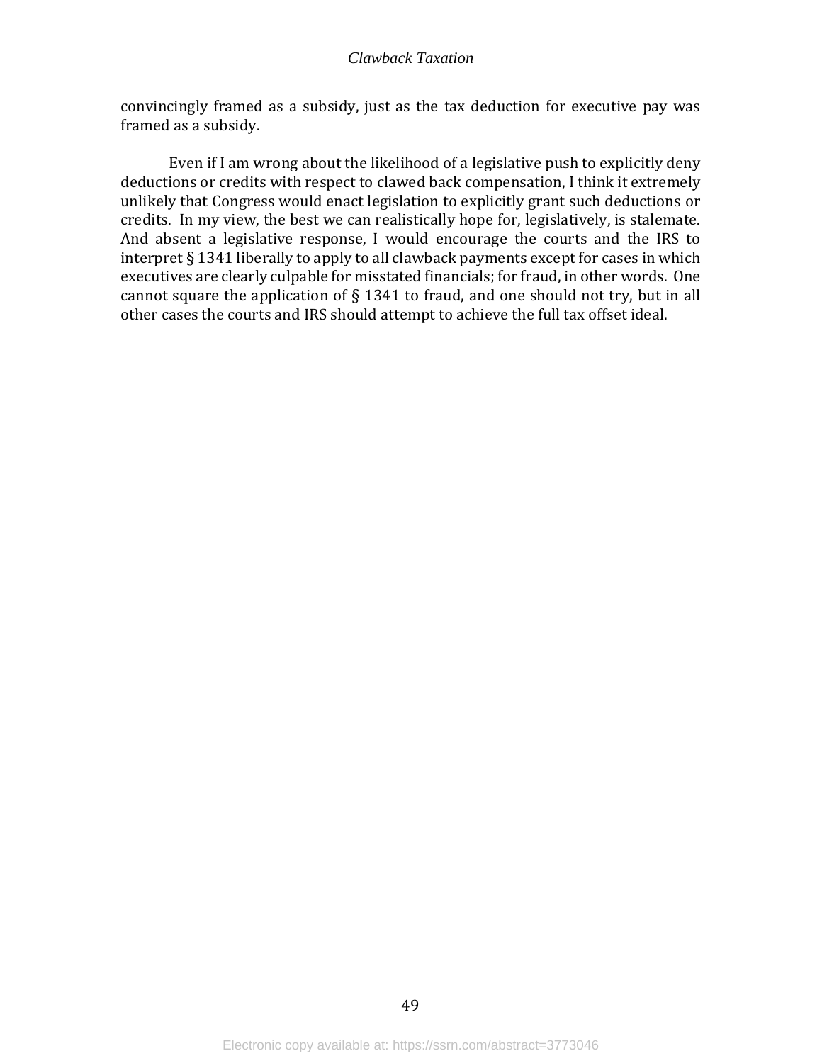convincingly framed as a subsidy, just as the tax deduction for executive pay was framed as a subsidy.

Even if I am wrong about the likelihood of a legislative push to explicitly deny deductions or credits with respect to clawed back compensation, I think it extremely unlikely that Congress would enact legislation to explicitly grant such deductions or credits. In my view, the best we can realistically hope for, legislatively, is stalemate. And absent a legislative response, I would encourage the courts and the IRS to interpret § 1341 liberally to apply to all clawback payments except for cases in which executives are clearly culpable for misstated financials; for fraud, in other words. One cannot square the application of § 1341 to fraud, and one should not try, but in all other cases the courts and IRS should attempt to achieve the full tax offset ideal.